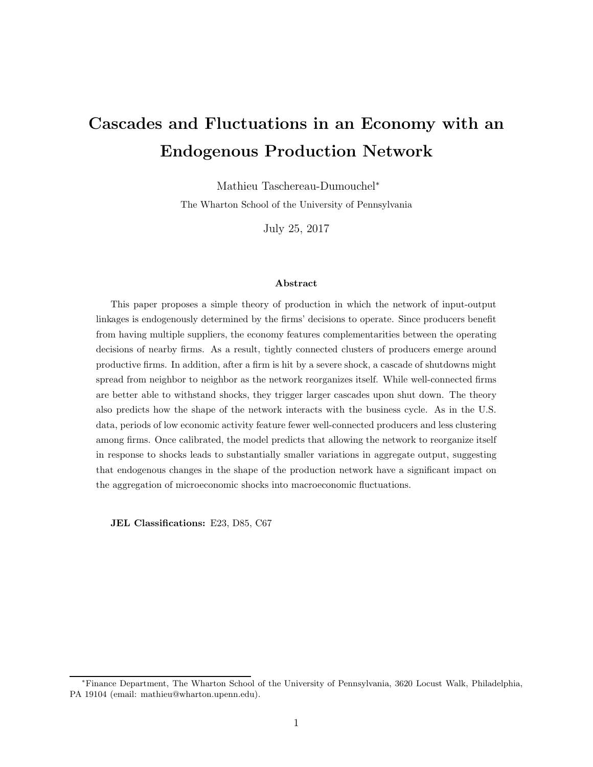# Cascades and Fluctuations in an Economy with an Endogenous Production Network

Mathieu Taschereau-Dumouchel[*]

The Wharton School of the University of Pennsylvania

July 25, 2017

## Abstract

This paper proposes a simple theory of production in which the network of input-output linkages is endogenously determined by the firms' decisions to operate. Since producers benefit from having multiple suppliers, the economy features complementarities between the operating decisions of nearby firms. As a result, tightly connected clusters of producers emerge around productive firms. In addition, after a firm is hit by a severe shock, a cascade of shutdowns might spread from neighbor to neighbor as the network reorganizes itself. While well-connected firms are better able to withstand shocks, they trigger larger cascades upon shut down. The theory also predicts how the shape of the network interacts with the business cycle. As in the U.S. data, periods of low economic activity feature fewer well-connected producers and less clustering among firms. Once calibrated, the model predicts that allowing the network to reorganize itself in response to shocks leads to substantially smaller variations in aggregate output, suggesting that endogenous changes in the shape of the production network have a significant impact on the aggregation of microeconomic shocks into macroeconomic fluctuations.

**JEL Classifications:** E23, D85, C67

[*] Finance Department, The Wharton School of the University of Pennsylvania, 3620 Locust Walk, Philadelphia, PA 19104 (email: mathieu@wharton.upenn.edu).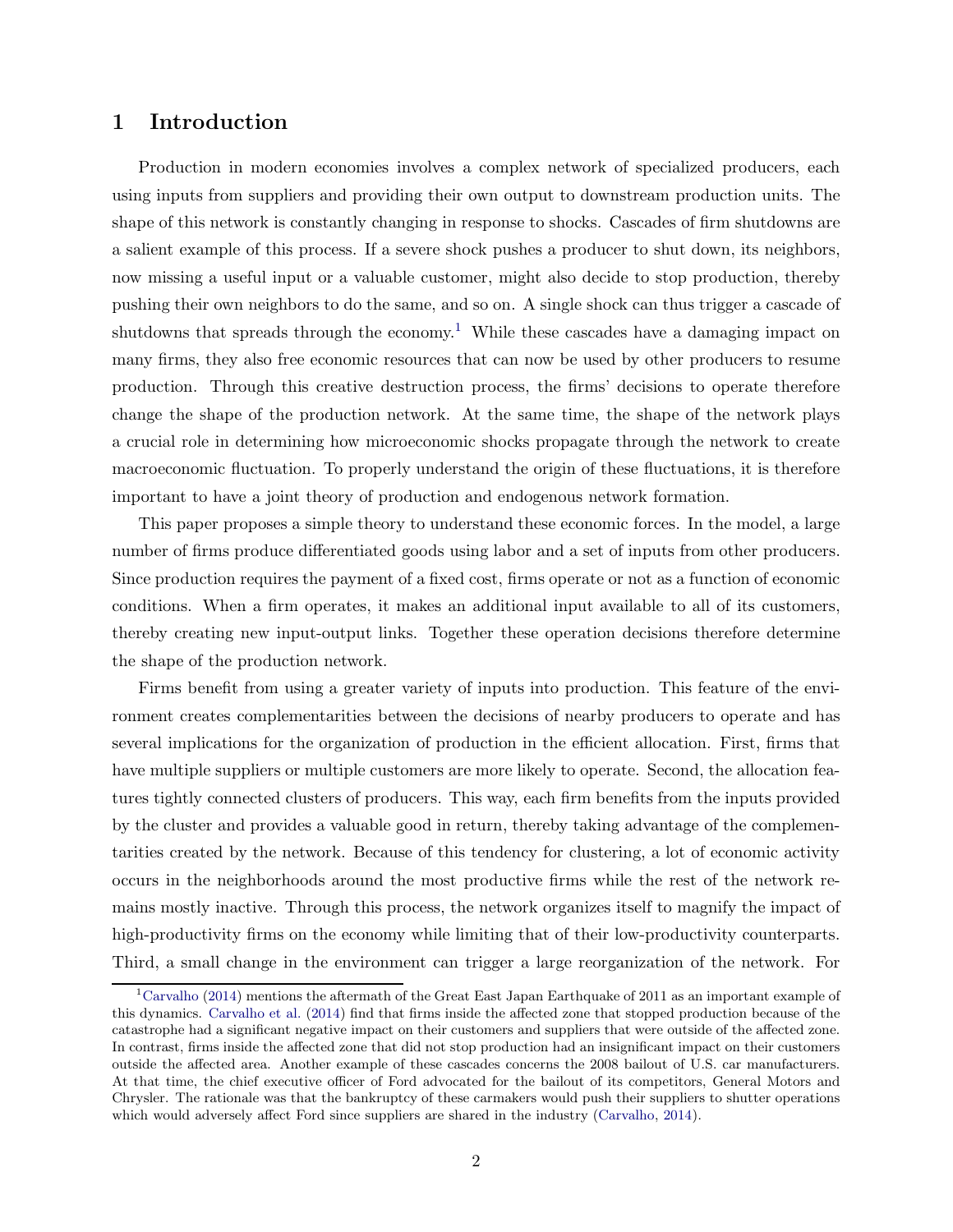# 1 Introduction

Production in modern economies involves a complex network of specialized producers, each using inputs from suppliers and providing their own output to downstream production units. The shape of this network is constantly changing in response to shocks. Cascades of firm shutdowns are a salient example of this process. If a severe shock pushes a producer to shut down, its neighbors, now missing a useful input or a valuable customer, might also decide to stop production, thereby pushing their own neighbors to do the same, and so on. A single shock can thus trigger a cascade of shutdowns that spreads through the economy.[1] While these cascades have a damaging impact on many firms, they also free economic resources that can now be used by other producers to resume production. Through this creative destruction process, the firms' decisions to operate therefore change the shape of the production network. At the same time, the shape of the network plays a crucial role in determining how microeconomic shocks propagate through the network to create macroeconomic fluctuation. To properly understand the origin of these fluctuations, it is therefore important to have a joint theory of production and endogenous network formation.

This paper proposes a simple theory to understand these economic forces. In the model, a large number of firms produce differentiated goods using labor and a set of inputs from other producers. Since production requires the payment of a fixed cost, firms operate or not as a function of economic conditions. When a firm operates, it makes an additional input available to all of its customers, thereby creating new input-output links. Together these operation decisions therefore determine the shape of the production network.

Firms benefit from using a greater variety of inputs into production. This feature of the environment creates complementarities between the decisions of nearby producers to operate and has several implications for the organization of production in the efficient allocation. First, firms that have multiple suppliers or multiple customers are more likely to operate. Second, the allocation features tightly connected clusters of producers. This way, each firm benefits from the inputs provided by the cluster and provides a valuable good in return, thereby taking advantage of the complementarities created by the network. Because of this tendency for clustering, a lot of economic activity occurs in the neighborhoods around the most productive firms while the rest of the network remains mostly inactive. Through this process, the network organizes itself to magnify the impact of high-productivity firms on the economy while limiting that of their low-productivity counterparts. Third, a small change in the environment can trigger a large reorganization of the network. For

[1] Carvalho (2014) mentions the aftermath of the Great East Japan Earthquake of 2011 as an important example of this dynamics. Carvalho et al. (2014) find that firms inside the affected zone that stopped production because of the catastrophe had a significant negative impact on their customers and suppliers that were outside of the affected zone. In contrast, firms inside the affected zone that did not stop production had an insignificant impact on their customers outside the affected area. Another example of these cascades concerns the 2008 bailout of U.S. car manufacturers. At that time, the chief executive officer of Ford advocated for the bailout of its competitors, General Motors and Chrysler. The rationale was that the bankruptcy of these carmakers would push their suppliers to shutter operations which would adversely affect Ford since suppliers are shared in the industry (Carvalho, 2014).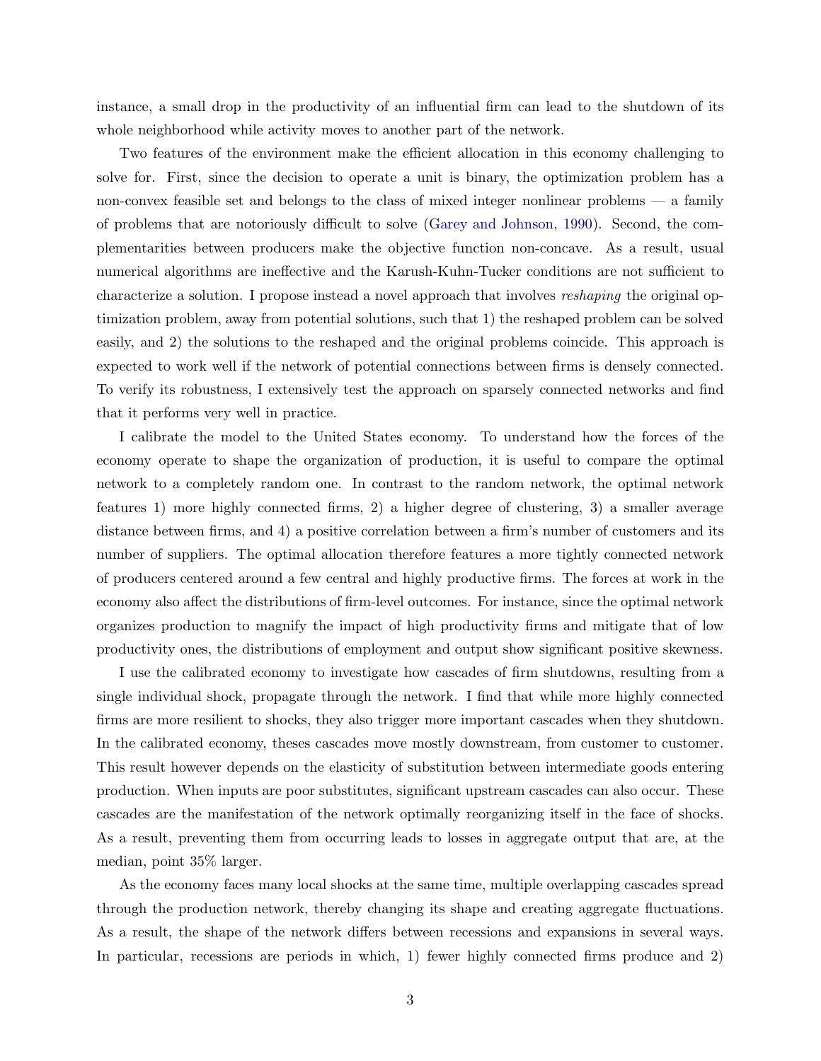instance, a small drop in the productivity of an influential firm can lead to the shutdown of its whole neighborhood while activity moves to another part of the network.

Two features of the environment make the efficient allocation in this economy challenging to solve for. First, since the decision to operate a unit is binary, the optimization problem has a non-convex feasible set and belongs to the class of mixed integer nonlinear problems — a family of problems that are notoriously difficult to solve (Garey and Johnson, 1990). Second, the complementarities between producers make the objective function non-concave. As a result, usual numerical algorithms are ineffective and the Karush-Kuhn-Tucker conditions are not sufficient to characterize a solution. I propose instead a novel approach that involves *reshaping* the original optimization problem, away from potential solutions, such that 1) the reshaped problem can be solved easily, and 2) the solutions to the reshaped and the original problems coincide. This approach is expected to work well if the network of potential connections between firms is densely connected. To verify its robustness, I extensively test the approach on sparsely connected networks and find that it performs very well in practice.

I calibrate the model to the United States economy. To understand how the forces of the economy operate to shape the organization of production, it is useful to compare the optimal network to a completely random one. In contrast to the random network, the optimal network features 1) more highly connected firms, 2) a higher degree of clustering, 3) a smaller average distance between firms, and 4) a positive correlation between a firm's number of customers and its number of suppliers. The optimal allocation therefore features a more tightly connected network of producers centered around a few central and highly productive firms. The forces at work in the economy also affect the distributions of firm-level outcomes. For instance, since the optimal network organizes production to magnify the impact of high productivity firms and mitigate that of low productivity ones, the distributions of employment and output show significant positive skewness.

I use the calibrated economy to investigate how cascades of firm shutdowns, resulting from a single individual shock, propagate through the network. I find that while more highly connected firms are more resilient to shocks, they also trigger more important cascades when they shutdown. In the calibrated economy, theses cascades move mostly downstream, from customer to customer. This result however depends on the elasticity of substitution between intermediate goods entering production. When inputs are poor substitutes, significant upstream cascades can also occur. These cascades are the manifestation of the network optimally reorganizing itself in the face of shocks. As a result, preventing them from occurring leads to losses in aggregate output that are, at the median, point 35% larger.

As the economy faces many local shocks at the same time, multiple overlapping cascades spread through the production network, thereby changing its shape and creating aggregate fluctuations. As a result, the shape of the network differs between recessions and expansions in several ways. In particular, recessions are periods in which, 1) fewer highly connected firms produce and 2)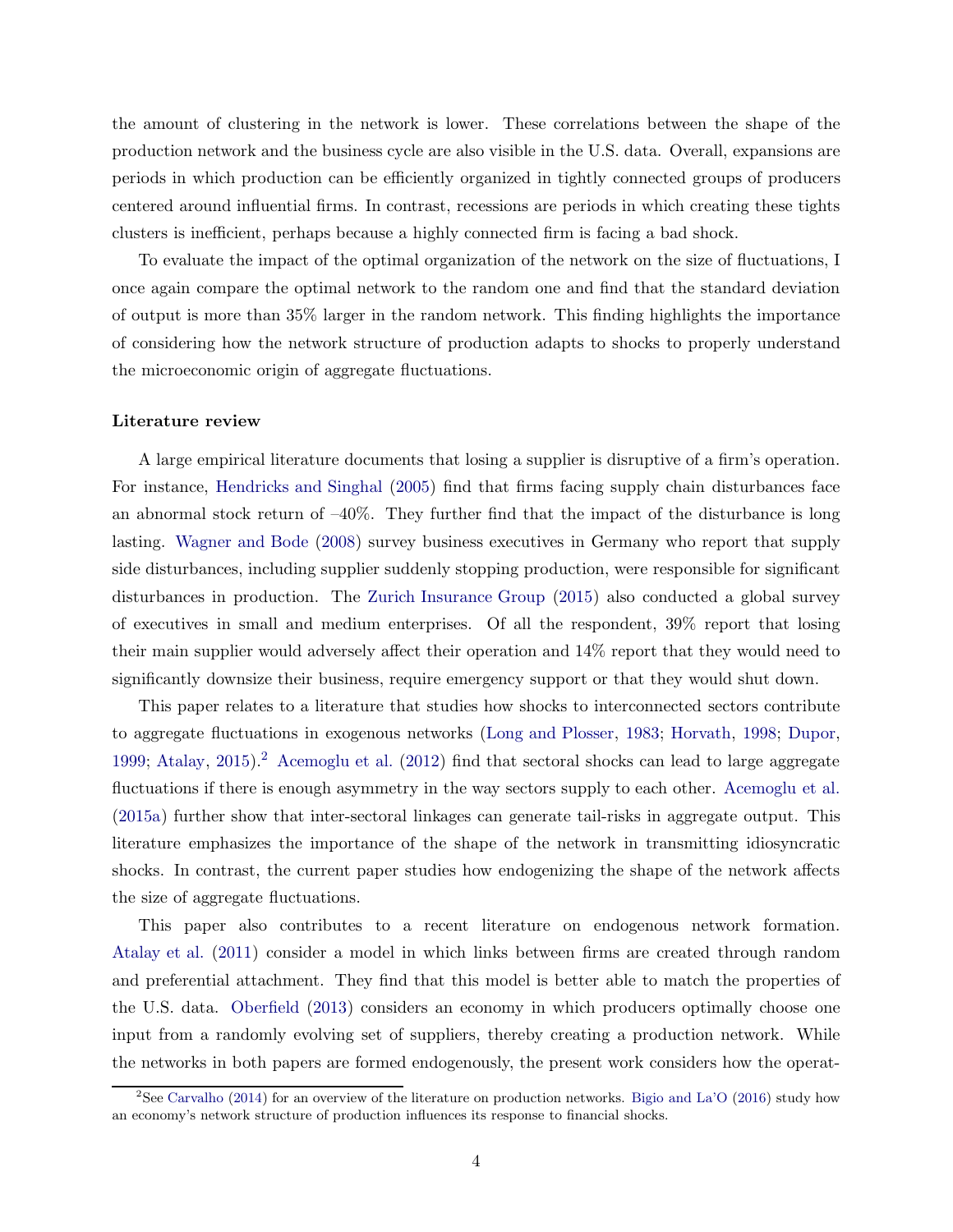the amount of clustering in the network is lower. These correlations between the shape of the production network and the business cycle are also visible in the U.S. data. Overall, expansions are periods in which production can be efficiently organized in tightly connected groups of producers centered around influential firms. In contrast, recessions are periods in which creating these tights clusters is inefficient, perhaps because a highly connected firm is facing a bad shock.

To evaluate the impact of the optimal organization of the network on the size of fluctuations, I once again compare the optimal network to the random one and find that the standard deviation of output is more than 35% larger in the random network. This finding highlights the importance of considering how the network structure of production adapts to shocks to properly understand the microeconomic origin of aggregate fluctuations.

**Literature review**

A large empirical literature documents that losing a supplier is disruptive of a firm's operation. For instance, Hendricks and Singhal (2005) find that firms facing supply chain disturbances face an abnormal stock return of –40%. They further find that the impact of the disturbance is long lasting. Wagner and Bode (2008) survey business executives in Germany who report that supply side disturbances, including supplier suddenly stopping production, were responsible for significant disturbances in production. The Zurich Insurance Group (2015) also conducted a global survey of executives in small and medium enterprises. Of all the respondent, 39% report that losing their main supplier would adversely affect their operation and 14% report that they would need to significantly downsize their business, require emergency support or that they would shut down.

This paper relates to a literature that studies how shocks to interconnected sectors contribute to aggregate fluctuations in exogenous networks (Long and Plosser, 1983; Horvath, 1998; Dupor, 1999; Atalay, 2015).[2] Acemoglu et al. (2012) find that sectoral shocks can lead to large aggregate fluctuations if there is enough asymmetry in the way sectors supply to each other. Acemoglu et al. (2015a) further show that inter-sectoral linkages can generate tail-risks in aggregate output. This literature emphasizes the importance of the shape of the network in transmitting idiosyncratic shocks. In contrast, the current paper studies how endogenizing the shape of the network affects the size of aggregate fluctuations.

This paper also contributes to a recent literature on endogenous network formation. Atalay et al. (2011) consider a model in which links between firms are created through random and preferential attachment. They find that this model is better able to match the properties of the U.S. data. Oberfield (2013) considers an economy in which producers optimally choose one input from a randomly evolving set of suppliers, thereby creating a production network. While the networks in both papers are formed endogenously, the present work considers how the operat-

[2] See Carvalho (2014) for an overview of the literature on production networks. Bigio and La'O (2016) study how an economy's network structure of production influences its response to financial shocks.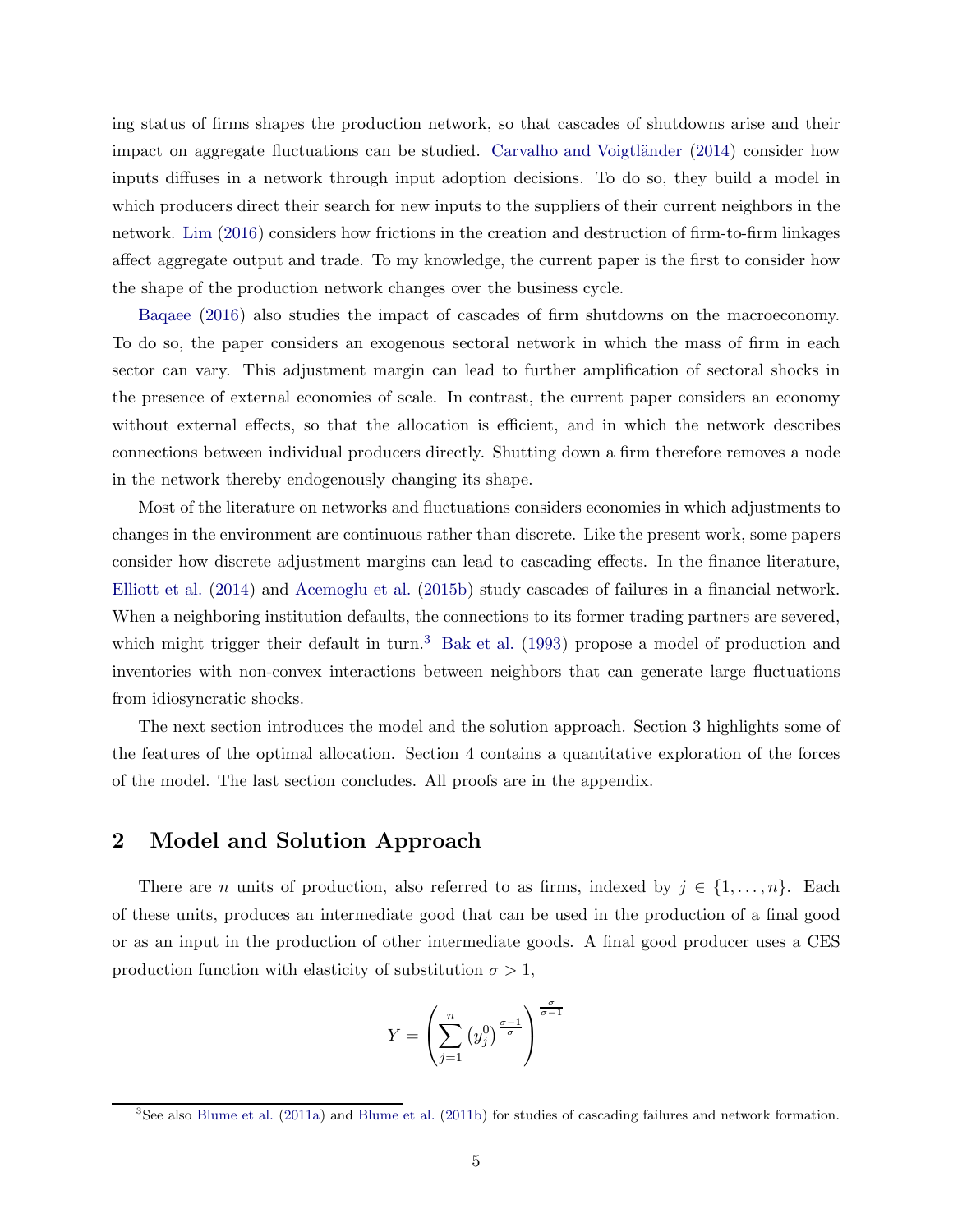ing status of firms shapes the production network, so that cascades of shutdowns arise and their impact on aggregate fluctuations can be studied. Carvalho and Voigtländer (2014) consider how inputs diffuses in a network through input adoption decisions. To do so, they build a model in which producers direct their search for new inputs to the suppliers of their current neighbors in the network. Lim (2016) considers how frictions in the creation and destruction of firm-to-firm linkages affect aggregate output and trade. To my knowledge, the current paper is the first to consider how the shape of the production network changes over the business cycle.

Baqaee (2016) also studies the impact of cascades of firm shutdowns on the macroeconomy. To do so, the paper considers an exogenous sectoral network in which the mass of firm in each sector can vary. This adjustment margin can lead to further amplification of sectoral shocks in the presence of external economies of scale. In contrast, the current paper considers an economy without external effects, so that the allocation is efficient, and in which the network describes connections between individual producers directly. Shutting down a firm therefore removes a node in the network thereby endogenously changing its shape.

Most of the literature on networks and fluctuations considers economies in which adjustments to changes in the environment are continuous rather than discrete. Like the present work, some papers consider how discrete adjustment margins can lead to cascading effects. In the finance literature, Elliott et al. (2014) and Acemoglu et al. (2015b) study cascades of failures in a financial network. When a neighboring institution defaults, the connections to its former trading partners are severed, which might trigger their default in turn.[3] Bak et al. (1993) propose a model of production and inventories with non-convex interactions between neighbors that can generate large fluctuations from idiosyncratic shocks.

The next section introduces the model and the solution approach. Section 3 highlights some of the features of the optimal allocation. Section 4 contains a quantitative exploration of the forces of the model. The last section concludes. All proofs are in the appendix.

## 2 Model and Solution Approach

There are $n$ units of production, also referred to as firms, indexed by $j \in \{1, \dots, n\}$. Each of these units, produces an intermediate good that can be used in the production of a final good or as an input in the production of other intermediate goods. A final good producer uses a CES production function with elasticity of substitution $\sigma > 1$,

$$Y = \left( \sum_{j=1}^{n} \left( y_j^0 \right)^{\frac{\sigma-1}{\sigma}} \right)^{\frac{\sigma}{\sigma-1}}$$

[3] See also Blume et al. (2011a) and Blume et al. (2011b) for studies of cascading failures and network formation.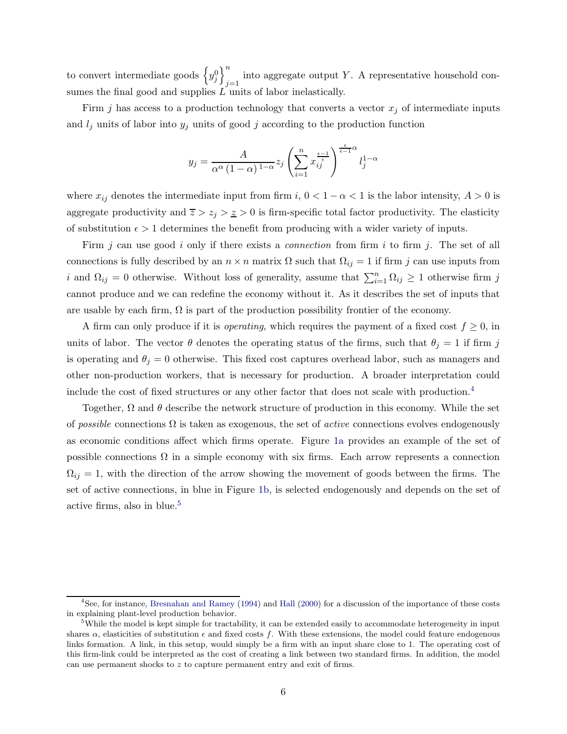to convert intermediate goods $\left\{y_j^0\right\}_{j=1}^n$ into aggregate output $Y$. A representative household consumes the final good and supplies $L$ units of labor inelastically.

Firm $j$ has access to a production technology that converts a vector $x_j$ of intermediate inputs and $l_j$ units of labor into $y_j$ units of good $j$ according to the production function

$$y_j = \frac{A}{\alpha^{\alpha}\left(1-\alpha\right)^{1-\alpha}} z_j \left(\sum_{i=1}^{n} x_{ij}^{\frac{\epsilon-1}{\epsilon}}\right)^{\frac{\epsilon}{\epsilon-1}\alpha} l_j^{1-\alpha}$$

where $x_{ij}$ denotes the intermediate input from firm $i$, $0 < 1-\alpha < 1$ is the labor intensity, $A > 0$ is aggregate productivity and $\overline{z} > z_j > \underline{z} > 0$ is firm-specific total factor productivity. The elasticity of substitution $\epsilon > 1$ determines the benefit from producing with a wider variety of inputs.

Firm $j$ can use good $i$ only if there exists a *connection* from firm $i$ to firm $j$. The set of all connections is fully described by an $n \times n$ matrix $\Omega$ such that $\Omega_{ij} = 1$ if firm $j$ can use inputs from $i$ and $\Omega_{ij} = 0$ otherwise. Without loss of generality, assume that $\sum_{i=1}^{n} \Omega_{ij} \geq 1$ otherwise firm $j$ cannot produce and we can redefine the economy without it. As it describes the set of inputs that are usable by each firm, $\Omega$ is part of the production possibility frontier of the economy.

A firm can only produce if it is *operating*, which requires the payment of a fixed cost $f \geq 0$, in units of labor. The vector $\theta$ denotes the operating status of the firms, such that $\theta_j = 1$ if firm $j$ is operating and $\theta_j = 0$ otherwise. This fixed cost captures overhead labor, such as managers and other non-production workers, that is necessary for production. A broader interpretation could include the cost of fixed structures or any other factor that does not scale with production.[4]

Together, $\Omega$ and $\theta$ describe the network structure of production in this economy. While the set of *possible* connections $\Omega$ is taken as exogenous, the set of *active* connections evolves endogenously as economic conditions affect which firms operate. Figure 1a provides an example of the set of possible connections $\Omega$ in a simple economy with six firms. Each arrow represents a connection $\Omega_{ij} = 1$, with the direction of the arrow showing the movement of goods between the firms. The set of active connections, in blue in Figure 1b, is selected endogenously and depends on the set of active firms, also in blue.[5]

[4] See, for instance, Bresnahan and Ramey (1994) and Hall (2000) for a discussion of the importance of these costs in explaining plant-level production behavior.

[5] While the model is kept simple for tractability, it can be extended easily to accommodate heterogeneity in input shares $\alpha$, elasticities of substitution $\epsilon$ and fixed costs $f$. With these extensions, the model could feature endogenous links formation. A link, in this setup, would simply be a firm with an input share close to 1. The operating cost of this firm-link could be interpreted as the cost of creating a link between two standard firms. In addition, the model can use permanent shocks to $z$ to capture permanent entry and exit of firms.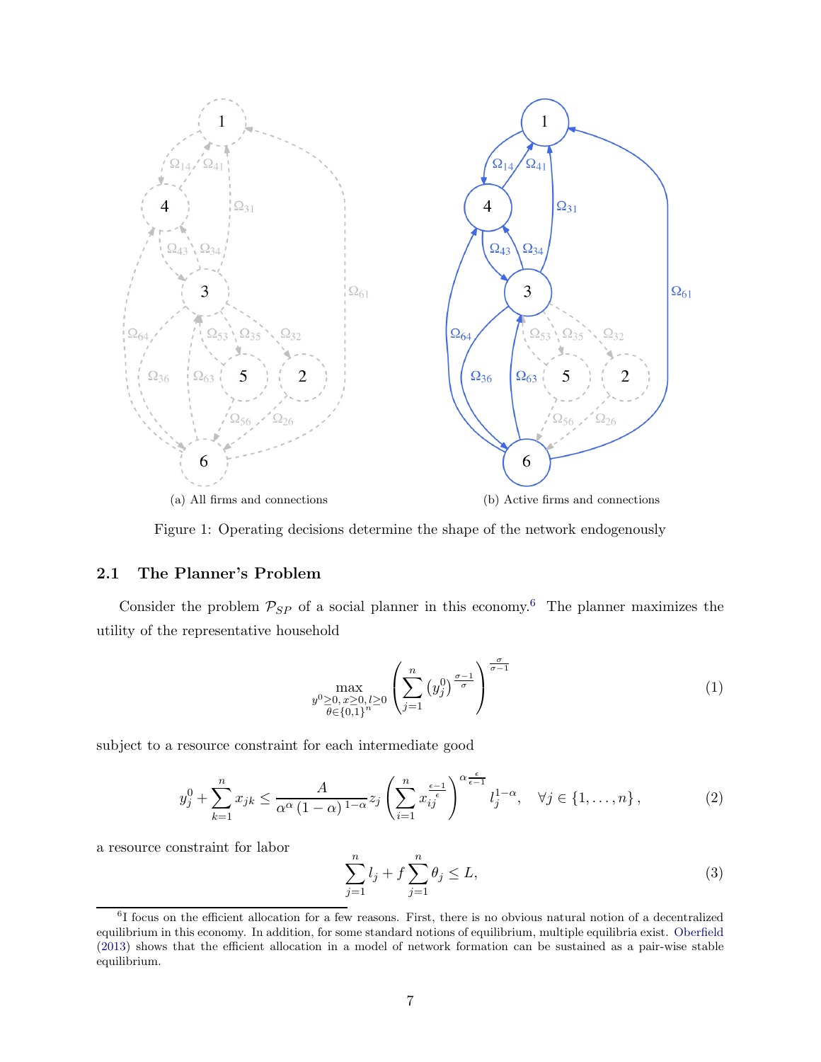(a) All firms and connections

(b) Active firms and connections

Figure 1: Operating decisions determine the shape of the network endogenously

### 2.1 The Planner's Problem

Consider the problem $\mathcal{P}_{SP}$ of a social planner in this economy.[6] The planner maximizes the utility of the representative household

$$\max_{\substack{y^0 \geq 0,\, x \geq 0,\, l \geq 0 \\ \theta \in \{0,1\}^n}} \left( \sum_{j=1}^{n} \left( y_j^0 \right)^{\frac{\sigma-1}{\sigma}} \right)^{\frac{\sigma}{\sigma-1}} \tag{1}$$

subject to a resource constraint for each intermediate good

$$y_j^0 + \sum_{k=1}^{n} x_{jk} \leq \frac{A}{\alpha^\alpha (1-\alpha)^{1-\alpha}} z_j \left( \sum_{i=1}^{n} x_{ij}^{\frac{\epsilon-1}{\epsilon}} \right)^{\alpha \frac{\epsilon}{\epsilon-1}} l_j^{1-\alpha}, \quad \forall j \in \{1, \ldots, n\}, \tag{2}$$

a resource constraint for labor

$$\sum_{j=1}^{n} l_j + f \sum_{j=1}^{n} \theta_j \leq L, \tag{3}$$

[6] I focus on the efficient allocation for a few reasons. First, there is no obvious natural notion of a decentralized equilibrium in this economy. In addition, for some standard notions of equilibrium, multiple equilibria exist. Oberfield (2013) shows that the efficient allocation in a model of network formation can be sustained as a pair-wise stable equilibrium.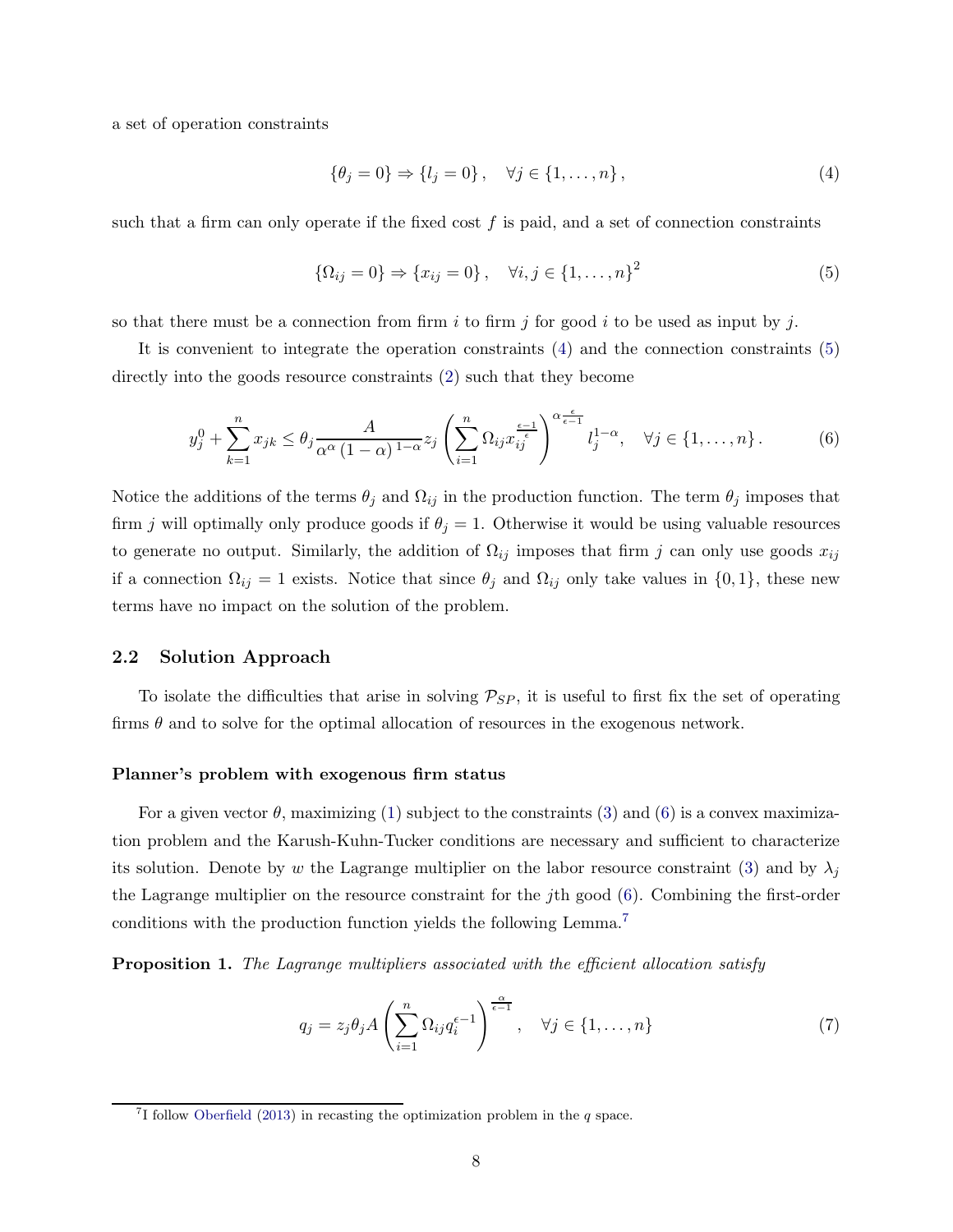a set of operation constraints

$$\{\theta_j = 0\} \Rightarrow \{l_j = 0\}, \quad \forall j \in \{1, \ldots, n\}, \tag{4}$$

such that a firm can only operate if the fixed cost $f$ is paid, and a set of connection constraints

$$\{\Omega_{ij} = 0\} \Rightarrow \{x_{ij} = 0\}, \quad \forall i, j \in \{1, \ldots, n\}^2 \tag{5}$$

so that there must be a connection from firm $i$ to firm $j$ for good $i$ to be used as input by $j$.

It is convenient to integrate the operation constraints (4) and the connection constraints (5) directly into the goods resource constraints (2) such that they become

$$y_j^0 + \sum_{k=1}^{n} x_{jk} \leq \theta_j \frac{A}{\alpha^{\alpha} (1-\alpha)^{1-\alpha}} z_j \left( \sum_{i=1}^{n} \Omega_{ij} x_{ij}^{\frac{\epsilon-1}{\epsilon}} \right)^{\alpha \frac{\epsilon}{\epsilon-1}} l_j^{1-\alpha}, \quad \forall j \in \{1, \ldots, n\}. \tag{6}$$

Notice the additions of the terms $\theta_j$ and $\Omega_{ij}$ in the production function. The term $\theta_j$ imposes that firm $j$ will optimally only produce goods if $\theta_j = 1$. Otherwise it would be using valuable resources to generate no output. Similarly, the addition of $\Omega_{ij}$ imposes that firm $j$ can only use goods $x_{ij}$ if a connection $\Omega_{ij} = 1$ exists. Notice that since $\theta_j$ and $\Omega_{ij}$ only take values in $\{0, 1\}$, these new terms have no impact on the solution of the problem.

## 2.2 Solution Approach

To isolate the difficulties that arise in solving $\mathcal{P}_{SP}$, it is useful to first fix the set of operating firms $\theta$ and to solve for the optimal allocation of resources in the exogenous network.

**Planner's problem with exogenous firm status**

For a given vector $\theta$, maximizing (1) subject to the constraints (3) and (6) is a convex maximization problem and the Karush-Kuhn-Tucker conditions are necessary and sufficient to characterize its solution. Denote by $w$ the Lagrange multiplier on the labor resource constraint (3) and by $\lambda_j$ the Lagrange multiplier on the resource constraint for the $j$th good (6). Combining the first-order conditions with the production function yields the following Lemma.[7]

**Proposition 1.** *The Lagrange multipliers associated with the efficient allocation satisfy*

$$q_j = z_j \theta_j A \left( \sum_{i=1}^{n} \Omega_{ij} q_i^{\epsilon-1} \right)^{\frac{\alpha}{\epsilon-1}}, \quad \forall j \in \{1, \ldots, n\} \tag{7}$$

[7] I follow Oberfield (2013) in recasting the optimization problem in the $q$ space.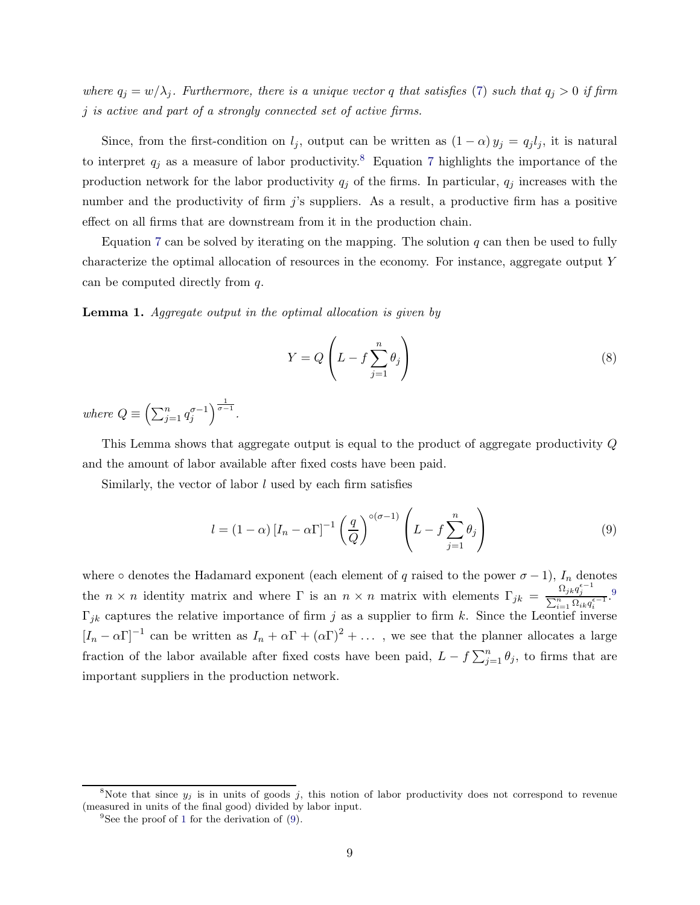*where $q_j = w/\lambda_j$. Furthermore, there is a unique vector $q$ that satisfies (7) such that $q_j > 0$ if firm $j$ is active and part of a strongly connected set of active firms.*

Since, from the first-condition on $l_j$, output can be written as $(1-\alpha)\, y_j = q_j l_j$, it is natural to interpret $q_j$ as a measure of labor productivity.[8] Equation 7 highlights the importance of the production network for the labor productivity $q_j$ of the firms. In particular, $q_j$ increases with the number and the productivity of firm $j$'s suppliers. As a result, a productive firm has a positive effect on all firms that are downstream from it in the production chain.

Equation 7 can be solved by iterating on the mapping. The solution $q$ can then be used to fully characterize the optimal allocation of resources in the economy. For instance, aggregate output $Y$ can be computed directly from $q$.

**Lemma 1.** *Aggregate output in the optimal allocation is given by*

$$Y = Q \left( L - f \sum_{j=1}^{n} \theta_j \right) \tag{8}$$

*where* $Q \equiv \left( \sum_{j=1}^{n} q_j^{\sigma-1} \right)^{\frac{1}{\sigma-1}}$.

This Lemma shows that aggregate output is equal to the product of aggregate productivity $Q$ and the amount of labor available after fixed costs have been paid.

Similarly, the vector of labor $l$ used by each firm satisfies

$$l = (1-\alpha) \left[ I_n - \alpha \Gamma \right]^{-1} \left( \frac{q}{Q} \right)^{\circ(\sigma-1)} \left( L - f \sum_{j=1}^{n} \theta_j \right) \tag{9}$$

where $\circ$ denotes the Hadamard exponent (each element of $q$ raised to the power $\sigma - 1$), $I_n$ denotes the $n \times n$ identity matrix and where $\Gamma$ is an $n \times n$ matrix with elements $\Gamma_{jk} = \frac{\Omega_{jk} q_j^{\epsilon-1}}{\sum_{i=1}^{n} \Omega_{ik} q_i^{\epsilon-1}}$.[9] $\Gamma_{jk}$ captures the relative importance of firm $j$ as a supplier to firm $k$. Since the Leontief inverse $\left[ I_n - \alpha \Gamma \right]^{-1}$ can be written as $I_n + \alpha \Gamma + (\alpha \Gamma)^2 + \dots$ , we see that the planner allocates a large fraction of the labor available after fixed costs have been paid, $L - f \sum_{j=1}^{n} \theta_j$, to firms that are important suppliers in the production network.

---

[8] Note that since $y_j$ is in units of goods $j$, this notion of labor productivity does not correspond to revenue (measured in units of the final good) divided by labor input.

[9] See the proof of 1 for the derivation of (9).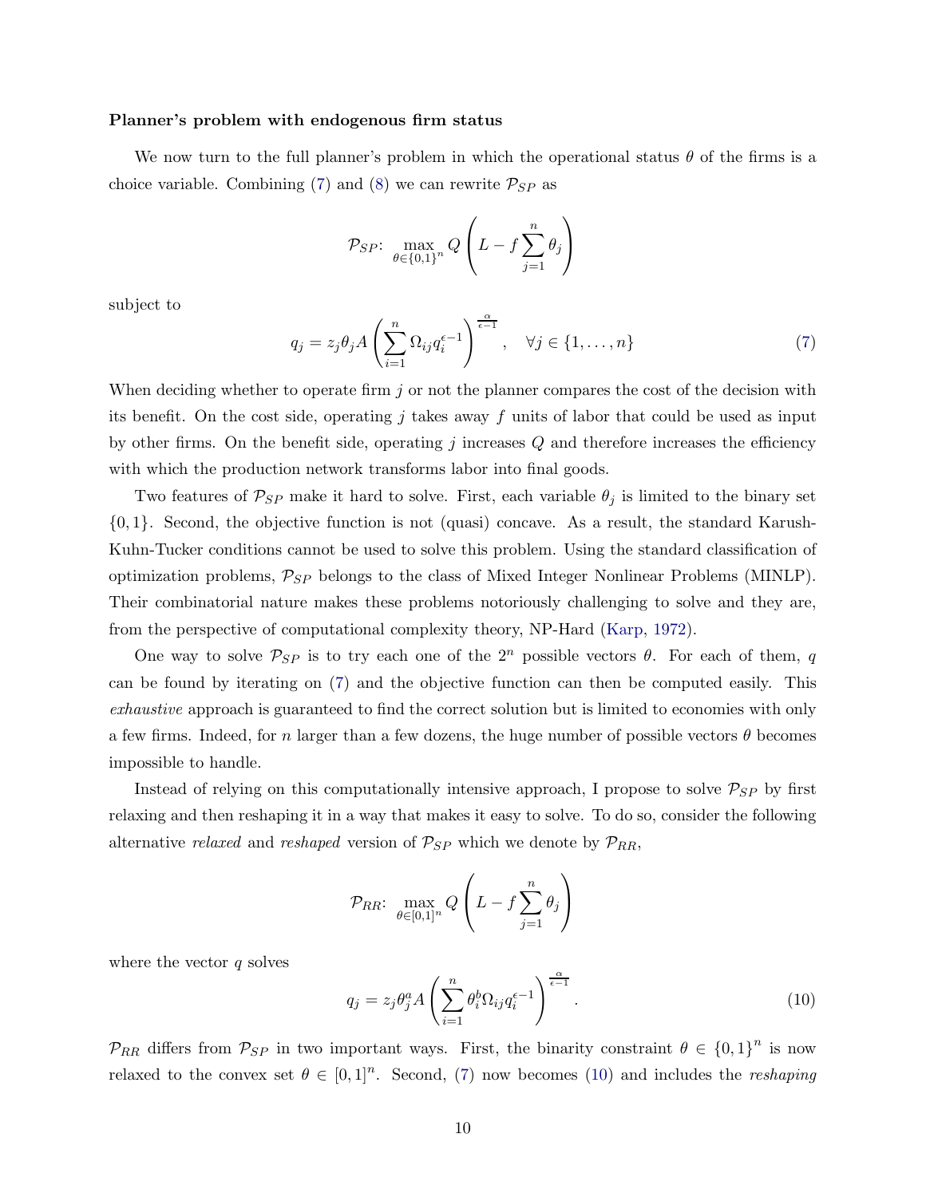**Planner's problem with endogenous firm status**

We now turn to the full planner's problem in which the operational status $\theta$ of the firms is a choice variable. Combining (7) and (8) we can rewrite $\mathcal{P}_{SP}$ as

$$\mathcal{P}_{SP}\colon \max_{\theta \in \{0,1\}^n} Q\left(L - f\sum_{j=1}^{n}\theta_j\right)$$

subject to

$$q_j = z_j \theta_j A \left(\sum_{i=1}^{n} \Omega_{ij} q_i^{\epsilon-1}\right)^{\frac{\alpha}{\epsilon-1}}, \quad \forall j \in \{1,\dots,n\} \tag{7}$$

When deciding whether to operate firm $j$ or not the planner compares the cost of the decision with its benefit. On the cost side, operating $j$ takes away $f$ units of labor that could be used as input by other firms. On the benefit side, operating $j$ increases $Q$ and therefore increases the efficiency with which the production network transforms labor into final goods.

Two features of $\mathcal{P}_{SP}$ make it hard to solve. First, each variable $\theta_j$ is limited to the binary set $\{0,1\}$. Second, the objective function is not (quasi) concave. As a result, the standard Karush-Kuhn-Tucker conditions cannot be used to solve this problem. Using the standard classification of optimization problems, $\mathcal{P}_{SP}$ belongs to the class of Mixed Integer Nonlinear Problems (MINLP). Their combinatorial nature makes these problems notoriously challenging to solve and they are, from the perspective of computational complexity theory, NP-Hard (Karp, 1972).

One way to solve $\mathcal{P}_{SP}$ is to try each one of the $2^n$ possible vectors $\theta$. For each of them, $q$ can be found by iterating on (7) and the objective function can then be computed easily. This *exhaustive* approach is guaranteed to find the correct solution but is limited to economies with only a few firms. Indeed, for $n$ larger than a few dozens, the huge number of possible vectors $\theta$ becomes impossible to handle.

Instead of relying on this computationally intensive approach, I propose to solve $\mathcal{P}_{SP}$ by first relaxing and then reshaping it in a way that makes it easy to solve. To do so, consider the following alternative *relaxed* and *reshaped* version of $\mathcal{P}_{SP}$ which we denote by $\mathcal{P}_{RR}$,

$$\mathcal{P}_{RR}\colon \max_{\theta \in [0,1]^n} Q\left(L - f\sum_{j=1}^{n}\theta_j\right)$$

where the vector $q$ solves

$$q_j = z_j \theta_j^a A \left(\sum_{i=1}^{n} \theta_i^b \Omega_{ij} q_i^{\epsilon-1}\right)^{\frac{\alpha}{\epsilon-1}}. \tag{10}$$

$\mathcal{P}_{RR}$ differs from $\mathcal{P}_{SP}$ in two important ways. First, the binarity constraint $\theta \in \{0,1\}^n$ is now relaxed to the convex set $\theta \in [0,1]^n$. Second, (7) now becomes (10) and includes the *reshaping*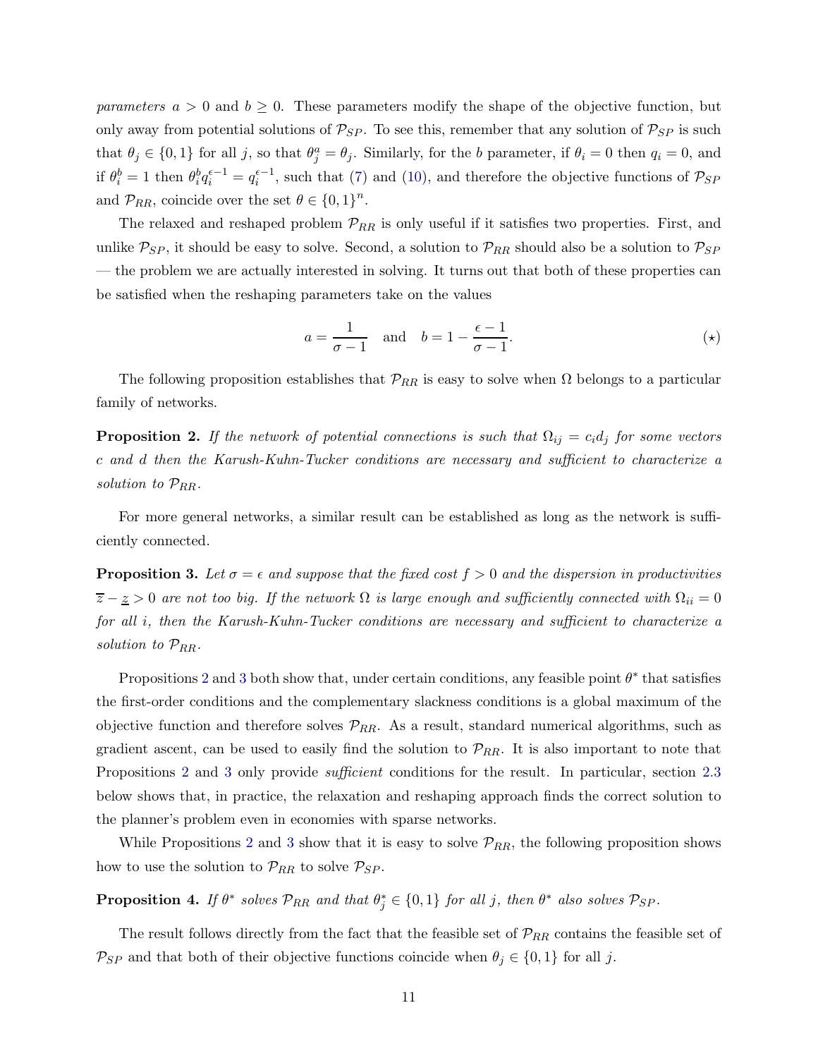*parameters* $a > 0$ and $b \geq 0$. These parameters modify the shape of the objective function, but only away from potential solutions of $\mathcal{P}_{SP}$. To see this, remember that any solution of $\mathcal{P}_{SP}$ is such that $\theta_j \in \{0, 1\}$ for all $j$, so that $\theta_j^a = \theta_j$. Similarly, for the $b$ parameter, if $\theta_i = 0$ then $q_i = 0$, and if $\theta_i^b = 1$ then $\theta_i^b q_i^{\epsilon-1} = q_i^{\epsilon-1}$, such that (7) and (10), and therefore the objective functions of $\mathcal{P}_{SP}$ and $\mathcal{P}_{RR}$, coincide over the set $\theta \in \{0, 1\}^n$.

The relaxed and reshaped problem $\mathcal{P}_{RR}$ is only useful if it satisfies two properties. First, and unlike $\mathcal{P}_{SP}$, it should be easy to solve. Second, a solution to $\mathcal{P}_{RR}$ should also be a solution to $\mathcal{P}_{SP}$ — the problem we are actually interested in solving. It turns out that both of these properties can be satisfied when the reshaping parameters take on the values

$$a = \frac{1}{\sigma - 1} \quad \text{and} \quad b = 1 - \frac{\epsilon - 1}{\sigma - 1}. \tag{$\star$}$$

The following proposition establishes that $\mathcal{P}_{RR}$ is easy to solve when $\Omega$ belongs to a particular family of networks.

**Proposition 2.** *If the network of potential connections is such that $\Omega_{ij} = c_i d_j$ for some vectors $c$ and $d$ then the Karush-Kuhn-Tucker conditions are necessary and sufficient to characterize a solution to $\mathcal{P}_{RR}$.*

For more general networks, a similar result can be established as long as the network is sufficiently connected.

**Proposition 3.** *Let $\sigma = \epsilon$ and suppose that the fixed cost $f > 0$ and the dispersion in productivities $\overline{z} - \underline{z} > 0$ are not too big. If the network $\Omega$ is large enough and sufficiently connected with $\Omega_{ii} = 0$ for all $i$, then the Karush-Kuhn-Tucker conditions are necessary and sufficient to characterize a solution to $\mathcal{P}_{RR}$.*

Propositions 2 and 3 both show that, under certain conditions, any feasible point $\theta^*$ that satisfies the first-order conditions and the complementary slackness conditions is a global maximum of the objective function and therefore solves $\mathcal{P}_{RR}$. As a result, standard numerical algorithms, such as gradient ascent, can be used to easily find the solution to $\mathcal{P}_{RR}$. It is also important to note that Propositions 2 and 3 only provide *sufficient* conditions for the result. In particular, section 2.3 below shows that, in practice, the relaxation and reshaping approach finds the correct solution to the planner's problem even in economies with sparse networks.

While Propositions 2 and 3 show that it is easy to solve $\mathcal{P}_{RR}$, the following proposition shows how to use the solution to $\mathcal{P}_{RR}$ to solve $\mathcal{P}_{SP}$.

**Proposition 4.** *If $\theta^*$ solves $\mathcal{P}_{RR}$ and that $\theta_j^* \in \{0, 1\}$ for all $j$, then $\theta^*$ also solves $\mathcal{P}_{SP}$.*

The result follows directly from the fact that the feasible set of $\mathcal{P}_{RR}$ contains the feasible set of $\mathcal{P}_{SP}$ and that both of their objective functions coincide when $\theta_j \in \{0, 1\}$ for all $j$.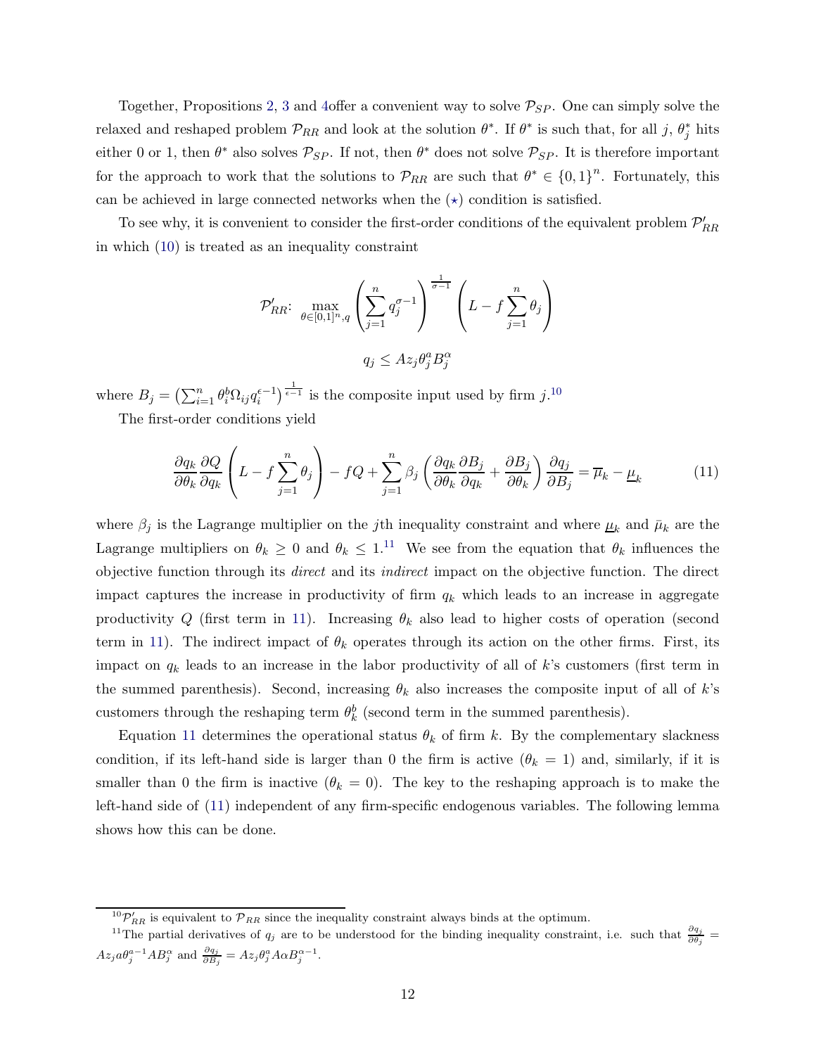Together, Propositions 2, 3 and 4offer a convenient way to solve $\mathcal{P}_{SP}$. One can simply solve the relaxed and reshaped problem $\mathcal{P}_{RR}$ and look at the solution $\theta^*$. If $\theta^*$ is such that, for all $j$, $\theta_j^*$ hits either 0 or 1, then $\theta^*$ also solves $\mathcal{P}_{SP}$. If not, then $\theta^*$ does not solve $\mathcal{P}_{SP}$. It is therefore important for the approach to work that the solutions to $\mathcal{P}_{RR}$ are such that $\theta^* \in \{0,1\}^n$. Fortunately, this can be achieved in large connected networks when the ($\star$) condition is satisfied.

To see why, it is convenient to consider the first-order conditions of the equivalent problem $\mathcal{P}'_{RR}$ in which (10) is treated as an inequality constraint

$$
\mathcal{P}'_{RR}\text{:} \quad \max_{\theta \in [0,1]^n, q} \left( \sum_{j=1}^n q_j^{\sigma-1} \right)^{\frac{1}{\sigma-1}} \left( L - f \sum_{j=1}^n \theta_j \right)
$$

$$
q_j \leq A z_j \theta_j^a B_j^\alpha
$$

where $B_j = \left( \sum_{i=1}^n \theta_i^b \Omega_{ij} q_i^{\epsilon-1} \right)^{\frac{1}{\epsilon-1}}$ is the composite input used by firm $j$.[10]

The first-order conditions yield

$$
\frac{\partial q_k}{\partial \theta_k} \frac{\partial Q}{\partial q_k} \left( L - f \sum_{j=1}^n \theta_j \right) - fQ + \sum_{j=1}^n \beta_j \left( \frac{\partial q_k}{\partial \theta_k} \frac{\partial B_j}{\partial q_k} + \frac{\partial B_j}{\partial \theta_k} \right) \frac{\partial q_j}{\partial B_j} = \overline{\mu}_k - \underline{\mu}_k \tag{11}
$$

where $\beta_j$ is the Lagrange multiplier on the $j$th inequality constraint and where $\underline{\mu}_k$ and $\bar{\mu}_k$ are the Lagrange multipliers on $\theta_k \geq 0$ and $\theta_k \leq 1$.[11] We see from the equation that $\theta_k$ influences the objective function through its *direct* and its *indirect* impact on the objective function. The direct impact captures the increase in productivity of firm $q_k$ which leads to an increase in aggregate productivity $Q$ (first term in 11). Increasing $\theta_k$ also lead to higher costs of operation (second term in 11). The indirect impact of $\theta_k$ operates through its action on the other firms. First, its impact on $q_k$ leads to an increase in the labor productivity of all of $k$'s customers (first term in the summed parenthesis). Second, increasing $\theta_k$ also increases the composite input of all of $k$'s customers through the reshaping term $\theta_k^b$ (second term in the summed parenthesis).

Equation 11 determines the operational status $\theta_k$ of firm $k$. By the complementary slackness condition, if its left-hand side is larger than 0 the firm is active ($\theta_k = 1$) and, similarly, if it is smaller than 0 the firm is inactive ($\theta_k = 0$). The key to the reshaping approach is to make the left-hand side of (11) independent of any firm-specific endogenous variables. The following lemma shows how this can be done.

---

[10] $\mathcal{P}'_{RR}$ is equivalent to $\mathcal{P}_{RR}$ since the inequality constraint always binds at the optimum.

[11] The partial derivatives of $q_j$ are to be understood for the binding inequality constraint, i.e. such that $\frac{\partial q_j}{\partial \theta_j} = A z_j a \theta_j^{a-1} A B_j^\alpha$ and $\frac{\partial q_j}{\partial B_j} = A z_j \theta_j^a A \alpha B_j^{\alpha-1}$.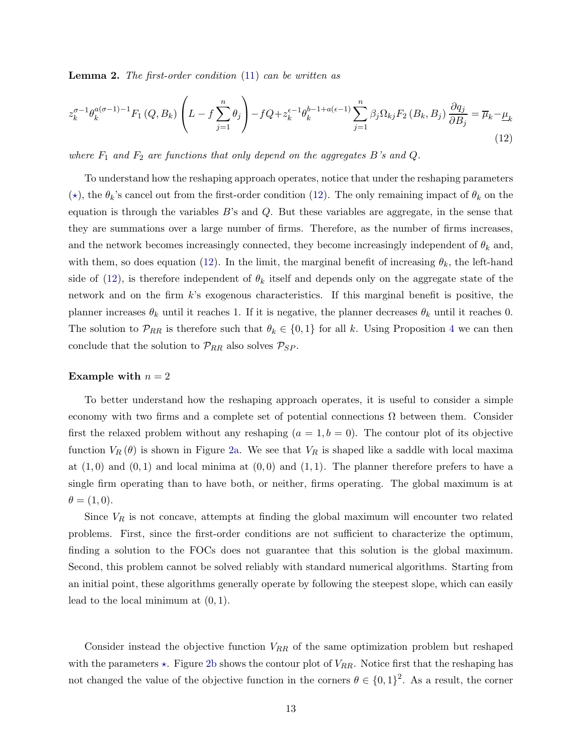**Lemma 2.** *The first-order condition (11) can be written as*

$$z_k^{\sigma-1}\theta_k^{a(\sigma-1)-1}F_1\left(Q,B_k\right)\left(L-f\sum_{j=1}^{n}\theta_j\right)-fQ+z_k^{\epsilon-1}\theta_k^{b-1+a(\epsilon-1)}\sum_{j=1}^{n}\beta_j\Omega_{kj}F_2\left(B_k,B_j\right)\frac{\partial q_j}{\partial B_j}=\overline{\mu}_k-\underline{\mu}_k \tag{12}$$

*where $F_1$ and $F_2$ are functions that only depend on the aggregates $B$'s and $Q$.*

To understand how the reshaping approach operates, notice that under the reshaping parameters ($\star$), the $\theta_k$'s cancel out from the first-order condition (12). The only remaining impact of $\theta_k$ on the equation is through the variables $B$'s and $Q$. But these variables are aggregate, in the sense that they are summations over a large number of firms. Therefore, as the number of firms increases, and the network becomes increasingly connected, they become increasingly independent of $\theta_k$ and, with them, so does equation (12). In the limit, the marginal benefit of increasing $\theta_k$, the left-hand side of (12), is therefore independent of $\theta_k$ itself and depends only on the aggregate state of the network and on the firm $k$'s exogenous characteristics. If this marginal benefit is positive, the planner increases $\theta_k$ until it reaches 1. If it is negative, the planner decreases $\theta_k$ until it reaches 0. The solution to $\mathcal{P}_{RR}$ is therefore such that $\theta_k \in \{0,1\}$ for all $k$. Using Proposition 4 we can then conclude that the solution to $\mathcal{P}_{RR}$ also solves $\mathcal{P}_{SP}$.

**Example with $n = 2$**

To better understand how the reshaping approach operates, it is useful to consider a simple economy with two firms and a complete set of potential connections $\Omega$ between them. Consider first the relaxed problem without any reshaping ($a = 1, b = 0$). The contour plot of its objective function $V_R(\theta)$ is shown in Figure 2a. We see that $V_R$ is shaped like a saddle with local maxima at $(1,0)$ and $(0,1)$ and local minima at $(0,0)$ and $(1,1)$. The planner therefore prefers to have a single firm operating than to have both, or neither, firms operating. The global maximum is at $\theta = (1,0)$.

Since $V_R$ is not concave, attempts at finding the global maximum will encounter two related problems. First, since the first-order conditions are not sufficient to characterize the optimum, finding a solution to the FOCs does not guarantee that this solution is the global maximum. Second, this problem cannot be solved reliably with standard numerical algorithms. Starting from an initial point, these algorithms generally operate by following the steepest slope, which can easily lead to the local minimum at $(0,1)$.

Consider instead the objective function $V_{RR}$ of the same optimization problem but reshaped with the parameters $\star$. Figure 2b shows the contour plot of $V_{RR}$. Notice first that the reshaping has not changed the value of the objective function in the corners $\theta \in \{0,1\}^2$. As a result, the corner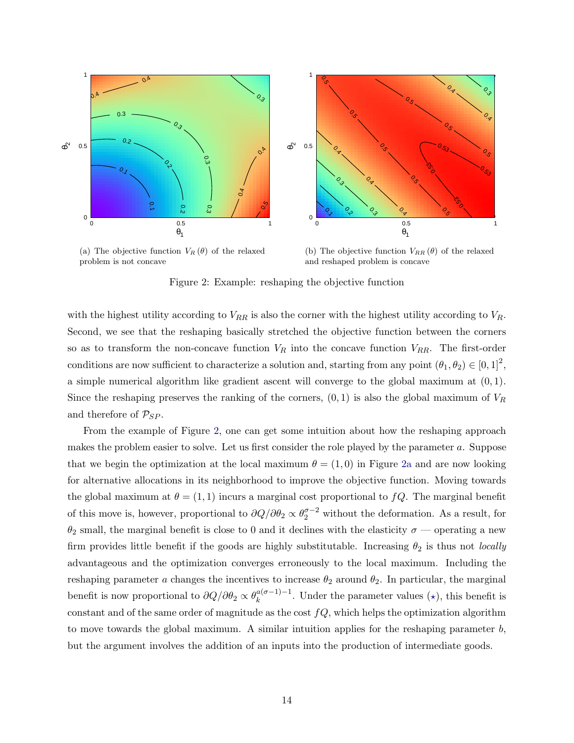(a) The objective function $V_R(\theta)$ of the relaxed problem is not concave

(b) The objective function $V_{RR}(\theta)$ of the relaxed and reshaped problem is concave

Figure 2: Example: reshaping the objective function

with the highest utility according to $V_{RR}$ is also the corner with the highest utility according to $V_R$. Second, we see that the reshaping basically stretched the objective function between the corners so as to transform the non-concave function $V_R$ into the concave function $V_{RR}$. The first-order conditions are now sufficient to characterize a solution and, starting from any point $(\theta_1, \theta_2) \in [0,1]^2$, a simple numerical algorithm like gradient ascent will converge to the global maximum at $(0,1)$. Since the reshaping preserves the ranking of the corners, $(0,1)$ is also the global maximum of $V_R$ and therefore of $\mathcal{P}_{SP}$.

From the example of Figure 2, one can get some intuition about how the reshaping approach makes the problem easier to solve. Let us first consider the role played by the parameter $a$. Suppose that we begin the optimization at the local maximum $\theta = (1,0)$ in Figure 2a and are now looking for alternative allocations in its neighborhood to improve the objective function. Moving towards the global maximum at $\theta = (1,1)$ incurs a marginal cost proportional to $fQ$. The marginal benefit of this move is, however, proportional to $\partial Q/\partial \theta_2 \propto \theta_2^{\sigma-2}$ without the deformation. As a result, for $\theta_2$ small, the marginal benefit is close to 0 and it declines with the elasticity $\sigma$ — operating a new firm provides little benefit if the goods are highly substitutable. Increasing $\theta_2$ is thus not *locally* advantageous and the optimization converges erroneously to the local maximum. Including the reshaping parameter $a$ changes the incentives to increase $\theta_2$ around $\theta_2$. In particular, the marginal benefit is now proportional to $\partial Q/\partial \theta_2 \propto \theta_k^{a(\sigma-1)-1}$. Under the parameter values ($\star$), this benefit is constant and of the same order of magnitude as the cost $fQ$, which helps the optimization algorithm to move towards the global maximum. A similar intuition applies for the reshaping parameter $b$, but the argument involves the addition of an inputs into the production of intermediate goods.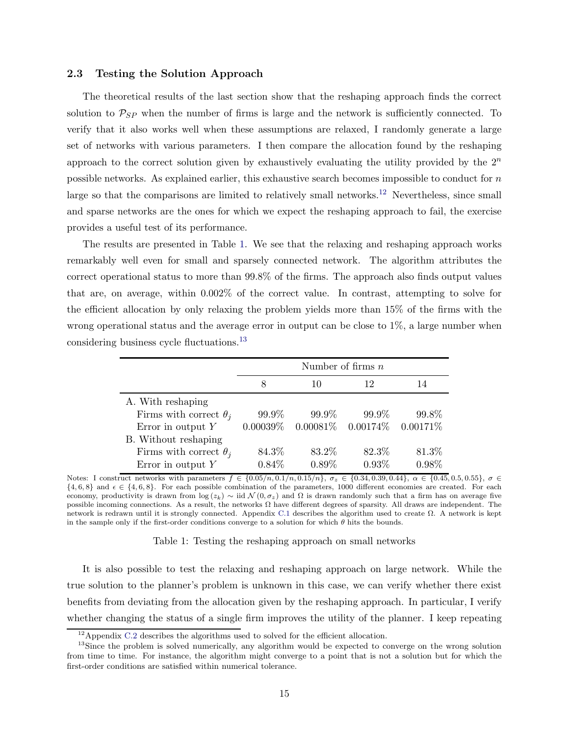### 2.3 Testing the Solution Approach

The theoretical results of the last section show that the reshaping approach finds the correct solution to $\mathcal{P}_{SP}$ when the number of firms is large and the network is sufficiently connected. To verify that it also works well when these assumptions are relaxed, I randomly generate a large set of networks with various parameters. I then compare the allocation found by the reshaping approach to the correct solution given by exhaustively evaluating the utility provided by the $2^n$ possible networks. As explained earlier, this exhaustive search becomes impossible to conduct for $n$ large so that the comparisons are limited to relatively small networks.[12] Nevertheless, since small and sparse networks are the ones for which we expect the reshaping approach to fail, the exercise provides a useful test of its performance.

The results are presented in Table 1. We see that the relaxing and reshaping approach works remarkably well even for small and sparsely connected network. The algorithm attributes the correct operational status to more than 99.8% of the firms. The approach also finds output values that are, on average, within 0.002% of the correct value. In contrast, attempting to solve for the efficient allocation by only relaxing the problem yields more than 15% of the firms with the wrong operational status and the average error in output can be close to 1%, a large number when considering business cycle fluctuations.[13]

| | Number of firms $n$ | | | |
|---|---|---|---|---|
| | 8 | 10 | 12 | 14 |
| A. With reshaping | | | | |
| Firms with correct $\theta_j$ | 99.9% | 99.9% | 99.9% | 99.8% |
| Error in output $Y$ | 0.00039% | 0.00081% | 0.00174% | 0.00171% |
| B. Without reshaping | | | | |
| Firms with correct $\theta_j$ | 84.3% | 83.2% | 82.3% | 81.3% |
| Error in output $Y$ | 0.84% | 0.89% | 0.93% | 0.98% |

Notes: I construct networks with parameters $f \in \{0.05/n, 0.1/n, 0.15/n\}$, $\sigma_z \in \{0.34, 0.39, 0.44\}$, $\alpha \in \{0.45, 0.5, 0.55\}$, $\sigma \in \{4, 6, 8\}$ and $\epsilon \in \{4, 6, 8\}$. For each possible combination of the parameters, 1000 different economies are created. For each economy, productivity is drawn from $\log(z_k) \sim \text{iid}\ \mathcal{N}(0, \sigma_z)$ and $\Omega$ is drawn randomly such that a firm has on average five possible incoming connections. As a result, the networks $\Omega$ have different degrees of sparsity. All draws are independent. The network is redrawn until it is strongly connected. Appendix C.1 describes the algorithm used to create $\Omega$. A network is kept in the sample only if the first-order conditions converge to a solution for which $\theta$ hits the bounds.

Table 1: Testing the reshaping approach on small networks

It is also possible to test the relaxing and reshaping approach on large network. While the true solution to the planner's problem is unknown in this case, we can verify whether there exist benefits from deviating from the allocation given by the reshaping approach. In particular, I verify whether changing the status of a single firm improves the utility of the planner. I keep repeating

[12] Appendix C.2 describes the algorithms used to solved for the efficient allocation.

[13] Since the problem is solved numerically, any algorithm would be expected to converge on the wrong solution from time to time. For instance, the algorithm might converge to a point that is not a solution but for which the first-order conditions are satisfied within numerical tolerance.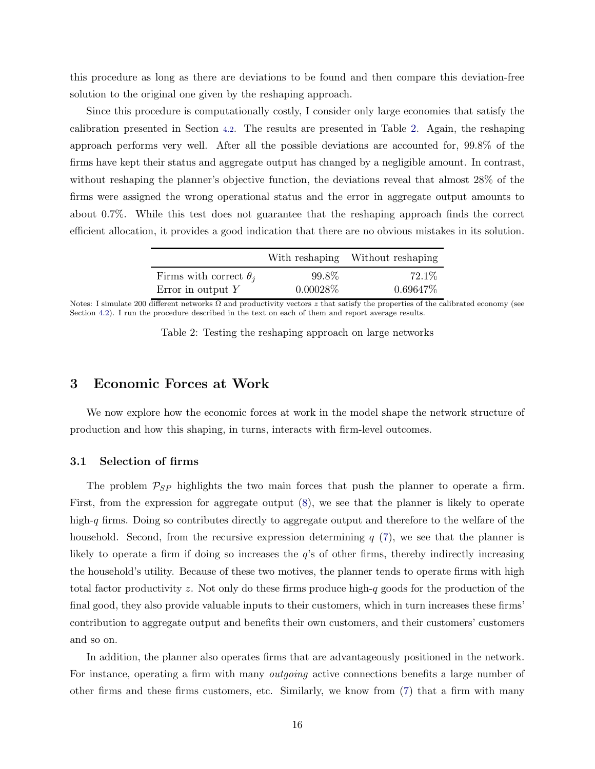this procedure as long as there are deviations to be found and then compare this deviation-free solution to the original one given by the reshaping approach.

Since this procedure is computationally costly, I consider only large economies that satisfy the calibration presented in Section 4.2. The results are presented in Table 2. Again, the reshaping approach performs very well. After all the possible deviations are accounted for, 99.8% of the firms have kept their status and aggregate output has changed by a negligible amount. In contrast, without reshaping the planner's objective function, the deviations reveal that almost 28% of the firms were assigned the wrong operational status and the error in aggregate output amounts to about 0.7%. While this test does not guarantee that the reshaping approach finds the correct efficient allocation, it provides a good indication that there are no obvious mistakes in its solution.

| | With reshaping | Without reshaping |
|---|---|---|
| Firms with correct $\theta_j$ | 99.8% | 72.1% |
| Error in output $Y$ | 0.00028% | 0.69647% |

Notes: I simulate 200 different networks $\Omega$ and productivity vectors $z$ that satisfy the properties of the calibrated economy (see Section 4.2). I run the procedure described in the text on each of them and report average results.

Table 2: Testing the reshaping approach on large networks

## 3 Economic Forces at Work

We now explore how the economic forces at work in the model shape the network structure of production and how this shaping, in turns, interacts with firm-level outcomes.

### 3.1 Selection of firms

The problem $\mathcal{P}_{SP}$ highlights the two main forces that push the planner to operate a firm. First, from the expression for aggregate output (8), we see that the planner is likely to operate high-$q$ firms. Doing so contributes directly to aggregate output and therefore to the welfare of the household. Second, from the recursive expression determining $q$ (7), we see that the planner is likely to operate a firm if doing so increases the $q$'s of other firms, thereby indirectly increasing the household's utility. Because of these two motives, the planner tends to operate firms with high total factor productivity $z$. Not only do these firms produce high-$q$ goods for the production of the final good, they also provide valuable inputs to their customers, which in turn increases these firms' contribution to aggregate output and benefits their own customers, and their customers' customers and so on.

In addition, the planner also operates firms that are advantageously positioned in the network. For instance, operating a firm with many *outgoing* active connections benefits a large number of other firms and these firms customers, etc. Similarly, we know from (7) that a firm with many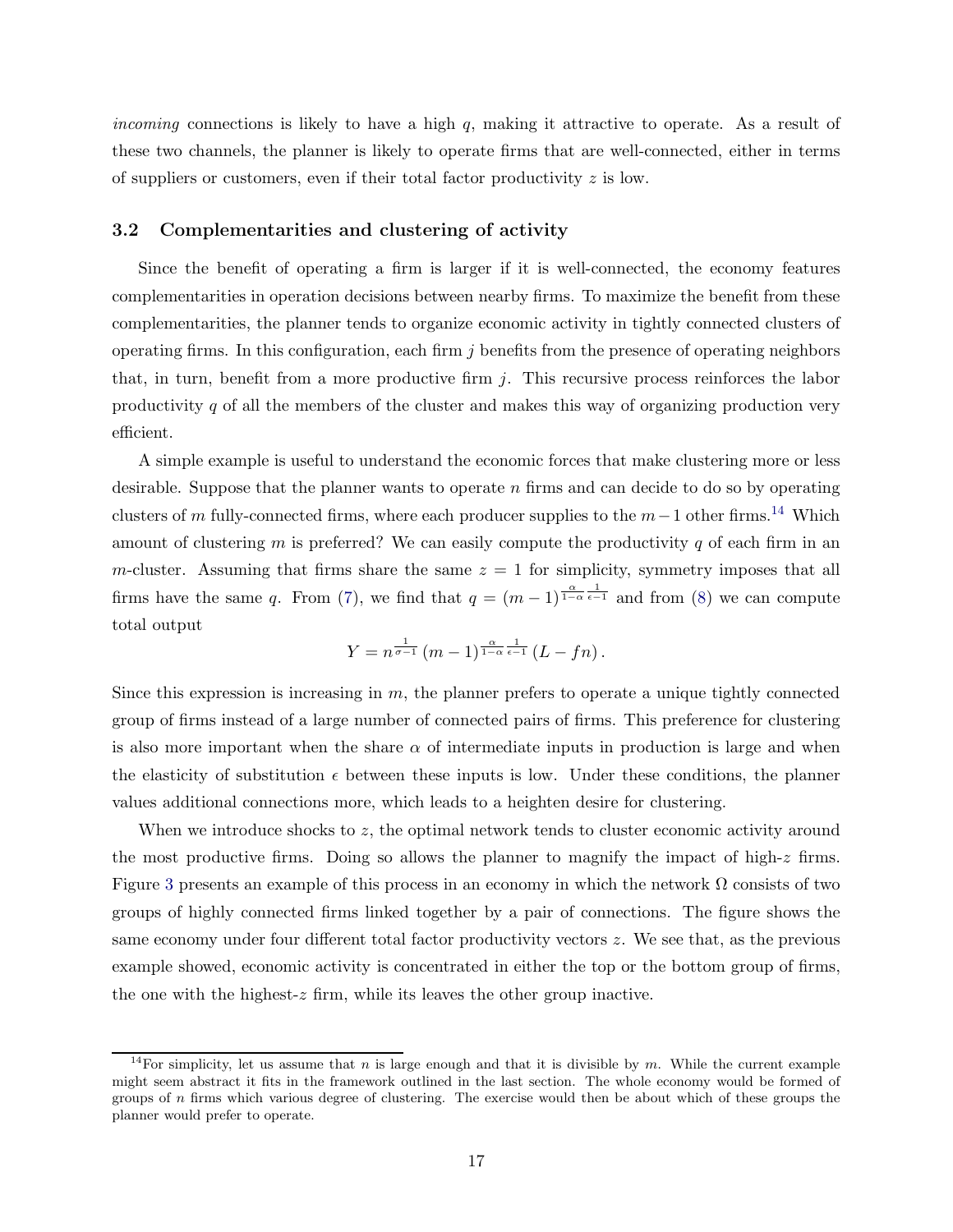*incoming* connections is likely to have a high $q$, making it attractive to operate. As a result of these two channels, the planner is likely to operate firms that are well-connected, either in terms of suppliers or customers, even if their total factor productivity $z$ is low.

### 3.2 Complementarities and clustering of activity

Since the benefit of operating a firm is larger if it is well-connected, the economy features complementarities in operation decisions between nearby firms. To maximize the benefit from these complementarities, the planner tends to organize economic activity in tightly connected clusters of operating firms. In this configuration, each firm $j$ benefits from the presence of operating neighbors that, in turn, benefit from a more productive firm $j$. This recursive process reinforces the labor productivity $q$ of all the members of the cluster and makes this way of organizing production very efficient.

A simple example is useful to understand the economic forces that make clustering more or less desirable. Suppose that the planner wants to operate $n$ firms and can decide to do so by operating clusters of $m$ fully-connected firms, where each producer supplies to the $m-1$ other firms.[14] Which amount of clustering $m$ is preferred? We can easily compute the productivity $q$ of each firm in an $m$-cluster. Assuming that firms share the same $z=1$ for simplicity, symmetry imposes that all firms have the same $q$. From (7), we find that $q=(m-1)^{\frac{\alpha}{1-\alpha}\frac{1}{\epsilon-1}}$ and from (8) we can compute total output

$$Y = n^{\frac{1}{\sigma-1}} (m-1)^{\frac{\alpha}{1-\alpha}\frac{1}{\epsilon-1}} (L - fn).$$

Since this expression is increasing in $m$, the planner prefers to operate a unique tightly connected group of firms instead of a large number of connected pairs of firms. This preference for clustering is also more important when the share $\alpha$ of intermediate inputs in production is large and when the elasticity of substitution $\epsilon$ between these inputs is low. Under these conditions, the planner values additional connections more, which leads to a heighten desire for clustering.

When we introduce shocks to $z$, the optimal network tends to cluster economic activity around the most productive firms. Doing so allows the planner to magnify the impact of high-$z$ firms. Figure 3 presents an example of this process in an economy in which the network $\Omega$ consists of two groups of highly connected firms linked together by a pair of connections. The figure shows the same economy under four different total factor productivity vectors $z$. We see that, as the previous example showed, economic activity is concentrated in either the top or the bottom group of firms, the one with the highest-$z$ firm, while its leaves the other group inactive.

[14] For simplicity, let us assume that $n$ is large enough and that it is divisible by $m$. While the current example might seem abstract it fits in the framework outlined in the last section. The whole economy would be formed of groups of $n$ firms which various degree of clustering. The exercise would then be about which of these groups the planner would prefer to operate.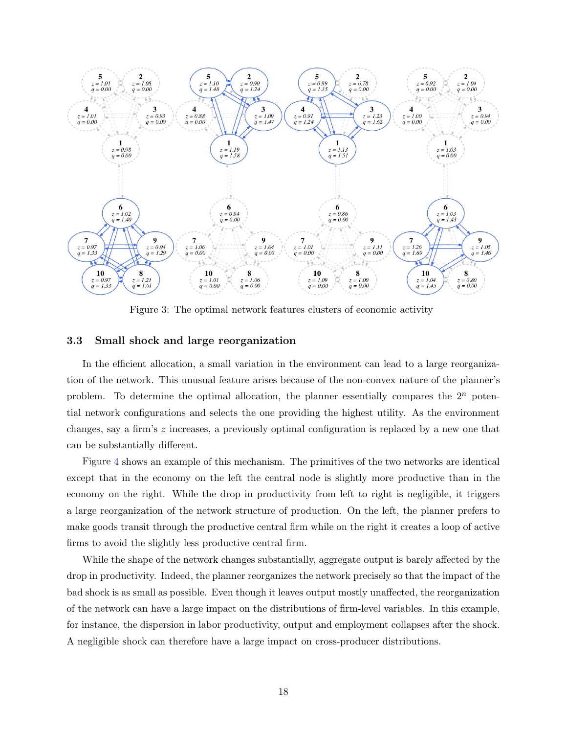Figure 3: The optimal network features clusters of economic activity

### 3.3 Small shock and large reorganization

In the efficient allocation, a small variation in the environment can lead to a large reorganization of the network. This unusual feature arises because of the non-convex nature of the planner's problem. To determine the optimal allocation, the planner essentially compares the $2^n$ potential network configurations and selects the one providing the highest utility. As the environment changes, say a firm's $z$ increases, a previously optimal configuration is replaced by a new one that can be substantially different.

Figure 4 shows an example of this mechanism. The primitives of the two networks are identical except that in the economy on the left the central node is slightly more productive than in the economy on the right. While the drop in productivity from left to right is negligible, it triggers a large reorganization of the network structure of production. On the left, the planner prefers to make goods transit through the productive central firm while on the right it creates a loop of active firms to avoid the slightly less productive central firm.

While the shape of the network changes substantially, aggregate output is barely affected by the drop in productivity. Indeed, the planner reorganizes the network precisely so that the impact of the bad shock is as small as possible. Even though it leaves output mostly unaffected, the reorganization of the network can have a large impact on the distributions of firm-level variables. In this example, for instance, the dispersion in labor productivity, output and employment collapses after the shock. A negligible shock can therefore have a large impact on cross-producer distributions.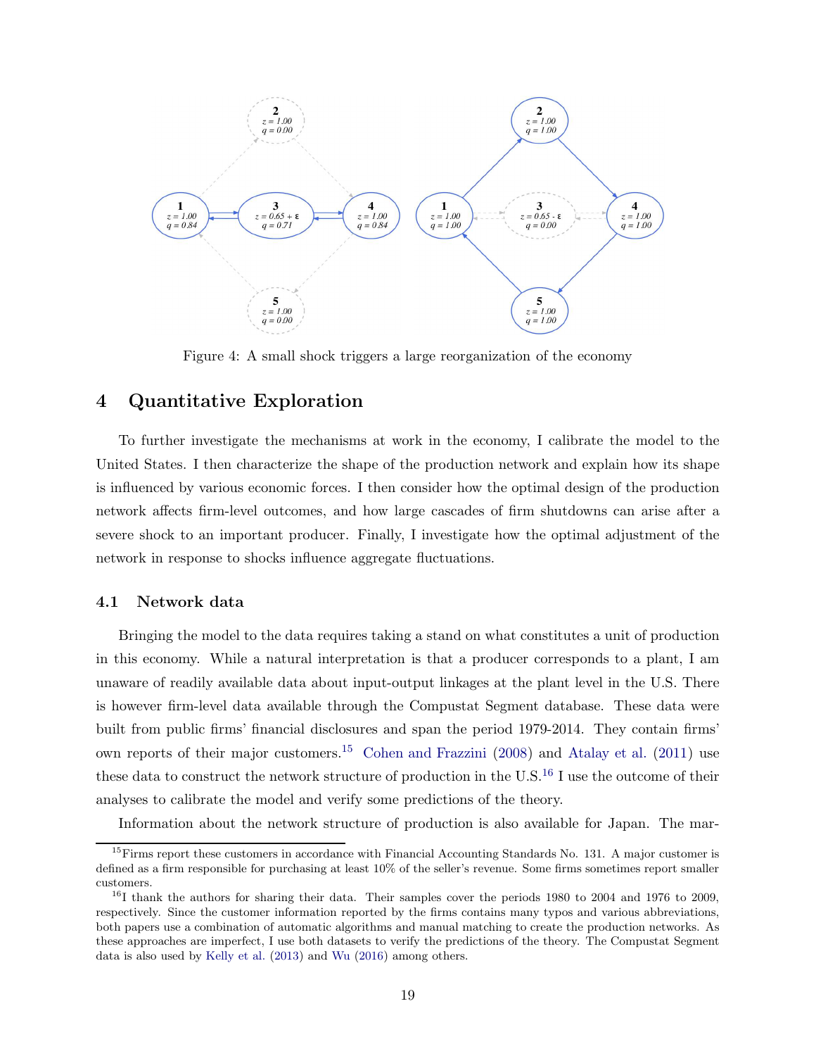Figure 4: A small shock triggers a large reorganization of the economy

## 4 Quantitative Exploration

To further investigate the mechanisms at work in the economy, I calibrate the model to the United States. I then characterize the shape of the production network and explain how its shape is influenced by various economic forces. I then consider how the optimal design of the production network affects firm-level outcomes, and how large cascades of firm shutdowns can arise after a severe shock to an important producer. Finally, I investigate how the optimal adjustment of the network in response to shocks influence aggregate fluctuations.

### 4.1 Network data

Bringing the model to the data requires taking a stand on what constitutes a unit of production in this economy. While a natural interpretation is that a producer corresponds to a plant, I am unaware of readily available data about input-output linkages at the plant level in the U.S. There is however firm-level data available through the Compustat Segment database. These data were built from public firms' financial disclosures and span the period 1979-2014. They contain firms' own reports of their major customers.[15] Cohen and Frazzini (2008) and Atalay et al. (2011) use these data to construct the network structure of production in the U.S.[16] I use the outcome of their analyses to calibrate the model and verify some predictions of the theory.

Information about the network structure of production is also available for Japan. The mar-

[15] Firms report these customers in accordance with Financial Accounting Standards No. 131. A major customer is defined as a firm responsible for purchasing at least 10% of the seller's revenue. Some firms sometimes report smaller customers.

[16] I thank the authors for sharing their data. Their samples cover the periods 1980 to 2004 and 1976 to 2009, respectively. Since the customer information reported by the firms contains many typos and various abbreviations, both papers use a combination of automatic algorithms and manual matching to create the production networks. As these approaches are imperfect, I use both datasets to verify the predictions of the theory. The Compustat Segment data is also used by Kelly et al. (2013) and Wu (2016) among others.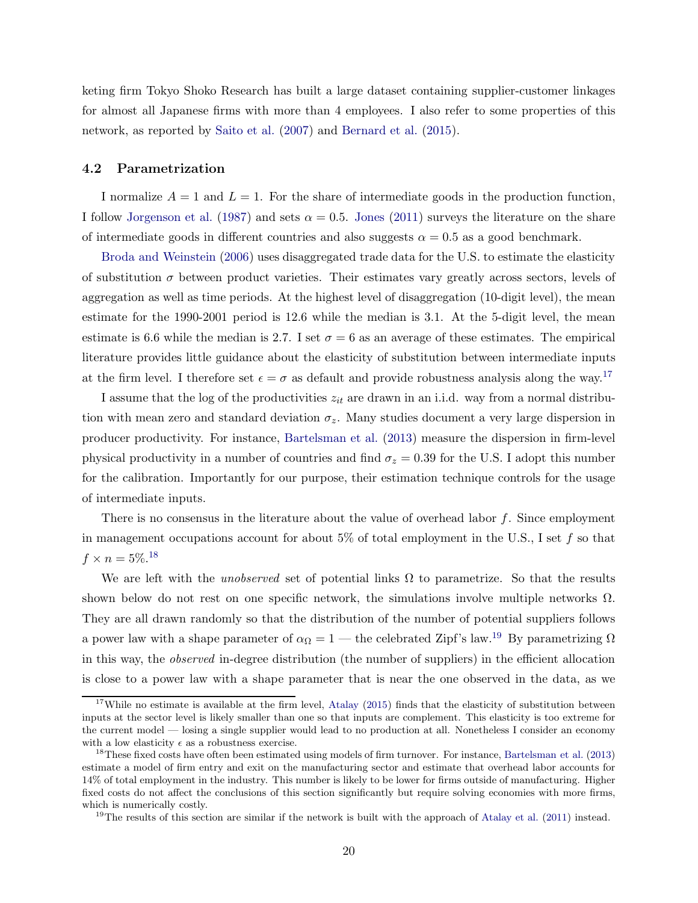keting firm Tokyo Shoko Research has built a large dataset containing supplier-customer linkages for almost all Japanese firms with more than 4 employees. I also refer to some properties of this network, as reported by Saito et al. (2007) and Bernard et al. (2015).

### 4.2 Parametrization

I normalize $A = 1$ and $L = 1$. For the share of intermediate goods in the production function, I follow Jorgenson et al. (1987) and sets $\alpha = 0.5$. Jones (2011) surveys the literature on the share of intermediate goods in different countries and also suggests $\alpha = 0.5$ as a good benchmark.

Broda and Weinstein (2006) uses disaggregated trade data for the U.S. to estimate the elasticity of substitution $\sigma$ between product varieties. Their estimates vary greatly across sectors, levels of aggregation as well as time periods. At the highest level of disaggregation (10-digit level), the mean estimate for the 1990-2001 period is 12.6 while the median is 3.1. At the 5-digit level, the mean estimate is 6.6 while the median is 2.7. I set $\sigma = 6$ as an average of these estimates. The empirical literature provides little guidance about the elasticity of substitution between intermediate inputs at the firm level. I therefore set $\epsilon = \sigma$ as default and provide robustness analysis along the way.[17]

I assume that the log of the productivities $z_{it}$ are drawn in an i.i.d. way from a normal distribution with mean zero and standard deviation $\sigma_z$. Many studies document a very large dispersion in producer productivity. For instance, Bartelsman et al. (2013) measure the dispersion in firm-level physical productivity in a number of countries and find $\sigma_z = 0.39$ for the U.S. I adopt this number for the calibration. Importantly for our purpose, their estimation technique controls for the usage of intermediate inputs.

There is no consensus in the literature about the value of overhead labor $f$. Since employment in management occupations account for about 5% of total employment in the U.S., I set $f$ so that $f \times n = 5\%$.[18]

We are left with the *unobserved* set of potential links $\Omega$ to parametrize. So that the results shown below do not rest on one specific network, the simulations involve multiple networks $\Omega$. They are all drawn randomly so that the distribution of the number of potential suppliers follows a power law with a shape parameter of $\alpha_\Omega = 1$ — the celebrated Zipf's law.[19] By parametrizing $\Omega$ in this way, the *observed* in-degree distribution (the number of suppliers) in the efficient allocation is close to a power law with a shape parameter that is near the one observed in the data, as we

---

[17] While no estimate is available at the firm level, Atalay (2015) finds that the elasticity of substitution between inputs at the sector level is likely smaller than one so that inputs are complement. This elasticity is too extreme for the current model — losing a single supplier would lead to no production at all. Nonetheless I consider an economy with a low elasticity $\epsilon$ as a robustness exercise.

[18] These fixed costs have often been estimated using models of firm turnover. For instance, Bartelsman et al. (2013) estimate a model of firm entry and exit on the manufacturing sector and estimate that overhead labor accounts for 14% of total employment in the industry. This number is likely to be lower for firms outside of manufacturing. Higher fixed costs do not affect the conclusions of this section significantly but require solving economies with more firms, which is numerically costly.

[19] The results of this section are similar if the network is built with the approach of Atalay et al. (2011) instead.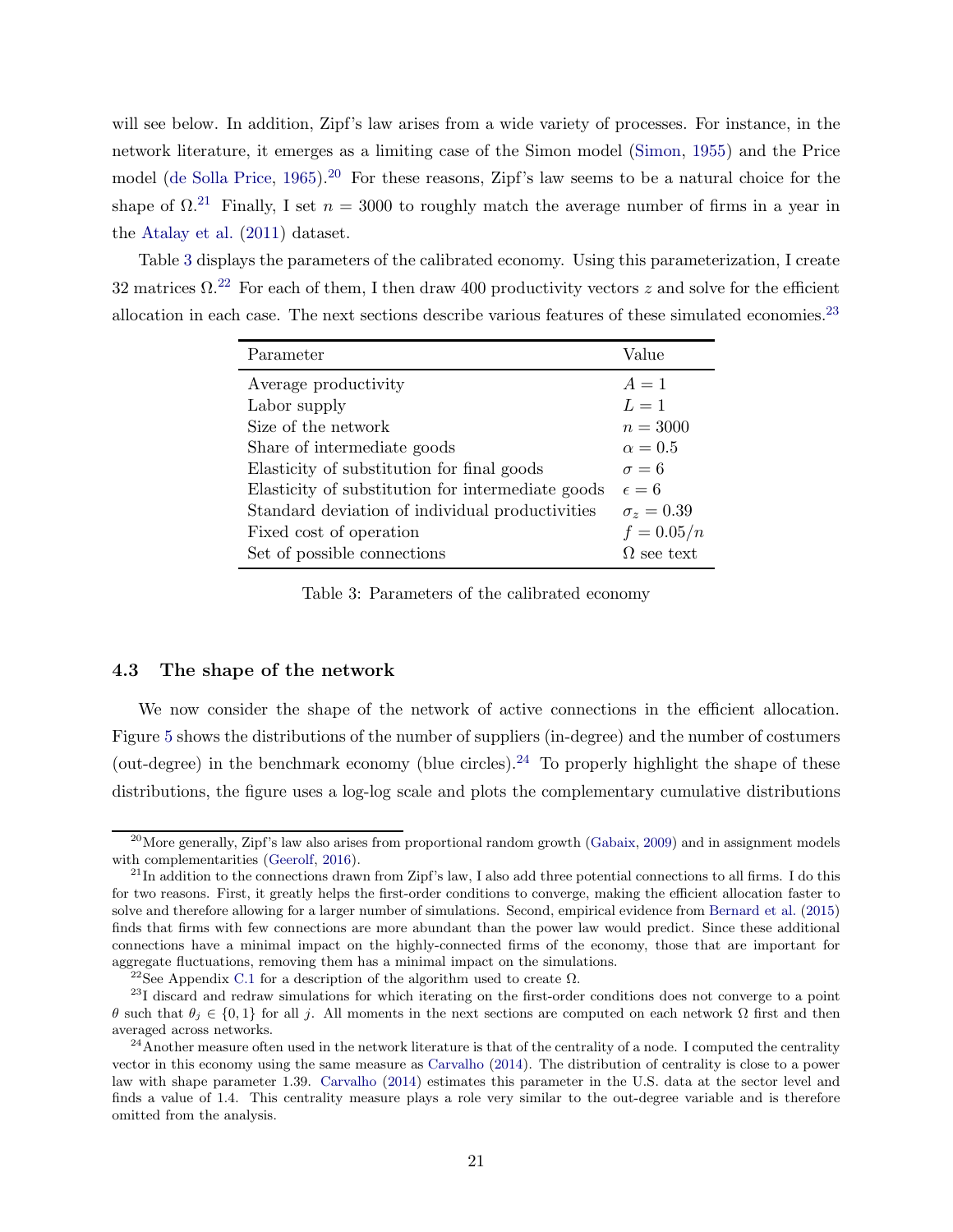will see below. In addition, Zipf's law arises from a wide variety of processes. For instance, in the network literature, it emerges as a limiting case of the Simon model (Simon, 1955) and the Price model (de Solla Price, 1965).[20] For these reasons, Zipf's law seems to be a natural choice for the shape of $\Omega$.[21] Finally, I set $n = 3000$ to roughly match the average number of firms in a year in the Atalay et al. (2011) dataset.

Table 3 displays the parameters of the calibrated economy. Using this parameterization, I create 32 matrices $\Omega$.[22] For each of them, I then draw 400 productivity vectors $z$ and solve for the efficient allocation in each case. The next sections describe various features of these simulated economies.[23]

| Parameter | Value |
|---|---|
| Average productivity | $A = 1$ |
| Labor supply | $L = 1$ |
| Size of the network | $n = 3000$ |
| Share of intermediate goods | $\alpha = 0.5$ |
| Elasticity of substitution for final goods | $\sigma = 6$ |
| Elasticity of substitution for intermediate goods | $\epsilon = 6$ |
| Standard deviation of individual productivities | $\sigma_z = 0.39$ |
| Fixed cost of operation | $f = 0.05/n$ |
| Set of possible connections | $\Omega$ see text |

Table 3: Parameters of the calibrated economy

### 4.3 The shape of the network

We now consider the shape of the network of active connections in the efficient allocation. Figure 5 shows the distributions of the number of suppliers (in-degree) and the number of costumers (out-degree) in the benchmark economy (blue circles).[24] To properly highlight the shape of these distributions, the figure uses a log-log scale and plots the complementary cumulative distributions

---

[20] More generally, Zipf's law also arises from proportional random growth (Gabaix, 2009) and in assignment models with complementarities (Geerolf, 2016).

[21] In addition to the connections drawn from Zipf's law, I also add three potential connections to all firms. I do this for two reasons. First, it greatly helps the first-order conditions to converge, making the efficient allocation faster to solve and therefore allowing for a larger number of simulations. Second, empirical evidence from Bernard et al. (2015) finds that firms with few connections are more abundant than the power law would predict. Since these additional connections have a minimal impact on the highly-connected firms of the economy, those that are important for aggregate fluctuations, removing them has a minimal impact on the simulations.

[22] See Appendix C.1 for a description of the algorithm used to create $\Omega$.

[23] I discard and redraw simulations for which iterating on the first-order conditions does not converge to a point $\theta$ such that $\theta_j \in \{0, 1\}$ for all $j$. All moments in the next sections are computed on each network $\Omega$ first and then averaged across networks.

[24] Another measure often used in the network literature is that of the centrality of a node. I computed the centrality vector in this economy using the same measure as Carvalho (2014). The distribution of centrality is close to a power law with shape parameter 1.39. Carvalho (2014) estimates this parameter in the U.S. data at the sector level and finds a value of 1.4. This centrality measure plays a role very similar to the out-degree variable and is therefore omitted from the analysis.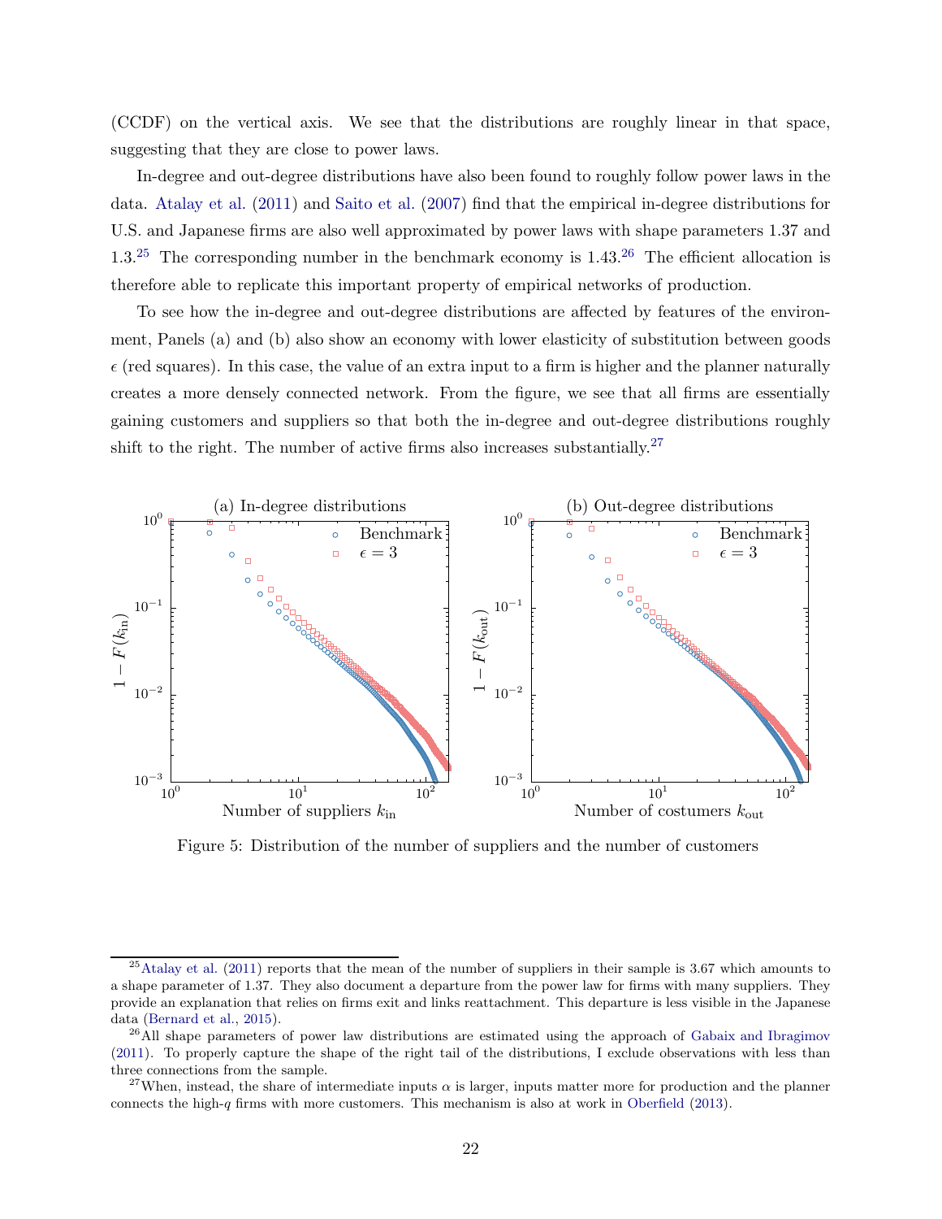(CCDF) on the vertical axis. We see that the distributions are roughly linear in that space, suggesting that they are close to power laws.

In-degree and out-degree distributions have also been found to roughly follow power laws in the data. Atalay et al. (2011) and Saito et al. (2007) find that the empirical in-degree distributions for U.S. and Japanese firms are also well approximated by power laws with shape parameters 1.37 and 1.3.[25] The corresponding number in the benchmark economy is 1.43.[26] The efficient allocation is therefore able to replicate this important property of empirical networks of production.

To see how the in-degree and out-degree distributions are affected by features of the environment, Panels (a) and (b) also show an economy with lower elasticity of substitution between goods $\epsilon$ (red squares). In this case, the value of an extra input to a firm is higher and the planner naturally creates a more densely connected network. From the figure, we see that all firms are essentially gaining customers and suppliers so that both the in-degree and out-degree distributions roughly shift to the right. The number of active firms also increases substantially.[27]

Figure 5: Distribution of the number of suppliers and the number of customers

---

[25] Atalay et al. (2011) reports that the mean of the number of suppliers in their sample is 3.67 which amounts to a shape parameter of 1.37. They also document a departure from the power law for firms with many suppliers. They provide an explanation that relies on firms exit and links reattachment. This departure is less visible in the Japanese data (Bernard et al., 2015).

[26] All shape parameters of power law distributions are estimated using the approach of Gabaix and Ibragimov (2011). To properly capture the shape of the right tail of the distributions, I exclude observations with less than three connections from the sample.

[27] When, instead, the share of intermediate inputs $\alpha$ is larger, inputs matter more for production and the planner connects the high-$q$ firms with more customers. This mechanism is also at work in Oberfield (2013).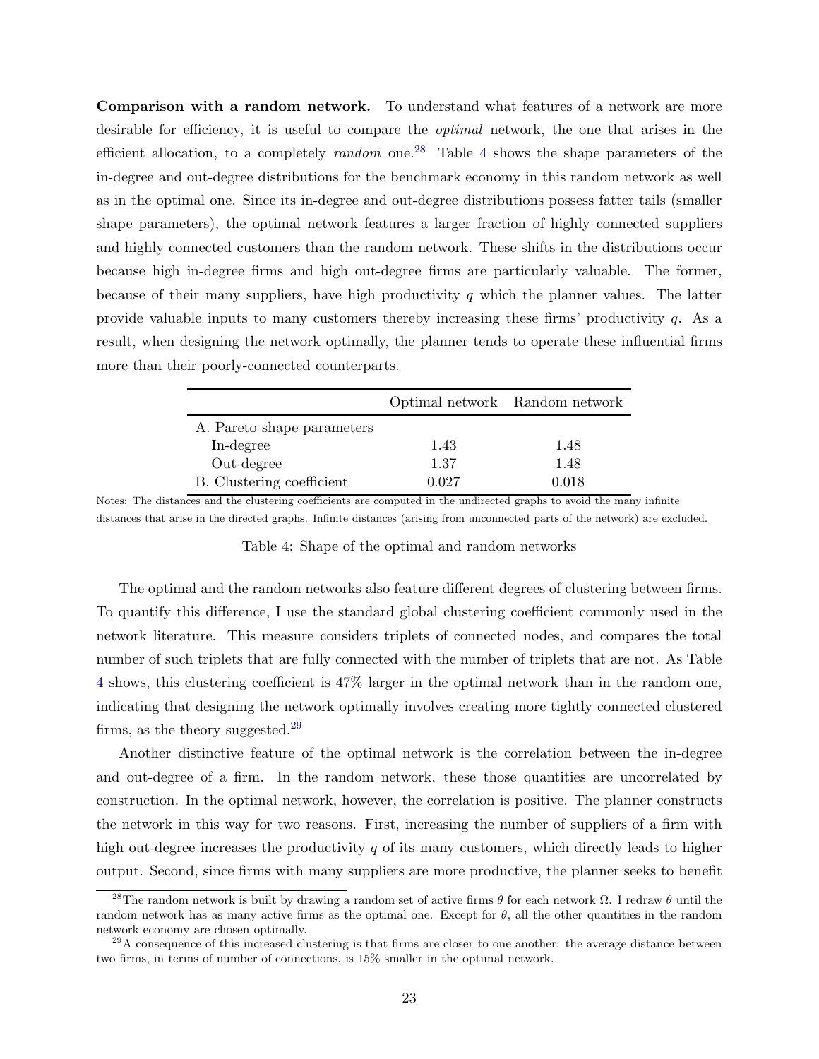**Comparison with a random network.** To understand what features of a network are more desirable for efficiency, it is useful to compare the *optimal* network, the one that arises in the efficient allocation, to a completely *random* one.[28] Table 4 shows the shape parameters of the in-degree and out-degree distributions for the benchmark economy in this random network as well as in the optimal one. Since its in-degree and out-degree distributions possess fatter tails (smaller shape parameters), the optimal network features a larger fraction of highly connected suppliers and highly connected customers than the random network. These shifts in the distributions occur because high in-degree firms and high out-degree firms are particularly valuable. The former, because of their many suppliers, have high productivity $q$ which the planner values. The latter provide valuable inputs to many customers thereby increasing these firms' productivity $q$. As a result, when designing the network optimally, the planner tends to operate these influential firms more than their poorly-connected counterparts.

| | Optimal network | Random network |
|---|---|---|
| A. Pareto shape parameters | | |
| In-degree | 1.43 | 1.48 |
| Out-degree | 1.37 | 1.48 |
| B. Clustering coefficient | 0.027 | 0.018 |

Notes: The distances and the clustering coefficients are computed in the undirected graphs to avoid the many infinite distances that arise in the directed graphs. Infinite distances (arising from unconnected parts of the network) are excluded.

Table 4: Shape of the optimal and random networks

The optimal and the random networks also feature different degrees of clustering between firms. To quantify this difference, I use the standard global clustering coefficient commonly used in the network literature. This measure considers triplets of connected nodes, and compares the total number of such triplets that are fully connected with the number of triplets that are not. As Table 4 shows, this clustering coefficient is 47% larger in the optimal network than in the random one, indicating that designing the network optimally involves creating more tightly connected clustered firms, as the theory suggested.[29]

Another distinctive feature of the optimal network is the correlation between the in-degree and out-degree of a firm. In the random network, these those quantities are uncorrelated by construction. In the optimal network, however, the correlation is positive. The planner constructs the network in this way for two reasons. First, increasing the number of suppliers of a firm with high out-degree increases the productivity $q$ of its many customers, which directly leads to higher output. Second, since firms with many suppliers are more productive, the planner seeks to benefit

[28] The random network is built by drawing a random set of active firms $\theta$ for each network $\Omega$. I redraw $\theta$ until the random network has as many active firms as the optimal one. Except for $\theta$, all the other quantities in the random network economy are chosen optimally.

[29] A consequence of this increased clustering is that firms are closer to one another: the average distance between two firms, in terms of number of connections, is 15% smaller in the optimal network.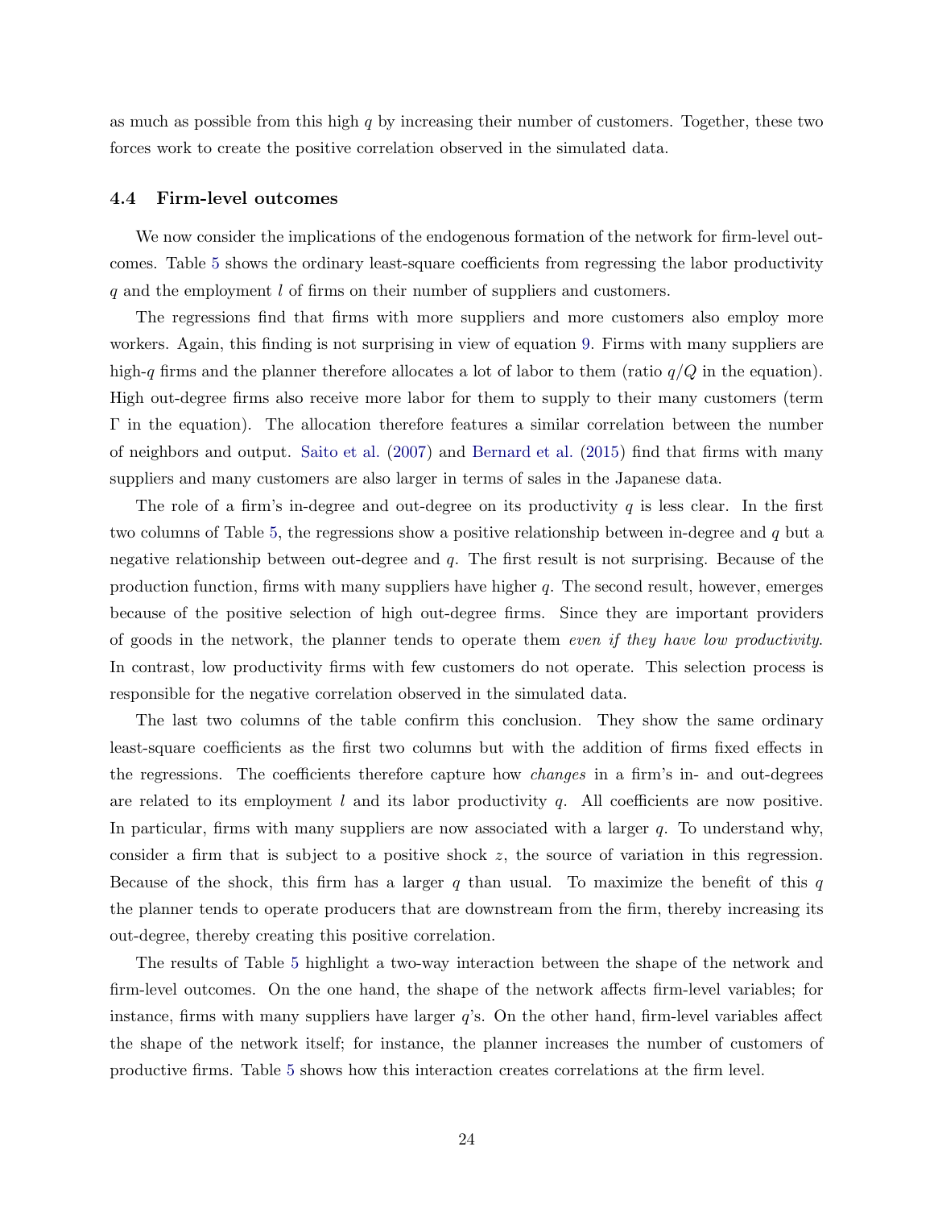as much as possible from this high $q$ by increasing their number of customers. Together, these two forces work to create the positive correlation observed in the simulated data.

### 4.4 Firm-level outcomes

We now consider the implications of the endogenous formation of the network for firm-level outcomes. Table 5 shows the ordinary least-square coefficients from regressing the labor productivity $q$ and the employment $l$ of firms on their number of suppliers and customers.

The regressions find that firms with more suppliers and more customers also employ more workers. Again, this finding is not surprising in view of equation 9. Firms with many suppliers are high-$q$ firms and the planner therefore allocates a lot of labor to them (ratio $q/Q$ in the equation). High out-degree firms also receive more labor for them to supply to their many customers (term $\Gamma$ in the equation). The allocation therefore features a similar correlation between the number of neighbors and output. Saito et al. (2007) and Bernard et al. (2015) find that firms with many suppliers and many customers are also larger in terms of sales in the Japanese data.

The role of a firm's in-degree and out-degree on its productivity $q$ is less clear. In the first two columns of Table 5, the regressions show a positive relationship between in-degree and $q$ but a negative relationship between out-degree and $q$. The first result is not surprising. Because of the production function, firms with many suppliers have higher $q$. The second result, however, emerges because of the positive selection of high out-degree firms. Since they are important providers of goods in the network, the planner tends to operate them *even if they have low productivity*. In contrast, low productivity firms with few customers do not operate. This selection process is responsible for the negative correlation observed in the simulated data.

The last two columns of the table confirm this conclusion. They show the same ordinary least-square coefficients as the first two columns but with the addition of firms fixed effects in the regressions. The coefficients therefore capture how *changes* in a firm's in- and out-degrees are related to its employment $l$ and its labor productivity $q$. All coefficients are now positive. In particular, firms with many suppliers are now associated with a larger $q$. To understand why, consider a firm that is subject to a positive shock $z$, the source of variation in this regression. Because of the shock, this firm has a larger $q$ than usual. To maximize the benefit of this $q$ the planner tends to operate producers that are downstream from the firm, thereby increasing its out-degree, thereby creating this positive correlation.

The results of Table 5 highlight a two-way interaction between the shape of the network and firm-level outcomes. On the one hand, the shape of the network affects firm-level variables; for instance, firms with many suppliers have larger $q$'s. On the other hand, firm-level variables affect the shape of the network itself; for instance, the planner increases the number of customers of productive firms. Table 5 shows how this interaction creates correlations at the firm level.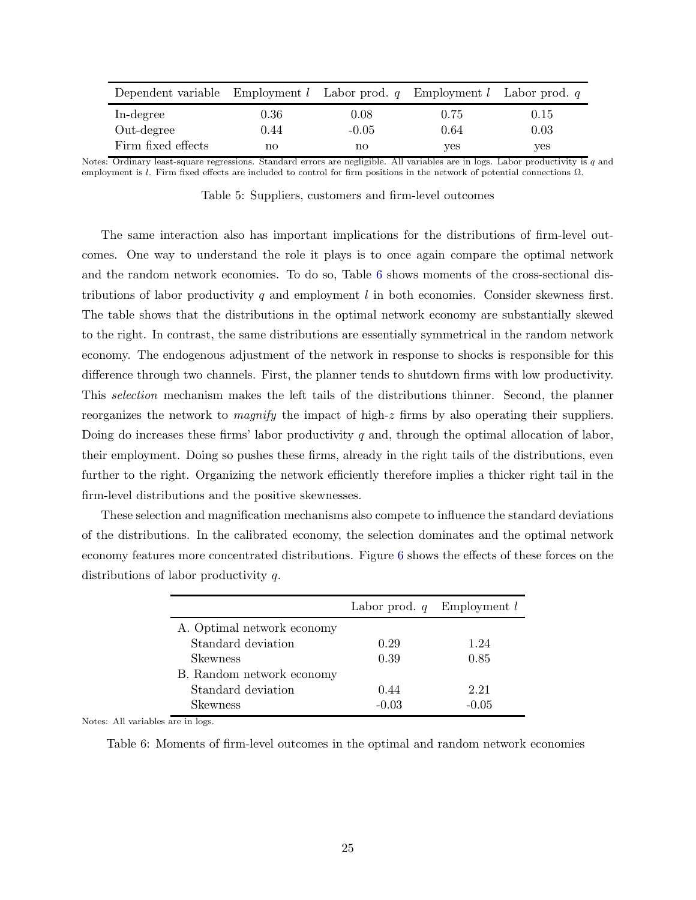| Dependent variable | Employment $l$ | Labor prod. $q$ | Employment $l$ | Labor prod. $q$ |
|---|---|---|---|---|
| In-degree | 0.36 | 0.08 | 0.75 | 0.15 |
| Out-degree | 0.44 | -0.05 | 0.64 | 0.03 |
| Firm fixed effects | no | no | yes | yes |

Notes: Ordinary least-square regressions. Standard errors are negligible. All variables are in logs. Labor productivity is $q$ and employment is $l$. Firm fixed effects are included to control for firm positions in the network of potential connections $\Omega$.

Table 5: Suppliers, customers and firm-level outcomes

The same interaction also has important implications for the distributions of firm-level outcomes. One way to understand the role it plays is to once again compare the optimal network and the random network economies. To do so, Table 6 shows moments of the cross-sectional distributions of labor productivity $q$ and employment $l$ in both economies. Consider skewness first. The table shows that the distributions in the optimal network economy are substantially skewed to the right. In contrast, the same distributions are essentially symmetrical in the random network economy. The endogenous adjustment of the network in response to shocks is responsible for this difference through two channels. First, the planner tends to shutdown firms with low productivity. This *selection* mechanism makes the left tails of the distributions thinner. Second, the planner reorganizes the network to *magnify* the impact of high-$z$ firms by also operating their suppliers. Doing do increases these firms' labor productivity $q$ and, through the optimal allocation of labor, their employment. Doing so pushes these firms, already in the right tails of the distributions, even further to the right. Organizing the network efficiently therefore implies a thicker right tail in the firm-level distributions and the positive skewnesses.

These selection and magnification mechanisms also compete to influence the standard deviations of the distributions. In the calibrated economy, the selection dominates and the optimal network economy features more concentrated distributions. Figure 6 shows the effects of these forces on the distributions of labor productivity $q$.

| | Labor prod. $q$ | Employment $l$ |
|---|---|---|
| A. Optimal network economy | | |
| Standard deviation | 0.29 | 1.24 |
| Skewness | 0.39 | 0.85 |
| B. Random network economy | | |
| Standard deviation | 0.44 | 2.21 |
| Skewness | -0.03 | -0.05 |

Notes: All variables are in logs.

Table 6: Moments of firm-level outcomes in the optimal and random network economies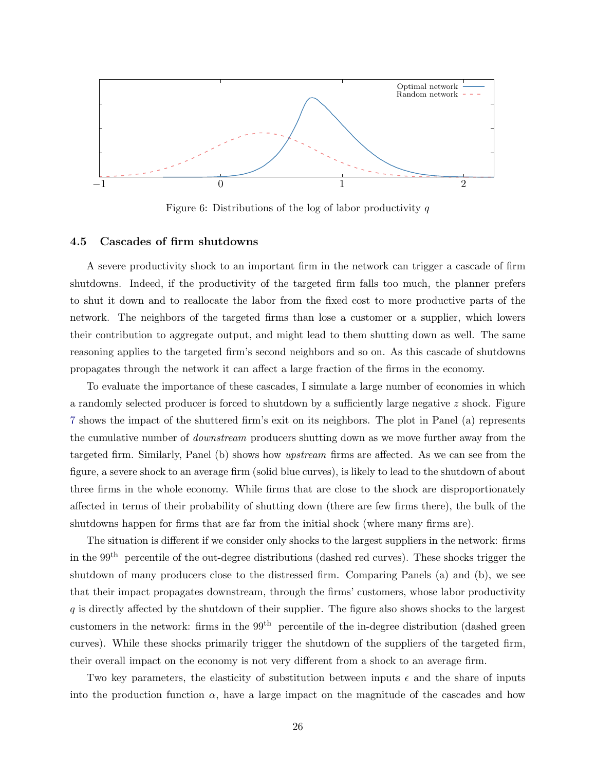Figure 6: Distributions of the log of labor productivity $q$

### 4.5 Cascades of firm shutdowns

A severe productivity shock to an important firm in the network can trigger a cascade of firm shutdowns. Indeed, if the productivity of the targeted firm falls too much, the planner prefers to shut it down and to reallocate the labor from the fixed cost to more productive parts of the network. The neighbors of the targeted firms than lose a customer or a supplier, which lowers their contribution to aggregate output, and might lead to them shutting down as well. The same reasoning applies to the targeted firm's second neighbors and so on. As this cascade of shutdowns propagates through the network it can affect a large fraction of the firms in the economy.

To evaluate the importance of these cascades, I simulate a large number of economies in which a randomly selected producer is forced to shutdown by a sufficiently large negative $z$ shock. Figure 7 shows the impact of the shuttered firm's exit on its neighbors. The plot in Panel (a) represents the cumulative number of *downstream* producers shutting down as we move further away from the targeted firm. Similarly, Panel (b) shows how *upstream* firms are affected. As we can see from the figure, a severe shock to an average firm (solid blue curves), is likely to lead to the shutdown of about three firms in the whole economy. While firms that are close to the shock are disproportionately affected in terms of their probability of shutting down (there are few firms there), the bulk of the shutdowns happen for firms that are far from the initial shock (where many firms are).

The situation is different if we consider only shocks to the largest suppliers in the network: firms in the $99^{\text{th}}$ percentile of the out-degree distributions (dashed red curves). These shocks trigger the shutdown of many producers close to the distressed firm. Comparing Panels (a) and (b), we see that their impact propagates downstream, through the firms' customers, whose labor productivity $q$ is directly affected by the shutdown of their supplier. The figure also shows shocks to the largest customers in the network: firms in the $99^{\text{th}}$ percentile of the in-degree distribution (dashed green curves). While these shocks primarily trigger the shutdown of the suppliers of the targeted firm, their overall impact on the economy is not very different from a shock to an average firm.

Two key parameters, the elasticity of substitution between inputs $\epsilon$ and the share of inputs into the production function $\alpha$, have a large impact on the magnitude of the cascades and how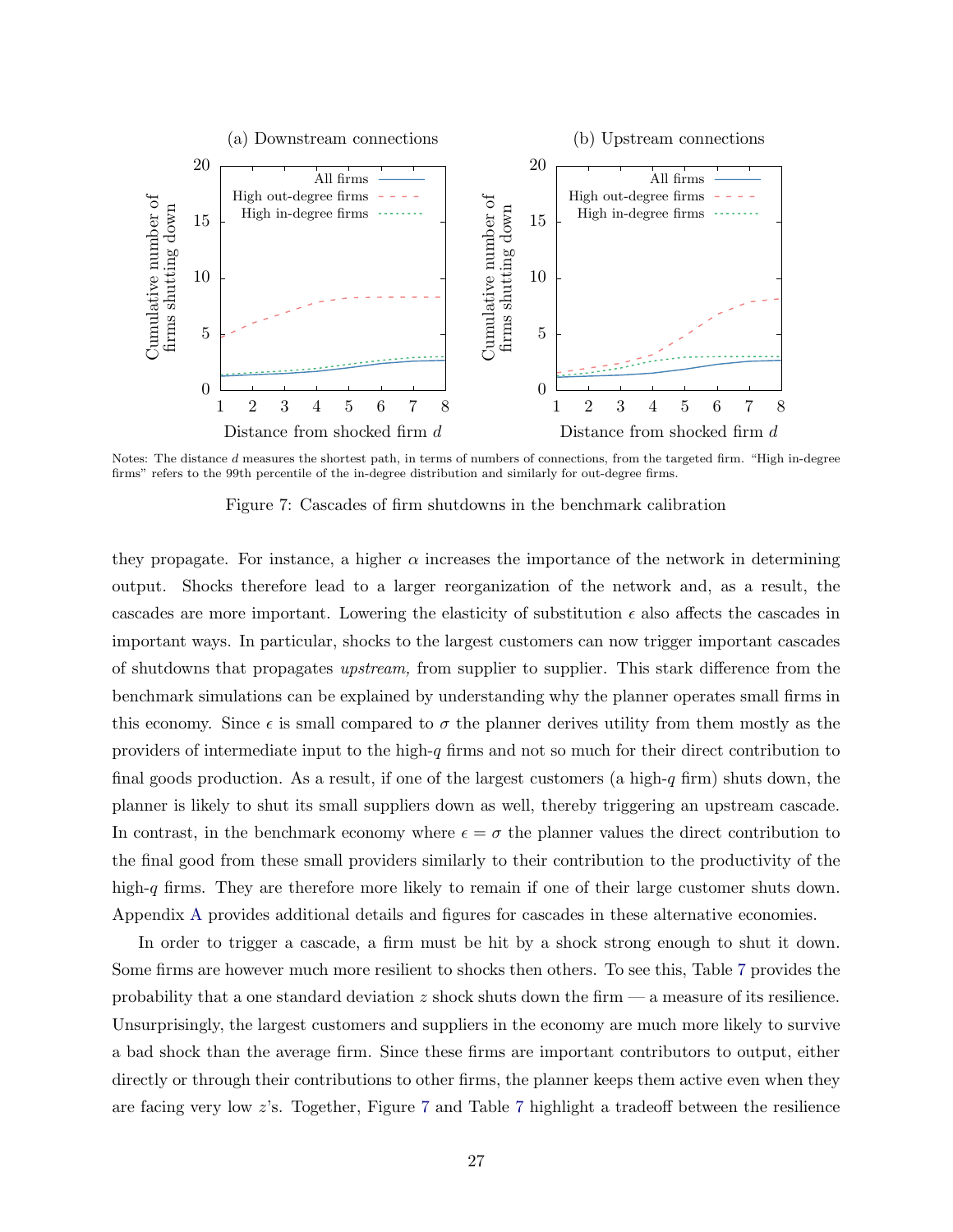(a) Downstream connections

(b) Upstream connections

Notes: The distance $d$ measures the shortest path, in terms of numbers of connections, from the targeted firm. "High in-degree firms" refers to the 99th percentile of the in-degree distribution and similarly for out-degree firms.

Figure 7: Cascades of firm shutdowns in the benchmark calibration

they propagate. For instance, a higher $\alpha$ increases the importance of the network in determining output. Shocks therefore lead to a larger reorganization of the network and, as a result, the cascades are more important. Lowering the elasticity of substitution $\epsilon$ also affects the cascades in important ways. In particular, shocks to the largest customers can now trigger important cascades of shutdowns that propagates *upstream,* from supplier to supplier. This stark difference from the benchmark simulations can be explained by understanding why the planner operates small firms in this economy. Since $\epsilon$ is small compared to $\sigma$ the planner derives utility from them mostly as the providers of intermediate input to the high-$q$ firms and not so much for their direct contribution to final goods production. As a result, if one of the largest customers (a high-$q$ firm) shuts down, the planner is likely to shut its small suppliers down as well, thereby triggering an upstream cascade. In contrast, in the benchmark economy where $\epsilon = \sigma$ the planner values the direct contribution to the final good from these small providers similarly to their contribution to the productivity of the high-$q$ firms. They are therefore more likely to remain if one of their large customer shuts down. Appendix A provides additional details and figures for cascades in these alternative economies.

In order to trigger a cascade, a firm must be hit by a shock strong enough to shut it down. Some firms are however much more resilient to shocks then others. To see this, Table 7 provides the probability that a one standard deviation $z$ shock shuts down the firm — a measure of its resilience. Unsurprisingly, the largest customers and suppliers in the economy are much more likely to survive a bad shock than the average firm. Since these firms are important contributors to output, either directly or through their contributions to other firms, the planner keeps them active even when they are facing very low $z$'s. Together, Figure 7 and Table 7 highlight a tradeoff between the resilience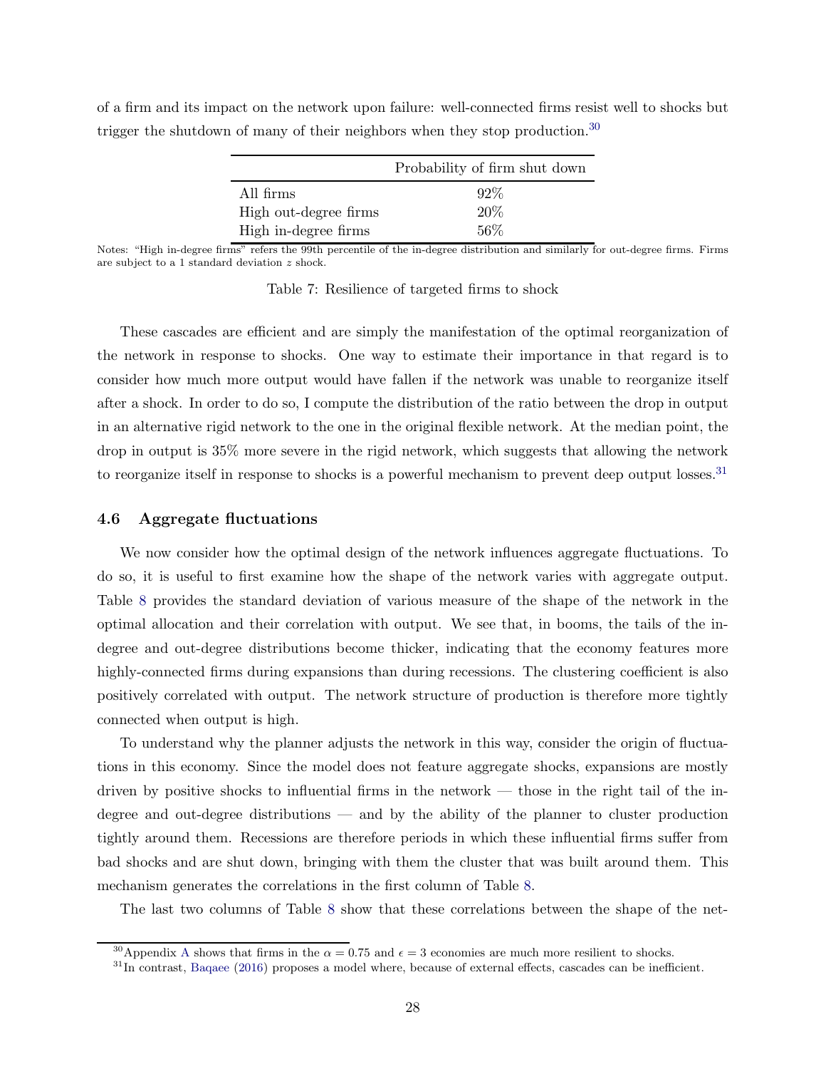of a firm and its impact on the network upon failure: well-connected firms resist well to shocks but trigger the shutdown of many of their neighbors when they stop production.[30]

| | Probability of firm shut down |
|---|---|
| All firms | 92% |
| High out-degree firms | 20% |
| High in-degree firms | 56% |

Notes: "High in-degree firms" refers the 99th percentile of the in-degree distribution and similarly for out-degree firms. Firms are subject to a 1 standard deviation $z$ shock.

Table 7: Resilience of targeted firms to shock

These cascades are efficient and are simply the manifestation of the optimal reorganization of the network in response to shocks. One way to estimate their importance in that regard is to consider how much more output would have fallen if the network was unable to reorganize itself after a shock. In order to do so, I compute the distribution of the ratio between the drop in output in an alternative rigid network to the one in the original flexible network. At the median point, the drop in output is 35% more severe in the rigid network, which suggests that allowing the network to reorganize itself in response to shocks is a powerful mechanism to prevent deep output losses.[31]

### 4.6 Aggregate fluctuations

We now consider how the optimal design of the network influences aggregate fluctuations. To do so, it is useful to first examine how the shape of the network varies with aggregate output. Table 8 provides the standard deviation of various measure of the shape of the network in the optimal allocation and their correlation with output. We see that, in booms, the tails of the in-degree and out-degree distributions become thicker, indicating that the economy features more highly-connected firms during expansions than during recessions. The clustering coefficient is also positively correlated with output. The network structure of production is therefore more tightly connected when output is high.

To understand why the planner adjusts the network in this way, consider the origin of fluctuations in this economy. Since the model does not feature aggregate shocks, expansions are mostly driven by positive shocks to influential firms in the network — those in the right tail of the in-degree and out-degree distributions — and by the ability of the planner to cluster production tightly around them. Recessions are therefore periods in which these influential firms suffer from bad shocks and are shut down, bringing with them the cluster that was built around them. This mechanism generates the correlations in the first column of Table 8.

The last two columns of Table 8 show that these correlations between the shape of the net-

[30] Appendix A shows that firms in the $\alpha = 0.75$ and $\epsilon = 3$ economies are much more resilient to shocks.

[31] In contrast, Baqaee (2016) proposes a model where, because of external effects, cascades can be inefficient.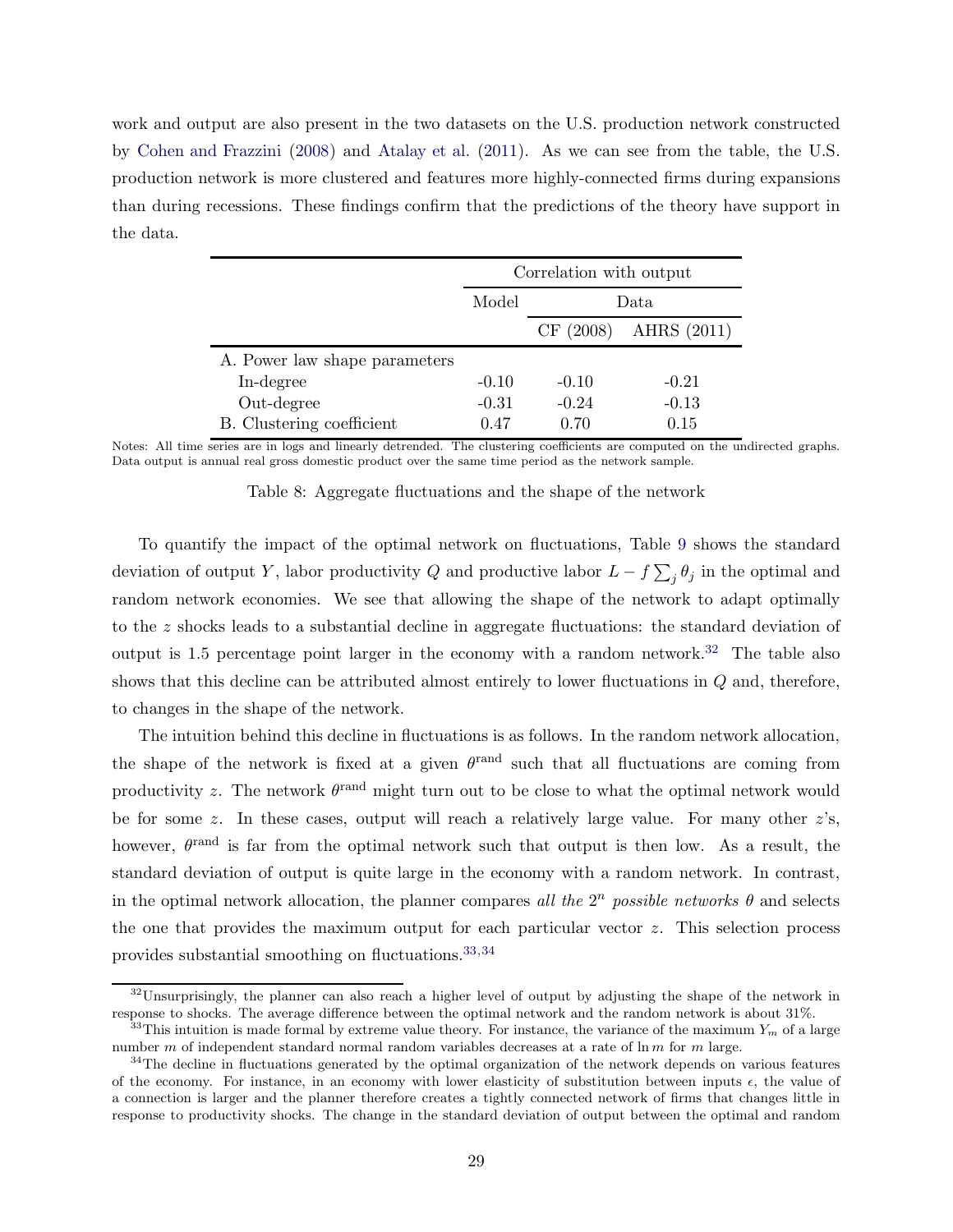work and output are also present in the two datasets on the U.S. production network constructed by Cohen and Frazzini (2008) and Atalay et al. (2011). As we can see from the table, the U.S. production network is more clustered and features more highly-connected firms during expansions than during recessions. These findings confirm that the predictions of the theory have support in the data.

| | Correlation with output | | |
|---|---|---|---|
| | Model | Data | |
| | | CF (2008) | AHRS (2011) |
| A. Power law shape parameters | | | |
| In-degree | -0.10 | -0.10 | -0.21 |
| Out-degree | -0.31 | -0.24 | -0.13 |
| B. Clustering coefficient | 0.47 | 0.70 | 0.15 |

Notes: All time series are in logs and linearly detrended. The clustering coefficients are computed on the undirected graphs. Data output is annual real gross domestic product over the same time period as the network sample.

Table 8: Aggregate fluctuations and the shape of the network

To quantify the impact of the optimal network on fluctuations, Table 9 shows the standard deviation of output $Y$, labor productivity $Q$ and productive labor $L - f\sum_j \theta_j$ in the optimal and random network economies. We see that allowing the shape of the network to adapt optimally to the $z$ shocks leads to a substantial decline in aggregate fluctuations: the standard deviation of output is 1.5 percentage point larger in the economy with a random network.[32] The table also shows that this decline can be attributed almost entirely to lower fluctuations in $Q$ and, therefore, to changes in the shape of the network.

The intuition behind this decline in fluctuations is as follows. In the random network allocation, the shape of the network is fixed at a given $\theta^{\text{rand}}$ such that all fluctuations are coming from productivity $z$. The network $\theta^{\text{rand}}$ might turn out to be close to what the optimal network would be for some $z$. In these cases, output will reach a relatively large value. For many other $z$'s, however, $\theta^{\text{rand}}$ is far from the optimal network such that output is then low. As a result, the standard deviation of output is quite large in the economy with a random network. In contrast, in the optimal network allocation, the planner compares *all the* $2^n$ *possible networks* $\theta$ and selects the one that provides the maximum output for each particular vector $z$. This selection process provides substantial smoothing on fluctuations.[33,34]

[32] Unsurprisingly, the planner can also reach a higher level of output by adjusting the shape of the network in response to shocks. The average difference between the optimal network and the random network is about 31%.

[33] This intuition is made formal by extreme value theory. For instance, the variance of the maximum $Y_m$ of a large number $m$ of independent standard normal random variables decreases at a rate of $\ln m$ for $m$ large.

[34] The decline in fluctuations generated by the optimal organization of the network depends on various features of the economy. For instance, in an economy with lower elasticity of substitution between inputs $\epsilon$, the value of a connection is larger and the planner therefore creates a tightly connected network of firms that changes little in response to productivity shocks. The change in the standard deviation of output between the optimal and random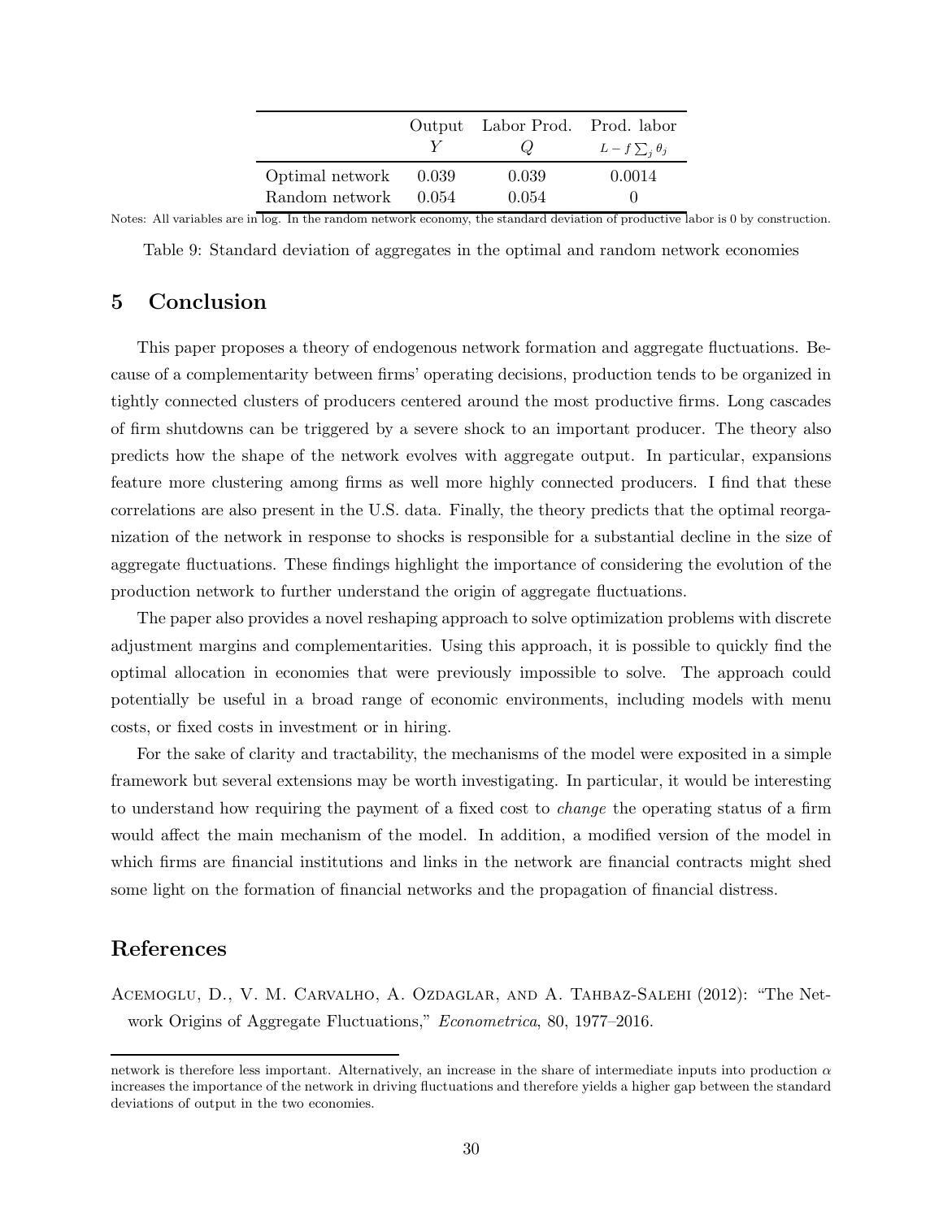| | Output $Y$ | Labor Prod. $Q$ | Prod. labor $L - f \sum_j \theta_j$ |
|---|---|---|---|
| Optimal network | 0.039 | 0.039 | 0.0014 |
| Random network | 0.054 | 0.054 | 0 |

Notes: All variables are in log. In the random network economy, the standard deviation of productive labor is 0 by construction.

Table 9: Standard deviation of aggregates in the optimal and random network economies

## 5 Conclusion

This paper proposes a theory of endogenous network formation and aggregate fluctuations. Because of a complementarity between firms' operating decisions, production tends to be organized in tightly connected clusters of producers centered around the most productive firms. Long cascades of firm shutdowns can be triggered by a severe shock to an important producer. The theory also predicts how the shape of the network evolves with aggregate output. In particular, expansions feature more clustering among firms as well more highly connected producers. I find that these correlations are also present in the U.S. data. Finally, the theory predicts that the optimal reorganization of the network in response to shocks is responsible for a substantial decline in the size of aggregate fluctuations. These findings highlight the importance of considering the evolution of the production network to further understand the origin of aggregate fluctuations.

The paper also provides a novel reshaping approach to solve optimization problems with discrete adjustment margins and complementarities. Using this approach, it is possible to quickly find the optimal allocation in economies that were previously impossible to solve. The approach could potentially be useful in a broad range of economic environments, including models with menu costs, or fixed costs in investment or in hiring.

For the sake of clarity and tractability, the mechanisms of the model were exposited in a simple framework but several extensions may be worth investigating. In particular, it would be interesting to understand how requiring the payment of a fixed cost to *change* the operating status of a firm would affect the main mechanism of the model. In addition, a modified version of the model in which firms are financial institutions and links in the network are financial contracts might shed some light on the formation of financial networks and the propagation of financial distress.

## References

Acemoglu, D., V. M. Carvalho, A. Ozdaglar, and A. Tahbaz-Salehi (2012): "The Network Origins of Aggregate Fluctuations," *Econometrica*, 80, 1977–2016.

network is therefore less important. Alternatively, an increase in the share of intermediate inputs into production $\alpha$ increases the importance of the network in driving fluctuations and therefore yields a higher gap between the standard deviations of output in the two economies.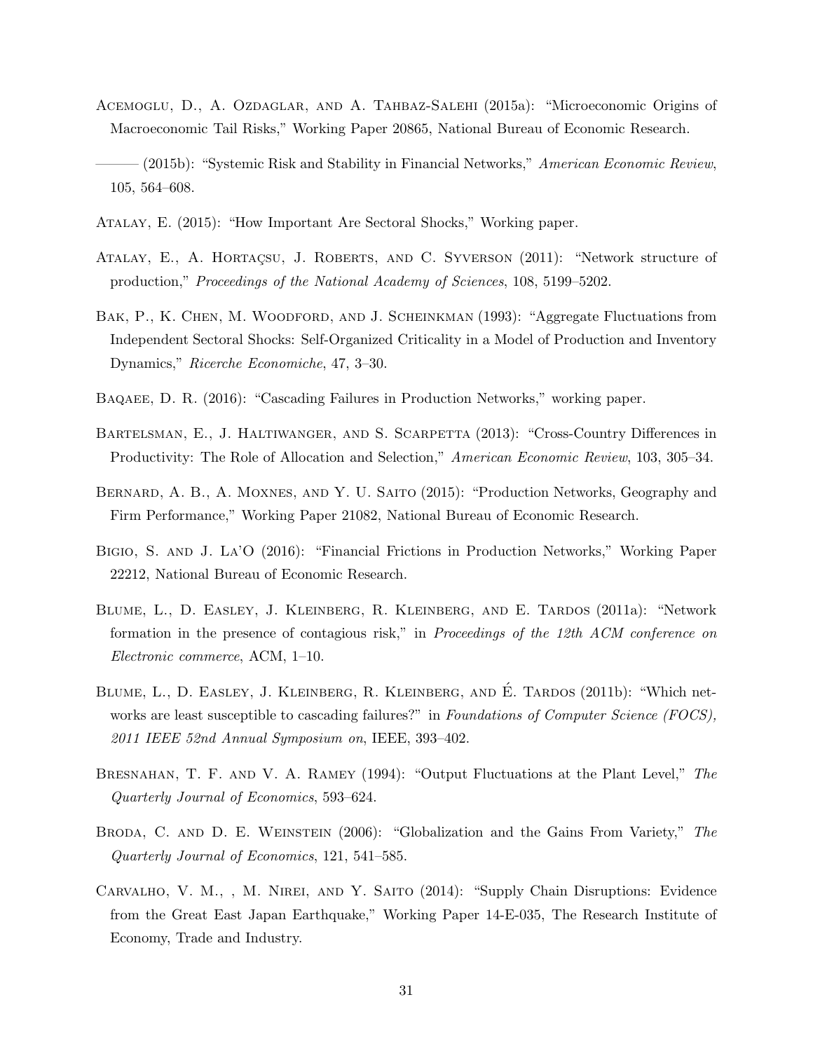Acemoglu, D., A. Ozdaglar, and A. Tahbaz-Salehi (2015a): "Microeconomic Origins of Macroeconomic Tail Risks," Working Paper 20865, National Bureau of Economic Research.

——— (2015b): "Systemic Risk and Stability in Financial Networks," *American Economic Review*, 105, 564–608.

Atalay, E. (2015): "How Important Are Sectoral Shocks," Working paper.

Atalay, E., A. Hortaçsu, J. Roberts, and C. Syverson (2011): "Network structure of production," *Proceedings of the National Academy of Sciences*, 108, 5199–5202.

Bak, P., K. Chen, M. Woodford, and J. Scheinkman (1993): "Aggregate Fluctuations from Independent Sectoral Shocks: Self-Organized Criticality in a Model of Production and Inventory Dynamics," *Ricerche Economiche*, 47, 3–30.

Baqaee, D. R. (2016): "Cascading Failures in Production Networks," working paper.

Bartelsman, E., J. Haltiwanger, and S. Scarpetta (2013): "Cross-Country Differences in Productivity: The Role of Allocation and Selection," *American Economic Review*, 103, 305–34.

Bernard, A. B., A. Moxnes, and Y. U. Saito (2015): "Production Networks, Geography and Firm Performance," Working Paper 21082, National Bureau of Economic Research.

Bigio, S. and J. La'O (2016): "Financial Frictions in Production Networks," Working Paper 22212, National Bureau of Economic Research.

Blume, L., D. Easley, J. Kleinberg, R. Kleinberg, and E. Tardos (2011a): "Network formation in the presence of contagious risk," in *Proceedings of the 12th ACM conference on Electronic commerce*, ACM, 1–10.

Blume, L., D. Easley, J. Kleinberg, R. Kleinberg, and É. Tardos (2011b): "Which networks are least susceptible to cascading failures?" in *Foundations of Computer Science (FOCS), 2011 IEEE 52nd Annual Symposium on*, IEEE, 393–402.

Bresnahan, T. F. and V. A. Ramey (1994): "Output Fluctuations at the Plant Level," *The Quarterly Journal of Economics*, 593–624.

Broda, C. and D. E. Weinstein (2006): "Globalization and the Gains From Variety," *The Quarterly Journal of Economics*, 121, 541–585.

Carvalho, V. M., , M. Nirei, and Y. Saito (2014): "Supply Chain Disruptions: Evidence from the Great East Japan Earthquake," Working Paper 14-E-035, The Research Institute of Economy, Trade and Industry.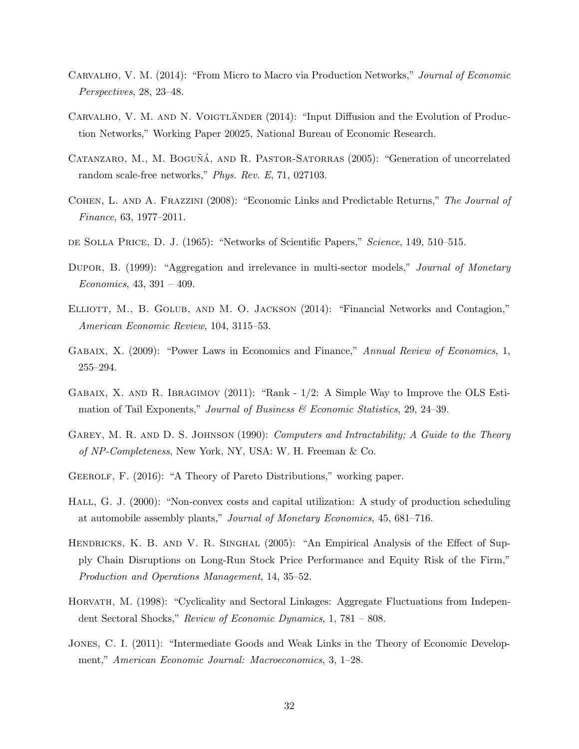Carvalho, V. M. (2014): "From Micro to Macro via Production Networks," *Journal of Economic Perspectives*, 28, 23–48.

Carvalho, V. M. and N. Voigtländer (2014): "Input Diffusion and the Evolution of Production Networks," Working Paper 20025, National Bureau of Economic Research.

Catanzaro, M., M. Boguñá, and R. Pastor-Satorras (2005): "Generation of uncorrelated random scale-free networks," *Phys. Rev. E*, 71, 027103.

Cohen, L. and A. Frazzini (2008): "Economic Links and Predictable Returns," *The Journal of Finance*, 63, 1977–2011.

de Solla Price, D. J. (1965): "Networks of Scientific Papers," *Science*, 149, 510–515.

Dupor, B. (1999): "Aggregation and irrelevance in multi-sector models," *Journal of Monetary Economics*, 43, 391 – 409.

Elliott, M., B. Golub, and M. O. Jackson (2014): "Financial Networks and Contagion," *American Economic Review*, 104, 3115–53.

Gabaix, X. (2009): "Power Laws in Economics and Finance," *Annual Review of Economics*, 1, 255–294.

Gabaix, X. and R. Ibragimov (2011): "Rank - 1/2: A Simple Way to Improve the OLS Estimation of Tail Exponents," *Journal of Business & Economic Statistics*, 29, 24–39.

Garey, M. R. and D. S. Johnson (1990): *Computers and Intractability; A Guide to the Theory of NP-Completeness*, New York, NY, USA: W. H. Freeman & Co.

Geerolf, F. (2016): "A Theory of Pareto Distributions," working paper.

Hall, G. J. (2000): "Non-convex costs and capital utilization: A study of production scheduling at automobile assembly plants," *Journal of Monetary Economics*, 45, 681–716.

Hendricks, K. B. and V. R. Singhal (2005): "An Empirical Analysis of the Effect of Supply Chain Disruptions on Long-Run Stock Price Performance and Equity Risk of the Firm," *Production and Operations Management*, 14, 35–52.

Horvath, M. (1998): "Cyclicality and Sectoral Linkages: Aggregate Fluctuations from Independent Sectoral Shocks," *Review of Economic Dynamics*, 1, 781 – 808.

Jones, C. I. (2011): "Intermediate Goods and Weak Links in the Theory of Economic Development," *American Economic Journal: Macroeconomics*, 3, 1–28.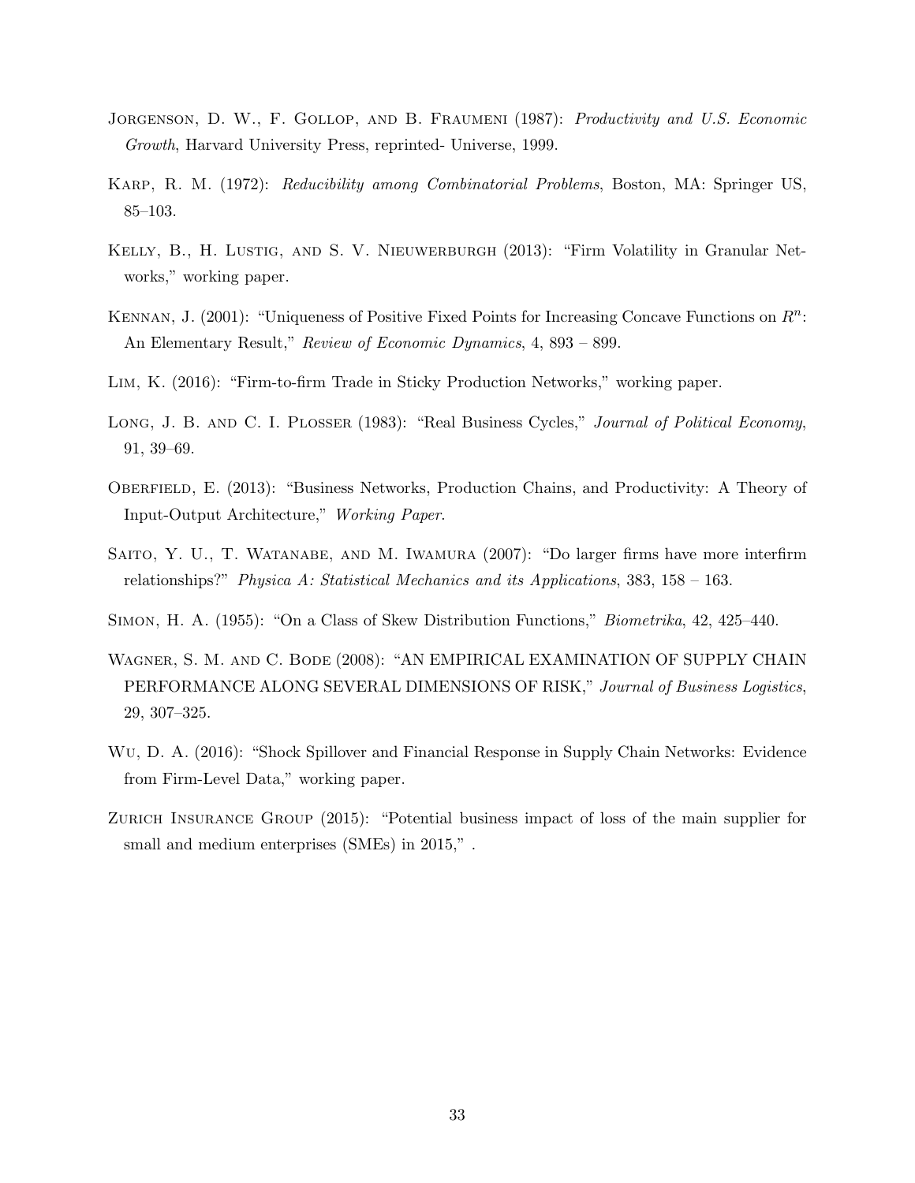Jorgenson, D. W., F. Gollop, and B. Fraumeni (1987): *Productivity and U.S. Economic Growth*, Harvard University Press, reprinted- Universe, 1999.

Karp, R. M. (1972): *Reducibility among Combinatorial Problems*, Boston, MA: Springer US, 85–103.

Kelly, B., H. Lustig, and S. V. Nieuwerburgh (2013): "Firm Volatility in Granular Networks," working paper.

Kennan, J. (2001): "Uniqueness of Positive Fixed Points for Increasing Concave Functions on $R^n$: An Elementary Result," *Review of Economic Dynamics*, 4, 893 – 899.

Lim, K. (2016): "Firm-to-firm Trade in Sticky Production Networks," working paper.

Long, J. B. and C. I. Plosser (1983): "Real Business Cycles," *Journal of Political Economy*, 91, 39–69.

Oberfield, E. (2013): "Business Networks, Production Chains, and Productivity: A Theory of Input-Output Architecture," *Working Paper*.

Saito, Y. U., T. Watanabe, and M. Iwamura (2007): "Do larger firms have more interfirm relationships?" *Physica A: Statistical Mechanics and its Applications*, 383, 158 – 163.

Simon, H. A. (1955): "On a Class of Skew Distribution Functions," *Biometrika*, 42, 425–440.

Wagner, S. M. and C. Bode (2008): "AN EMPIRICAL EXAMINATION OF SUPPLY CHAIN PERFORMANCE ALONG SEVERAL DIMENSIONS OF RISK," *Journal of Business Logistics*, 29, 307–325.

Wu, D. A. (2016): "Shock Spillover and Financial Response in Supply Chain Networks: Evidence from Firm-Level Data," working paper.

Zurich Insurance Group (2015): "Potential business impact of loss of the main supplier for small and medium enterprises (SMEs) in 2015," .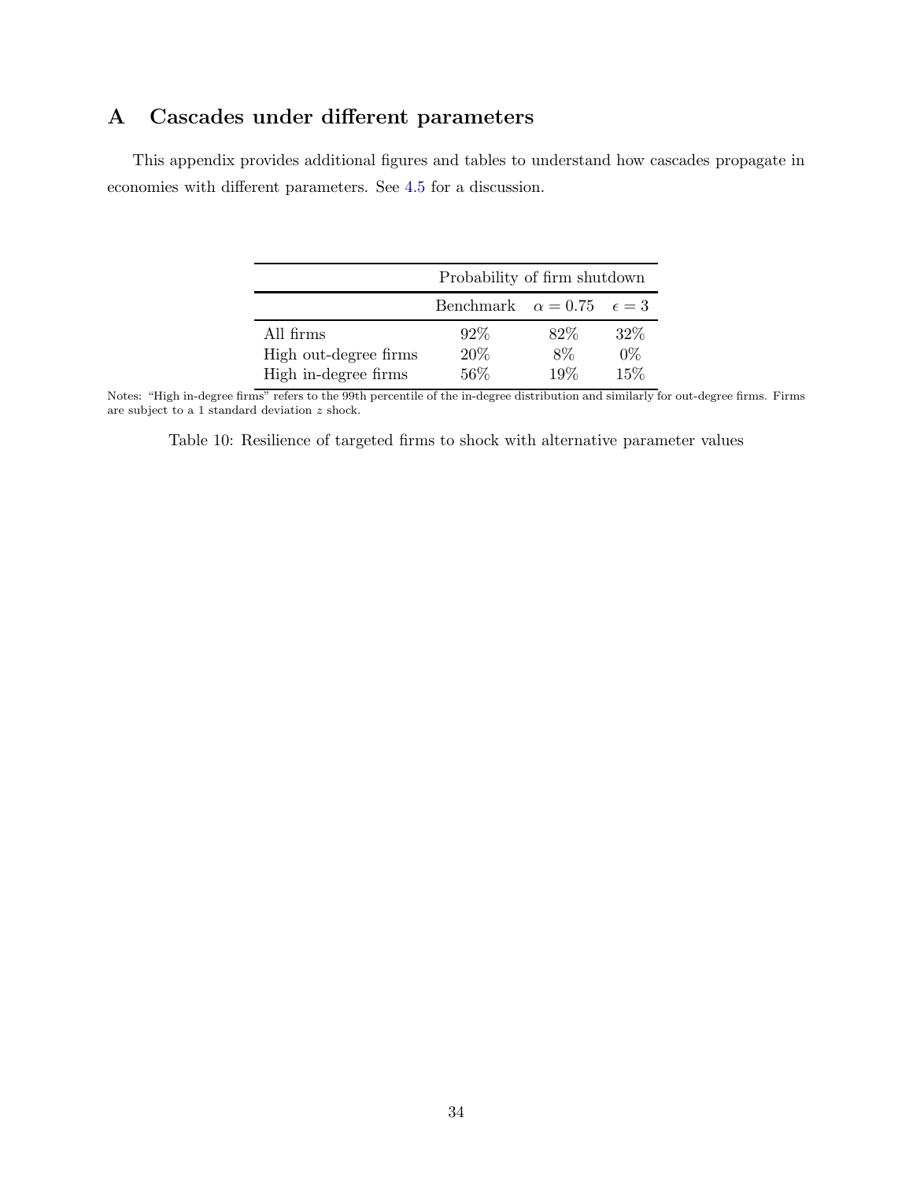# A Cascades under different parameters

This appendix provides additional figures and tables to understand how cascades propagate in economies with different parameters. See 4.5 for a discussion.

| | Probability of firm shutdown | | |
|---|---|---|---|
| | Benchmark | $\alpha = 0.75$ | $\epsilon = 3$ |
| All firms | 92% | 82% | 32% |
| High out-degree firms | 20% | 8% | 0% |
| High in-degree firms | 56% | 19% | 15% |

Notes: "High in-degree firms" refers to the 99th percentile of the in-degree distribution and similarly for out-degree firms. Firms are subject to a 1 standard deviation $z$ shock.

Table 10: Resilience of targeted firms to shock with alternative parameter values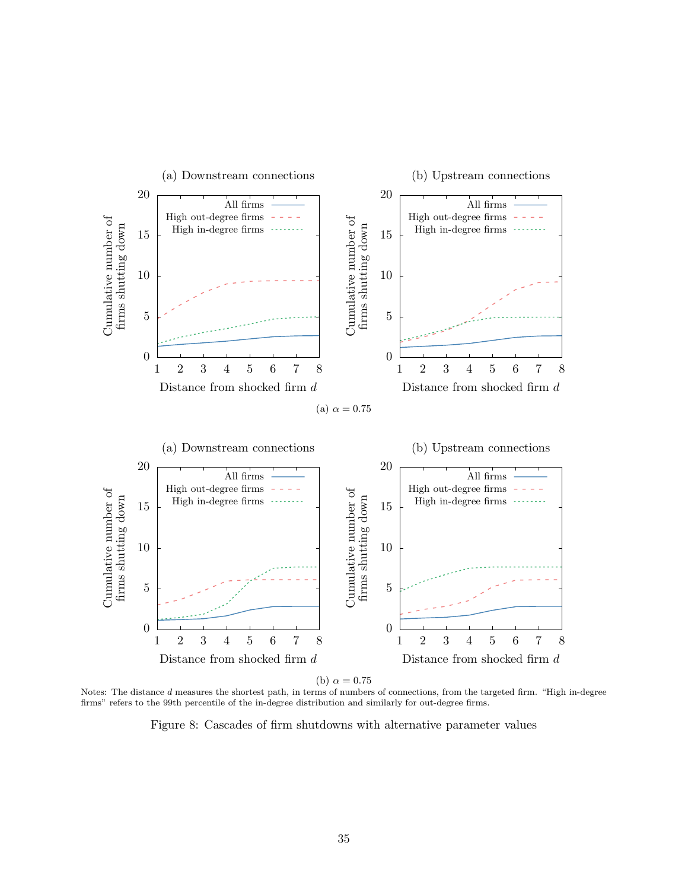(a) Downstream connections

(b) Upstream connections

(a) $\alpha = 0.75$

(a) Downstream connections

(b) Upstream connections

(b) $\alpha = 0.75$

Notes: The distance $d$ measures the shortest path, in terms of numbers of connections, from the targeted firm. "High in-degree firms" refers to the 99th percentile of the in-degree distribution and similarly for out-degree firms.

Figure 8: Cascades of firm shutdowns with alternative parameter values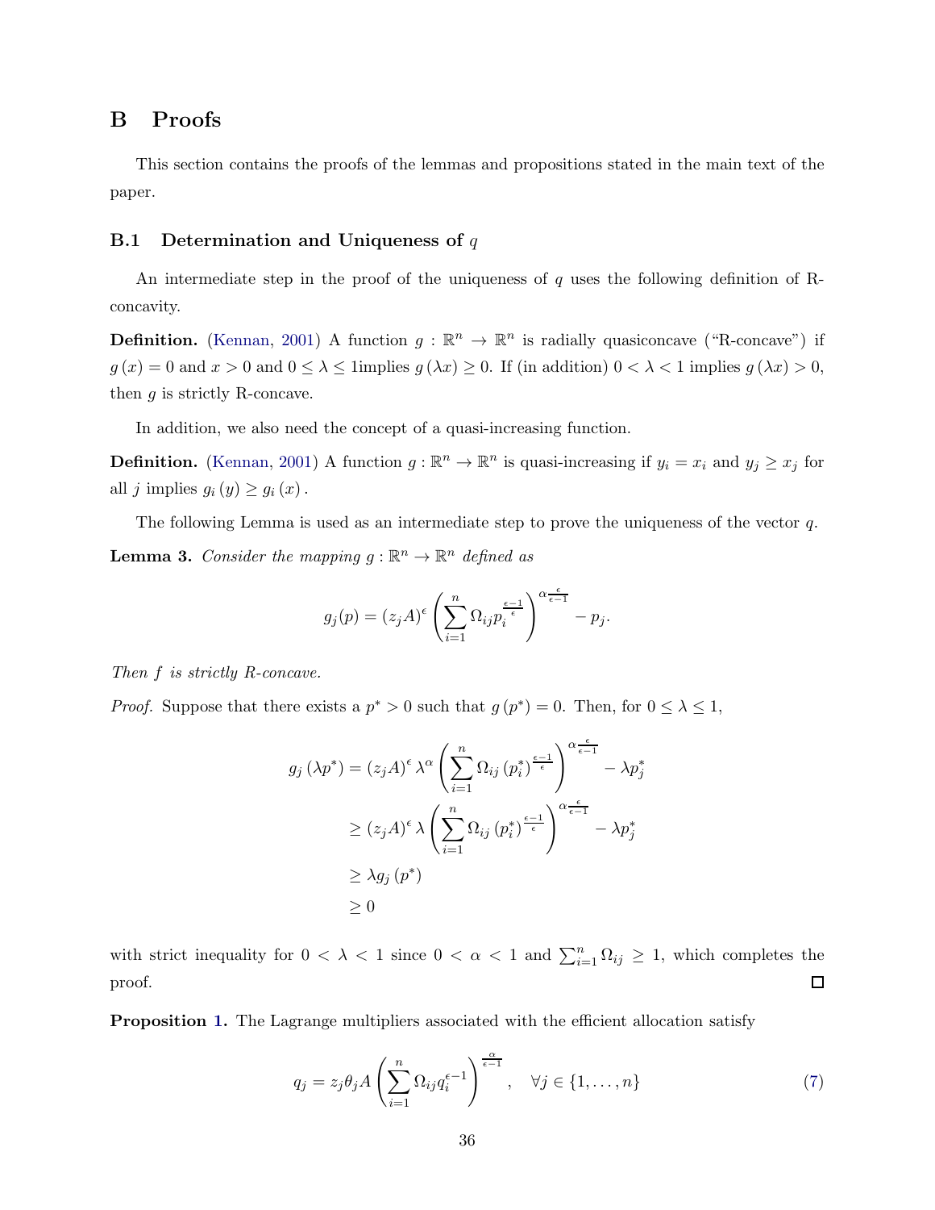# B Proofs

This section contains the proofs of the lemmas and propositions stated in the main text of the paper.

## B.1 Determination and Uniqueness of $q$

An intermediate step in the proof of the uniqueness of $q$ uses the following definition of R-concavity.

**Definition.** (Kennan, 2001) A function $g : \mathbb{R}^n \to \mathbb{R}^n$ is radially quasiconcave ("R-concave") if $g(x) = 0$ and $x > 0$ and $0 \leq \lambda \leq 1$implies $g(\lambda x) \geq 0$. If (in addition) $0 < \lambda < 1$ implies $g(\lambda x) > 0$, then $g$ is strictly R-concave.

In addition, we also need the concept of a quasi-increasing function.

**Definition.** (Kennan, 2001) A function $g : \mathbb{R}^n \to \mathbb{R}^n$ is quasi-increasing if $y_i = x_i$ and $y_j \geq x_j$ for all $j$ implies $g_i(y) \geq g_i(x)$.

The following Lemma is used as an intermediate step to prove the uniqueness of the vector $q$.

**Lemma 3.** *Consider the mapping $g : \mathbb{R}^n \to \mathbb{R}^n$ defined as*

$$g_j(p) = (z_j A)^\epsilon \left( \sum_{i=1}^n \Omega_{ij} p_i^{\frac{\epsilon-1}{\epsilon}} \right)^{\alpha \frac{\epsilon}{\epsilon-1}} - p_j.$$

*Then $f$ is strictly R-concave.*

*Proof.* Suppose that there exists a $p^* > 0$ such that $g(p^*) = 0$. Then, for $0 \leq \lambda \leq 1$,

$$\begin{aligned}
g_j(\lambda p^*) &= (z_j A)^\epsilon \lambda^\alpha \left( \sum_{i=1}^n \Omega_{ij} (p_i^*)^{\frac{\epsilon-1}{\epsilon}} \right)^{\alpha \frac{\epsilon}{\epsilon-1}} - \lambda p_j^* \\
&\geq (z_j A)^\epsilon \lambda \left( \sum_{i=1}^n \Omega_{ij} (p_i^*)^{\frac{\epsilon-1}{\epsilon}} \right)^{\alpha \frac{\epsilon}{\epsilon-1}} - \lambda p_j^* \\
&\geq \lambda g_j(p^*) \\
&\geq 0
\end{aligned}$$

with strict inequality for $0 < \lambda < 1$ since $0 < \alpha < 1$ and $\sum_{i=1}^n \Omega_{ij} \geq 1$, which completes the proof. ☐

**Proposition 1.** The Lagrange multipliers associated with the efficient allocation satisfy

$$q_j = z_j \theta_j A \left( \sum_{i=1}^n \Omega_{ij} q_i^{\epsilon-1} \right)^{\frac{\alpha}{\epsilon-1}}, \quad \forall j \in \{1, \dots, n\} \tag{7}$$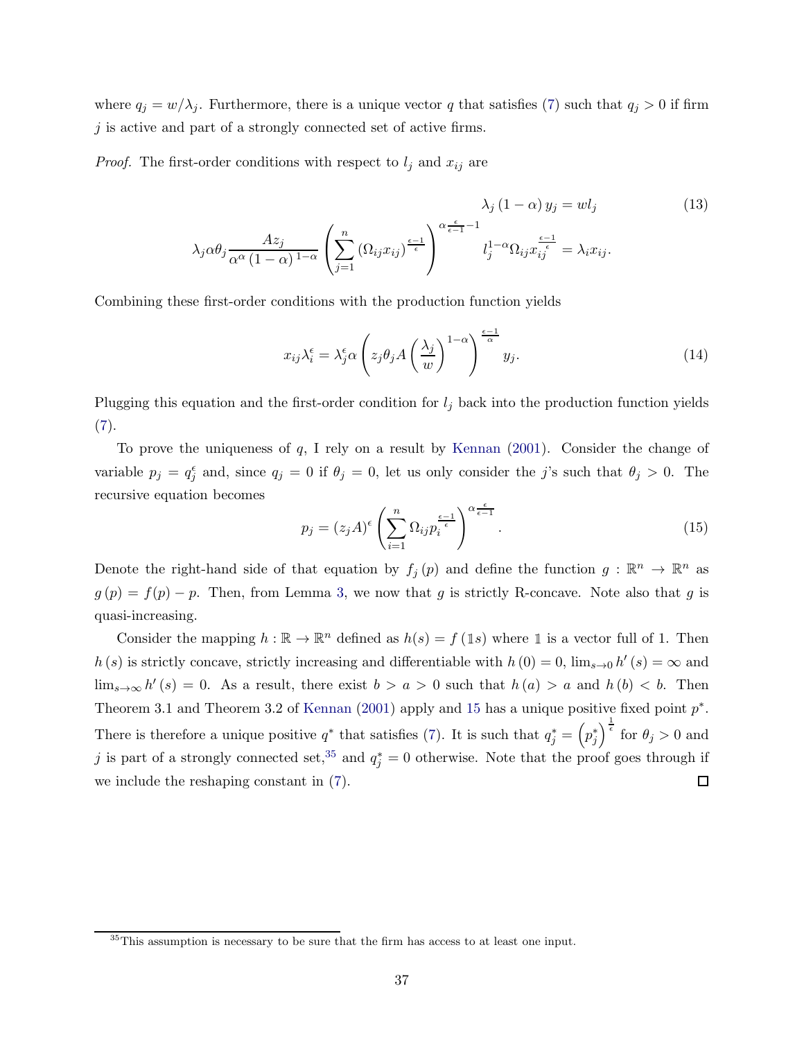where $q_j = w/\lambda_j$. Furthermore, there is a unique vector $q$ that satisfies (7) such that $q_j > 0$ if firm $j$ is active and part of a strongly connected set of active firms.

*Proof.* The first-order conditions with respect to $l_j$ and $x_{ij}$ are

$$\lambda_j (1-\alpha) y_j = w l_j \tag{13}$$

$$\lambda_j \alpha \theta_j \frac{A z_j}{\alpha^\alpha (1-\alpha)^{1-\alpha}} \left( \sum_{j=1}^n (\Omega_{ij} x_{ij})^{\frac{\epsilon-1}{\epsilon}} \right)^{\alpha \frac{\epsilon}{\epsilon-1} - 1} l_j^{1-\alpha} \Omega_{ij} x_{ij}^{\frac{\epsilon-1}{\epsilon}} = \lambda_i x_{ij}.$$

Combining these first-order conditions with the production function yields

$$x_{ij} \lambda_i^\epsilon = \lambda_j^\epsilon \alpha \left( z_j \theta_j A \left( \frac{\lambda_j}{w} \right)^{1-\alpha} \right)^{\frac{\epsilon-1}{\alpha}} y_j. \tag{14}$$

Plugging this equation and the first-order condition for $l_j$ back into the production function yields (7).

To prove the uniqueness of $q$, I rely on a result by Kennan (2001). Consider the change of variable $p_j = q_j^\epsilon$ and, since $q_j = 0$ if $\theta_j = 0$, let us only consider the $j$'s such that $\theta_j > 0$. The recursive equation becomes

$$p_j = (z_j A)^\epsilon \left( \sum_{i=1}^n \Omega_{ij} p_i^{\frac{\epsilon-1}{\epsilon}} \right)^{\alpha \frac{\epsilon}{\epsilon-1}}. \tag{15}$$

Denote the right-hand side of that equation by $f_j(p)$ and define the function $g : \mathbb{R}^n \to \mathbb{R}^n$ as $g(p) = f(p) - p$. Then, from Lemma 3, we now that $g$ is strictly R-concave. Note also that $g$ is quasi-increasing.

Consider the mapping $h : \mathbb{R} \to \mathbb{R}^n$ defined as $h(s) = f(\mathbb{1}s)$ where $\mathbb{1}$ is a vector full of 1. Then $h(s)$ is strictly concave, strictly increasing and differentiable with $h(0) = 0$, $\lim_{s\to 0} h'(s) = \infty$ and $\lim_{s\to\infty} h'(s) = 0$. As a result, there exist $b > a > 0$ such that $h(a) > a$ and $h(b) < b$. Then Theorem 3.1 and Theorem 3.2 of Kennan (2001) apply and 15 has a unique positive fixed point $p^*$. There is therefore a unique positive $q^*$ that satisfies (7). It is such that $q_j^* = \left(p_j^*\right)^{\frac{1}{\epsilon}}$ for $\theta_j > 0$ and $j$ is part of a strongly connected set,[35] and $q_j^* = 0$ otherwise. Note that the proof goes through if we include the reshaping constant in (7). ☐

[35] This assumption is necessary to be sure that the firm has access to at least one input.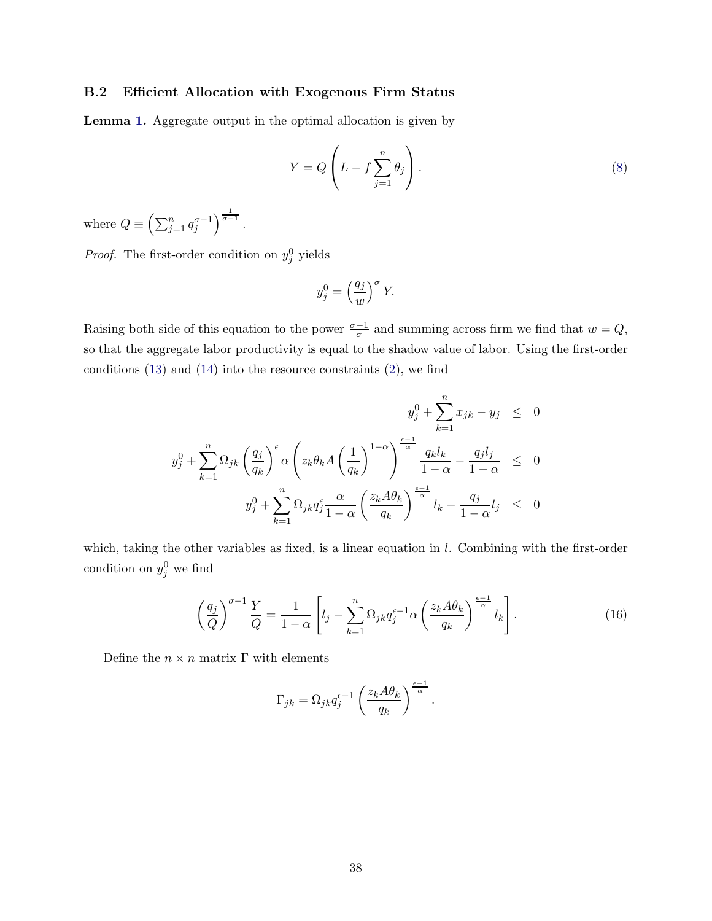### B.2 Efficient Allocation with Exogenous Firm Status

**Lemma 1.** Aggregate output in the optimal allocation is given by

$$Y = Q\left(L - f\sum_{j=1}^{n}\theta_j\right). \tag{8}$$

where $Q \equiv \left(\sum_{j=1}^{n} q_j^{\sigma-1}\right)^{\frac{1}{\sigma-1}}$.

*Proof.* The first-order condition on $y_j^0$ yields

$$y_j^0 = \left(\frac{q_j}{w}\right)^{\sigma} Y.$$

Raising both side of this equation to the power $\frac{\sigma-1}{\sigma}$ and summing across firm we find that $w = Q$, so that the aggregate labor productivity is equal to the shadow value of labor. Using the first-order conditions (13) and (14) into the resource constraints (2), we find

$$\begin{aligned}
y_j^0 + \sum_{k=1}^{n} x_{jk} - y_j &\leq 0 \\
y_j^0 + \sum_{k=1}^{n}\Omega_{jk}\left(\frac{q_j}{q_k}\right)^{\epsilon}\alpha\left(z_k\theta_k A\left(\frac{1}{q_k}\right)^{1-\alpha}\right)^{\frac{\epsilon-1}{\alpha}}\frac{q_k l_k}{1-\alpha} - \frac{q_j l_j}{1-\alpha} &\leq 0 \\
y_j^0 + \sum_{k=1}^{n}\Omega_{jk} q_j^{\epsilon}\frac{\alpha}{1-\alpha}\left(\frac{z_k A\theta_k}{q_k}\right)^{\frac{\epsilon-1}{\alpha}} l_k - \frac{q_j}{1-\alpha} l_j &\leq 0
\end{aligned}$$

which, taking the other variables as fixed, is a linear equation in $l$. Combining with the first-order condition on $y_j^0$ we find

$$\left(\frac{q_j}{Q}\right)^{\sigma-1}\frac{Y}{Q} = \frac{1}{1-\alpha}\left[l_j - \sum_{k=1}^{n}\Omega_{jk} q_j^{\epsilon-1}\alpha\left(\frac{z_k A\theta_k}{q_k}\right)^{\frac{\epsilon-1}{\alpha}} l_k\right]. \tag{16}$$

Define the $n \times n$ matrix $\Gamma$ with elements

$$\Gamma_{jk} = \Omega_{jk} q_j^{\epsilon-1}\left(\frac{z_k A\theta_k}{q_k}\right)^{\frac{\epsilon-1}{\alpha}}.$$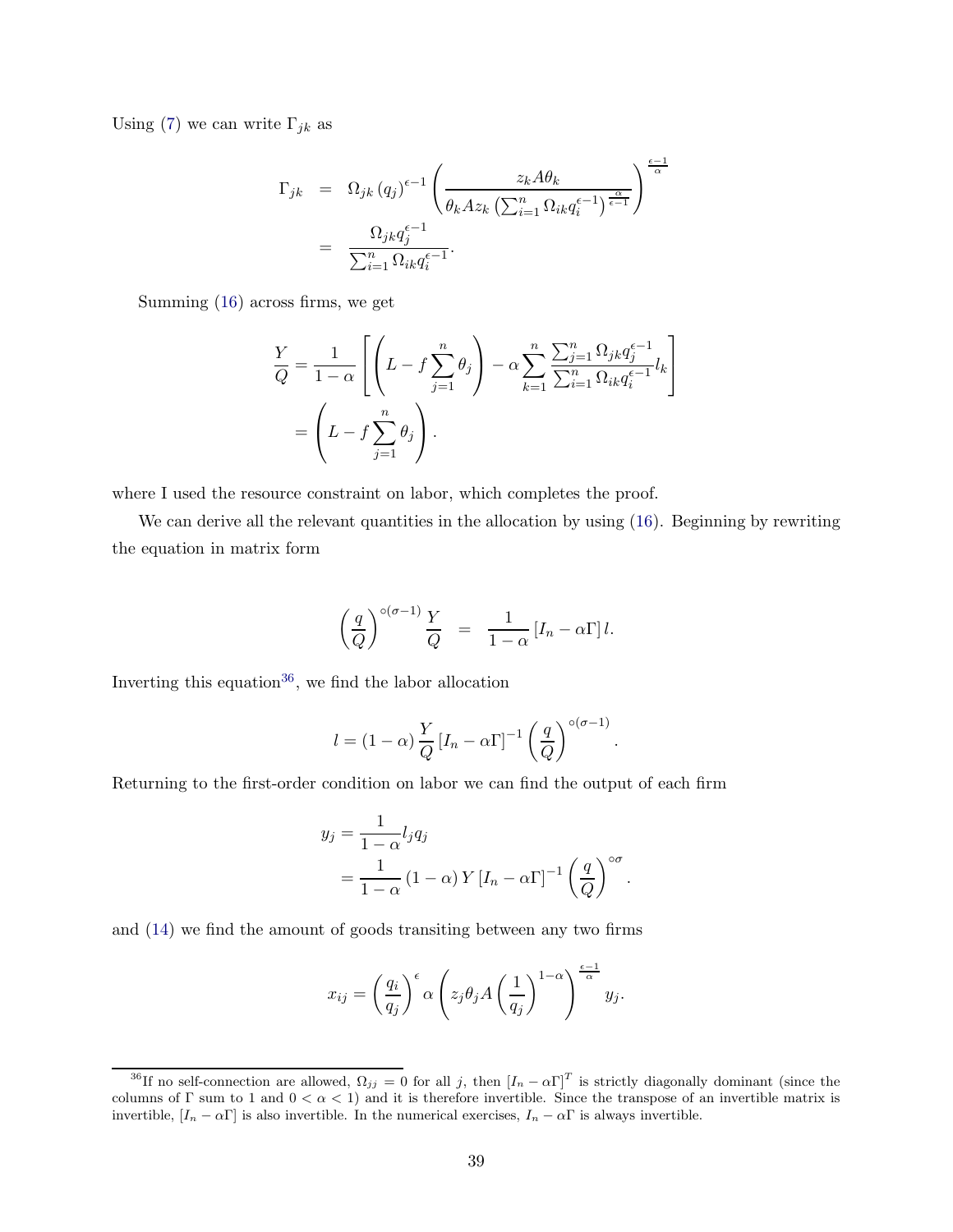Using (7) we can write $\Gamma_{jk}$ as

$$
\begin{aligned}
\Gamma_{jk} &= \Omega_{jk} (q_j)^{\epsilon-1} \left( \frac{z_k A \theta_k}{\theta_k A z_k \left( \sum_{i=1}^n \Omega_{ik} q_i^{\epsilon-1} \right)^{\frac{\alpha}{\epsilon-1}}} \right)^{\frac{\epsilon-1}{\alpha}} \\
&= \frac{\Omega_{jk} q_j^{\epsilon-1}}{\sum_{i=1}^n \Omega_{ik} q_i^{\epsilon-1}}.
\end{aligned}
$$

Summing (16) across firms, we get

$$
\begin{aligned}
\frac{Y}{Q} &= \frac{1}{1-\alpha} \left[ \left( L - f \sum_{j=1}^n \theta_j \right) - \alpha \sum_{k=1}^n \frac{\sum_{j=1}^n \Omega_{jk} q_j^{\epsilon-1}}{\sum_{i=1}^n \Omega_{ik} q_i^{\epsilon-1}} l_k \right] \\
&= \left( L - f \sum_{j=1}^n \theta_j \right).
\end{aligned}
$$

where I used the resource constraint on labor, which completes the proof.

We can derive all the relevant quantities in the allocation by using (16). Beginning by rewriting the equation in matrix form

$$
\left( \frac{q}{Q} \right)^{\circ(\sigma-1)} \frac{Y}{Q} = \frac{1}{1-\alpha} \left[ I_n - \alpha \Gamma \right] l.
$$

Inverting this equation[36], we find the labor allocation

$$
l = (1-\alpha) \frac{Y}{Q} \left[ I_n - \alpha \Gamma \right]^{-1} \left( \frac{q}{Q} \right)^{\circ(\sigma-1)}.
$$

Returning to the first-order condition on labor we can find the output of each firm

$$
\begin{aligned}
y_j &= \frac{1}{1-\alpha} l_j q_j \\
&= \frac{1}{1-\alpha} (1-\alpha) Y \left[ I_n - \alpha \Gamma \right]^{-1} \left( \frac{q}{Q} \right)^{\circ\sigma}.
\end{aligned}
$$

and (14) we find the amount of goods transiting between any two firms

$$
x_{ij} = \left( \frac{q_i}{q_j} \right)^{\epsilon} \alpha \left( z_j \theta_j A \left( \frac{1}{q_j} \right)^{1-\alpha} \right)^{\frac{\epsilon-1}{\alpha}} y_j.
$$

[36] If no self-connection are allowed, $\Omega_{jj} = 0$ for all $j$, then $\left[ I_n - \alpha \Gamma \right]^T$ is strictly diagonally dominant (since the columns of $\Gamma$ sum to 1 and $0 < \alpha < 1$) and it is therefore invertible. Since the transpose of an invertible matrix is invertible, $\left[ I_n - \alpha \Gamma \right]$ is also invertible. In the numerical exercises, $I_n - \alpha \Gamma$ is always invertible.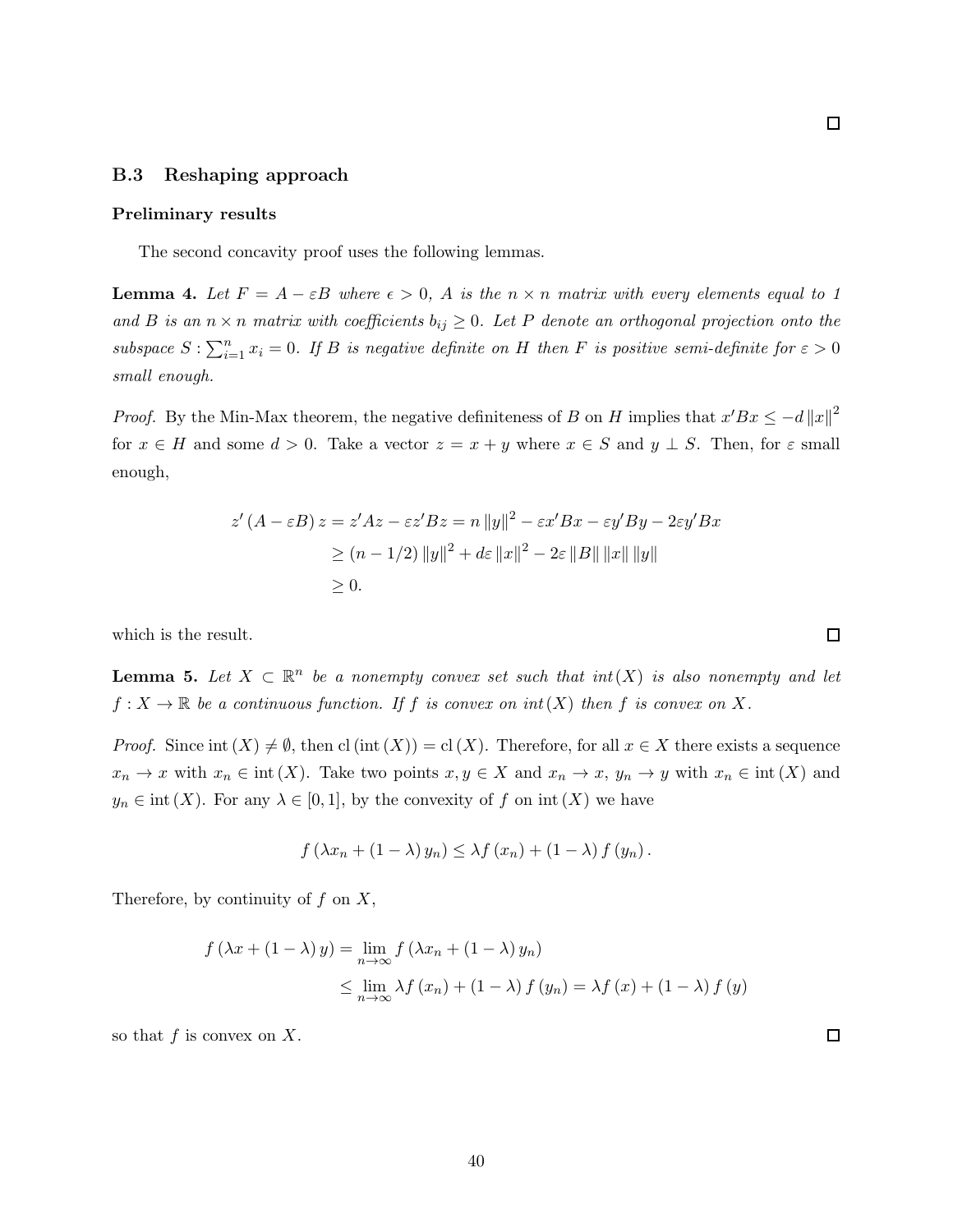□

### B.3 Reshaping approach

#### Preliminary results

The second concavity proof uses the following lemmas.

**Lemma 4.** *Let $F = A - \varepsilon B$ where $\epsilon > 0$, $A$ is the $n \times n$ matrix with every elements equal to 1 and $B$ is an $n \times n$ matrix with coefficients $b_{ij} \geq 0$. Let $P$ denote an orthogonal projection onto the subspace $S : \sum_{i=1}^{n} x_i = 0$. If $B$ is negative definite on $H$ then $F$ is positive semi-definite for $\varepsilon > 0$ small enough.*

*Proof.* By the Min-Max theorem, the negative definiteness of $B$ on $H$ implies that $x'Bx \leq -d \|x\|^2$ for $x \in H$ and some $d > 0$. Take a vector $z = x + y$ where $x \in S$ and $y \perp S$. Then, for $\varepsilon$ small enough,

$$
\begin{aligned}
z'(A - \varepsilon B) z = z'Az - \varepsilon z'Bz &= n \|y\|^2 - \varepsilon x'Bx - \varepsilon y'By - 2\varepsilon y'Bx \\
&\geq (n - 1/2) \|y\|^2 + d\varepsilon \|x\|^2 - 2\varepsilon \|B\| \|x\| \|y\| \\
&\geq 0.
\end{aligned}
$$

which is the result. □

**Lemma 5.** *Let $X \subset \mathbb{R}^n$ be a nonempty convex set such that $int(X)$ is also nonempty and let $f : X \to \mathbb{R}$ be a continuous function. If $f$ is convex on $int(X)$ then $f$ is convex on $X$.*

*Proof.* Since $\operatorname{int}(X) \neq \emptyset$, then $\operatorname{cl}(\operatorname{int}(X)) = \operatorname{cl}(X)$. Therefore, for all $x \in X$ there exists a sequence $x_n \to x$ with $x_n \in \operatorname{int}(X)$. Take two points $x, y \in X$ and $x_n \to x$, $y_n \to y$ with $x_n \in \operatorname{int}(X)$ and $y_n \in \operatorname{int}(X)$. For any $\lambda \in [0, 1]$, by the convexity of $f$ on $\operatorname{int}(X)$ we have

$$
f(\lambda x_n + (1 - \lambda) y_n) \leq \lambda f(x_n) + (1 - \lambda) f(y_n).
$$

Therefore, by continuity of $f$ on $X$,

$$
\begin{aligned}
f(\lambda x + (1 - \lambda) y) &= \lim_{n \to \infty} f(\lambda x_n + (1 - \lambda) y_n) \\
&\leq \lim_{n \to \infty} \lambda f(x_n) + (1 - \lambda) f(y_n) = \lambda f(x) + (1 - \lambda) f(y)
\end{aligned}
$$

so that $f$ is convex on $X$. □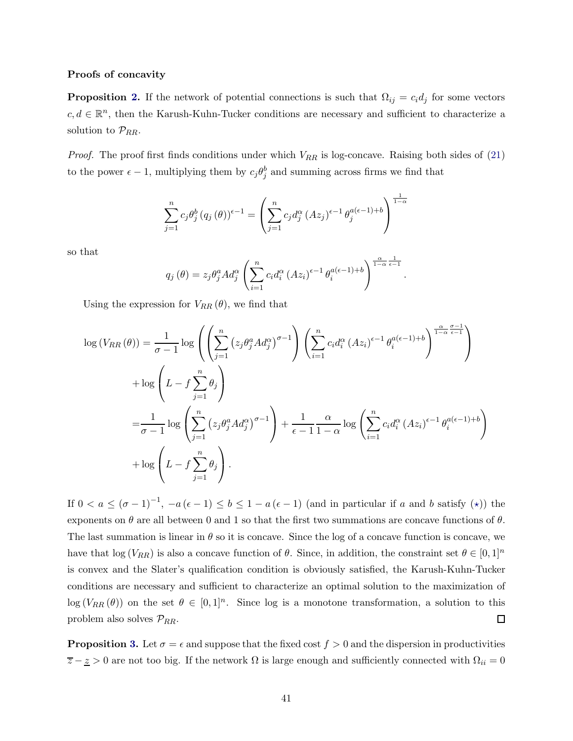**Proofs of concavity**

**Proposition 2.** If the network of potential connections is such that $\Omega_{ij} = c_i d_j$ for some vectors $c, d \in \mathbb{R}^n$, then the Karush-Kuhn-Tucker conditions are necessary and sufficient to characterize a solution to $\mathcal{P}_{RR}$.

*Proof.* The proof first finds conditions under which $V_{RR}$ is log-concave. Raising both sides of (21) to the power $\epsilon - 1$, multiplying them by $c_j \theta_j^b$ and summing across firms we find that

$$\sum_{j=1}^{n} c_j \theta_j^b \left(q_j\left(\theta\right)\right)^{\epsilon-1} = \left(\sum_{j=1}^{n} c_j d_j^{\alpha} \left(Az_j\right)^{\epsilon-1} \theta_j^{a(\epsilon-1)+b}\right)^{\frac{1}{1-\alpha}}$$

so that

$$q_j\left(\theta\right) = z_j \theta_j^a A d_j^{\alpha} \left(\sum_{i=1}^{n} c_i d_i^{\alpha} \left(Az_i\right)^{\epsilon-1} \theta_i^{a(\epsilon-1)+b}\right)^{\frac{\alpha}{1-\alpha}\frac{1}{\epsilon-1}}.$$

Using the expression for $V_{RR}\left(\theta\right)$, we find that

$$\begin{aligned}
\log\left(V_{RR}\left(\theta\right)\right) =& \frac{1}{\sigma-1}\log\left(\left(\sum_{j=1}^{n}\left(z_j\theta_j^a A d_j^{\alpha}\right)^{\sigma-1}\right)\left(\sum_{i=1}^{n} c_i d_i^{\alpha}\left(Az_i\right)^{\epsilon-1}\theta_i^{a(\epsilon-1)+b}\right)^{\frac{\alpha}{1-\alpha}\frac{\sigma-1}{\epsilon-1}}\right) \\
&+\log\left(L - f\sum_{j=1}^{n}\theta_j\right) \\
=& \frac{1}{\sigma-1}\log\left(\sum_{j=1}^{n}\left(z_j\theta_j^a A d_j^{\alpha}\right)^{\sigma-1}\right) + \frac{1}{\epsilon-1}\frac{\alpha}{1-\alpha}\log\left(\sum_{i=1}^{n} c_i d_i^{\alpha}\left(Az_i\right)^{\epsilon-1}\theta_i^{a(\epsilon-1)+b}\right) \\
&+\log\left(L - f\sum_{j=1}^{n}\theta_j\right).
\end{aligned}$$

If $0 < a \leq (\sigma-1)^{-1}$, $-a(\epsilon-1) \leq b \leq 1 - a(\epsilon-1)$ (and in particular if $a$ and $b$ satisfy ($\star$)) the exponents on $\theta$ are all between 0 and 1 so that the first two summations are concave functions of $\theta$. The last summation is linear in $\theta$ so it is concave. Since the log of a concave function is concave, we have that $\log(V_{RR})$ is also a concave function of $\theta$. Since, in addition, the constraint set $\theta \in [0,1]^n$ is convex and the Slater's qualification condition is obviously satisfied, the Karush-Kuhn-Tucker conditions are necessary and sufficient to characterize an optimal solution to the maximization of $\log\left(V_{RR}\left(\theta\right)\right)$ on the set $\theta \in [0,1]^n$. Since log is a monotone transformation, a solution to this problem also solves $\mathcal{P}_{RR}$. ◻

**Proposition 3.** Let $\sigma = \epsilon$ and suppose that the fixed cost $f > 0$ and the dispersion in productivities $\overline{z} - \underline{z} > 0$ are not too big. If the network $\Omega$ is large enough and sufficiently connected with $\Omega_{ii} = 0$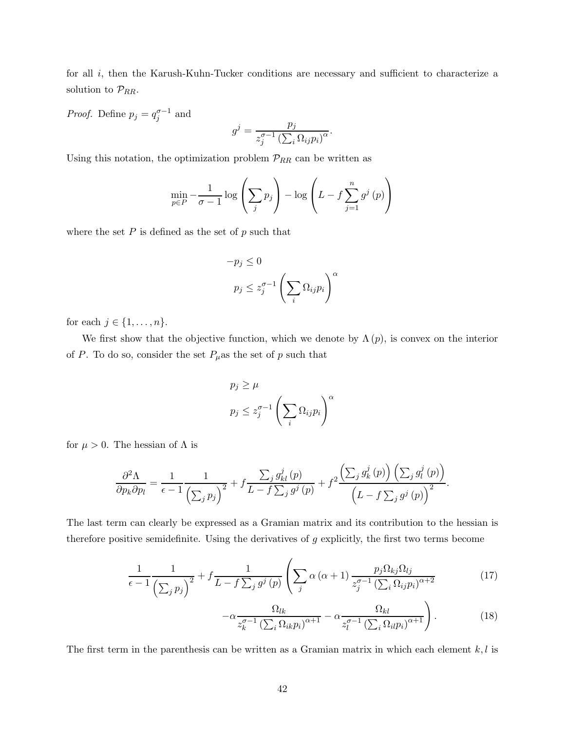for all $i$, then the Karush-Kuhn-Tucker conditions are necessary and sufficient to characterize a solution to $\mathcal{P}_{RR}$.

*Proof.* Define $p_j = q_j^{\sigma-1}$ and

$$g^j = \frac{p_j}{z_j^{\sigma-1}\left(\sum_i \Omega_{ij} p_i\right)^{\alpha}}.$$

Using this notation, the optimization problem $\mathcal{P}_{RR}$ can be written as

$$\min_{p\in P} -\frac{1}{\sigma-1}\log\left(\sum_j p_j\right) - \log\left(L - f\sum_{j=1}^{n} g^j(p)\right)$$

where the set $P$ is defined as the set of $p$ such that

$$-p_j \leq 0$$

$$p_j \leq z_j^{\sigma-1}\left(\sum_i \Omega_{ij} p_i\right)^{\alpha}$$

for each $j \in \{1,\ldots,n\}$.

We first show that the objective function, which we denote by $\Lambda(p)$, is convex on the interior of $P$. To do so, consider the set $P_\mu$as the set of $p$ such that

$$p_j \geq \mu$$

$$p_j \leq z_j^{\sigma-1}\left(\sum_i \Omega_{ij} p_i\right)^{\alpha}$$

for $\mu > 0$. The hessian of $\Lambda$ is

$$\frac{\partial^2 \Lambda}{\partial p_k \partial p_l} = \frac{1}{\epsilon-1}\frac{1}{\left(\sum_j p_j\right)^2} + f\frac{\sum_j g_{kl}^j(p)}{L - f\sum_j g^j(p)} + f^2\frac{\left(\sum_j g_k^j(p)\right)\left(\sum_j g_l^j(p)\right)}{\left(L - f\sum_j g^j(p)\right)^2}.$$

The last term can clearly be expressed as a Gramian matrix and its contribution to the hessian is therefore positive semidefinite. Using the derivatives of $g$ explicitly, the first two terms become

$$\frac{1}{\epsilon-1}\frac{1}{\left(\sum_j p_j\right)^2} + f\frac{1}{L - f\sum_j g^j(p)}\left(\sum_j \alpha(\alpha+1)\frac{p_j \Omega_{kj}\Omega_{lj}}{z_j^{\sigma-1}\left(\sum_i \Omega_{ij} p_i\right)^{\alpha+2}}\right. \tag{17}$$

$$\left. -\alpha\frac{\Omega_{lk}}{z_k^{\sigma-1}\left(\sum_i \Omega_{ik} p_i\right)^{\alpha+1}} - \alpha\frac{\Omega_{kl}}{z_l^{\sigma-1}\left(\sum_i \Omega_{il} p_i\right)^{\alpha+1}}\right). \tag{18}$$

The first term in the parenthesis can be written as a Gramian matrix in which each element $k, l$ is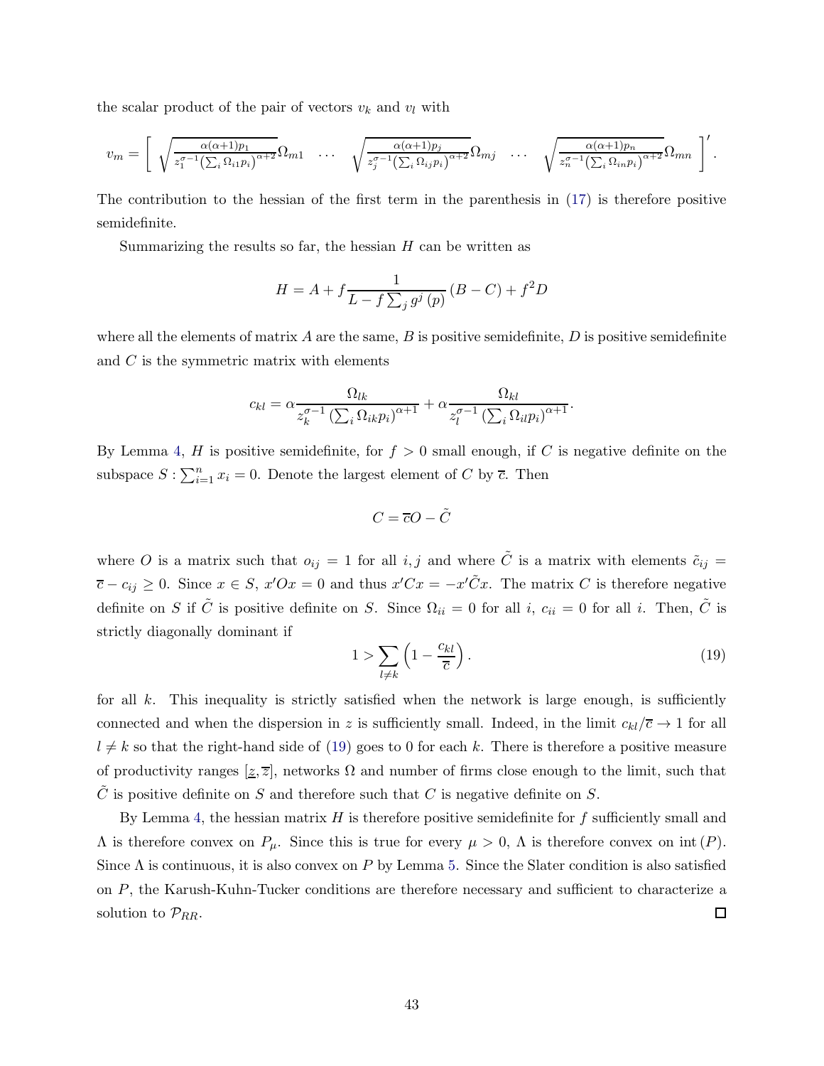the scalar product of the pair of vectors $v_k$ and $v_l$ with

$$v_m = \left[ \begin{array}{ccccc} \sqrt{\frac{\alpha(\alpha+1)p_1}{z_1^{\sigma-1}\left(\sum_i \Omega_{i1} p_i\right)^{\alpha+2}}}\Omega_{m1} & \ldots & \sqrt{\frac{\alpha(\alpha+1)p_j}{z_j^{\sigma-1}\left(\sum_i \Omega_{ij} p_i\right)^{\alpha+2}}}\Omega_{mj} & \ldots & \sqrt{\frac{\alpha(\alpha+1)p_n}{z_n^{\sigma-1}\left(\sum_i \Omega_{in} p_i\right)^{\alpha+2}}}\Omega_{mn} \end{array} \right]'.$$

The contribution to the hessian of the first term in the parenthesis in (17) is therefore positive semidefinite.

Summarizing the results so far, the hessian $H$ can be written as

$$H = A + f\frac{1}{L - f\sum_j g^j(p)}(B - C) + f^2 D$$

where all the elements of matrix $A$ are the same, $B$ is positive semidefinite, $D$ is positive semidefinite and $C$ is the symmetric matrix with elements

$$c_{kl} = \alpha\frac{\Omega_{lk}}{z_k^{\sigma-1}\left(\sum_i \Omega_{ik} p_i\right)^{\alpha+1}} + \alpha\frac{\Omega_{kl}}{z_l^{\sigma-1}\left(\sum_i \Omega_{il} p_i\right)^{\alpha+1}}.$$

By Lemma 4, $H$ is positive semidefinite, for $f > 0$ small enough, if $C$ is negative definite on the subspace $S : \sum_{i=1}^n x_i = 0$. Denote the largest element of $C$ by $\overline{c}$. Then

$$C = \overline{c}O - \tilde{C}$$

where $O$ is a matrix such that $o_{ij} = 1$ for all $i, j$ and where $\tilde{C}$ is a matrix with elements $\tilde{c}_{ij} = \overline{c} - c_{ij} \geq 0$. Since $x \in S$, $x'Ox = 0$ and thus $x'Cx = -x'\tilde{C}x$. The matrix $C$ is therefore negative definite on $S$ if $\tilde{C}$ is positive definite on $S$. Since $\Omega_{ii} = 0$ for all $i$, $c_{ii} = 0$ for all $i$. Then, $\tilde{C}$ is strictly diagonally dominant if

$$1 > \sum_{l \neq k}\left(1 - \frac{c_{kl}}{\overline{c}}\right). \tag{19}$$

for all $k$. This inequality is strictly satisfied when the network is large enough, is sufficiently connected and when the dispersion in $z$ is sufficiently small. Indeed, in the limit $c_{kl}/\overline{c} \to 1$ for all $l \neq k$ so that the right-hand side of (19) goes to 0 for each $k$. There is therefore a positive measure of productivity ranges $[\underline{z}, \overline{z}]$, networks $\Omega$ and number of firms close enough to the limit, such that $\tilde{C}$ is positive definite on $S$ and therefore such that $C$ is negative definite on $S$.

By Lemma 4, the hessian matrix $H$ is therefore positive semidefinite for $f$ sufficiently small and $\Lambda$ is therefore convex on $P_\mu$. Since this is true for every $\mu > 0$, $\Lambda$ is therefore convex on $\text{int}(P)$. Since $\Lambda$ is continuous, it is also convex on $P$ by Lemma 5. Since the Slater condition is also satisfied on $P$, the Karush-Kuhn-Tucker conditions are therefore necessary and sufficient to characterize a solution to $\mathcal{P}_{RR}$. □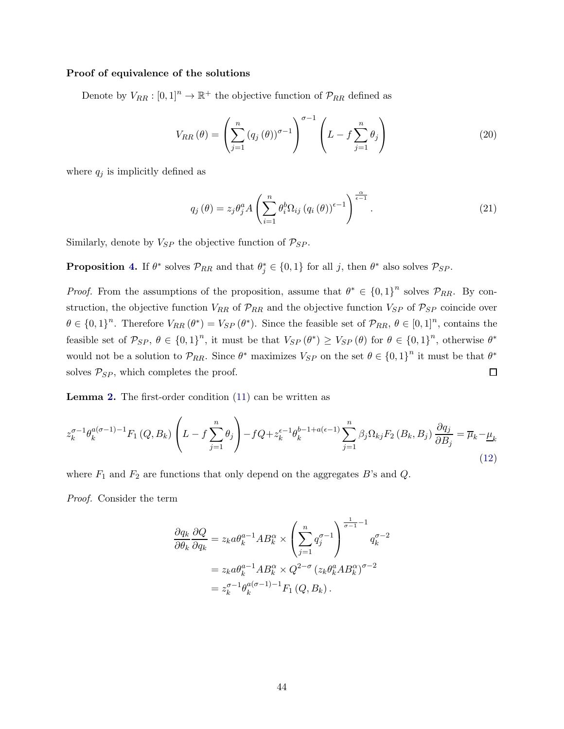**Proof of equivalence of the solutions**

Denote by $V_{RR} : [0,1]^n \to \mathbb{R}^+$ the objective function of $\mathcal{P}_{RR}$ defined as

$$V_{RR}(\theta) = \left( \sum_{j=1}^{n} (q_j(\theta))^{\sigma-1} \right)^{\sigma-1} \left( L - f \sum_{j=1}^{n} \theta_j \right) \tag{20}$$

where $q_j$ is implicitly defined as

$$q_j(\theta) = z_j \theta_j^a A \left( \sum_{i=1}^{n} \theta_i^b \Omega_{ij} (q_i(\theta))^{\epsilon-1} \right)^{\frac{\alpha}{\epsilon-1}}. \tag{21}$$

Similarly, denote by $V_{SP}$ the objective function of $\mathcal{P}_{SP}$.

**Proposition 4.** If $\theta^*$ solves $\mathcal{P}_{RR}$ and that $\theta_j^* \in \{0,1\}$ for all $j$, then $\theta^*$ also solves $\mathcal{P}_{SP}$.

*Proof.* From the assumptions of the proposition, assume that $\theta^* \in \{0,1\}^n$ solves $\mathcal{P}_{RR}$. By construction, the objective function $V_{RR}$ of $\mathcal{P}_{RR}$ and the objective function $V_{SP}$ of $\mathcal{P}_{SP}$ coincide over $\theta \in \{0,1\}^n$. Therefore $V_{RR}(\theta^*) = V_{SP}(\theta^*)$. Since the feasible set of $\mathcal{P}_{RR}$, $\theta \in [0,1]^n$, contains the feasible set of $\mathcal{P}_{SP}$, $\theta \in \{0,1\}^n$, it must be that $V_{SP}(\theta^*) \geq V_{SP}(\theta)$ for $\theta \in \{0,1\}^n$, otherwise $\theta^*$ would not be a solution to $\mathcal{P}_{RR}$. Since $\theta^*$ maximizes $V_{SP}$ on the set $\theta \in \{0,1\}^n$ it must be that $\theta^*$ solves $\mathcal{P}_{SP}$, which completes the proof. ∎

**Lemma 2.** The first-order condition (11) can be written as

$$z_k^{\sigma-1} \theta_k^{a(\sigma-1)-1} F_1(Q, B_k) \left( L - f \sum_{j=1}^{n} \theta_j \right) - fQ + z_k^{\epsilon-1} \theta_k^{b-1+a(\epsilon-1)} \sum_{j=1}^{n} \beta_j \Omega_{kj} F_2(B_k, B_j) \frac{\partial q_j}{\partial B_j} = \overline{\mu}_k - \underline{\mu}_k \tag{12}$$

where $F_1$ and $F_2$ are functions that only depend on the aggregates $B$'s and $Q$.

*Proof.* Consider the term

$$\begin{aligned}
\frac{\partial q_k}{\partial \theta_k} \frac{\partial Q}{\partial q_k} &= z_k a \theta_k^{a-1} A B_k^{\alpha} \times \left( \sum_{j=1}^{n} q_j^{\sigma-1} \right)^{\frac{1}{\sigma-1}-1} q_k^{\sigma-2} \\
&= z_k a \theta_k^{a-1} A B_k^{\alpha} \times Q^{2-\sigma} \left( z_k \theta_k^a A B_k^{\alpha} \right)^{\sigma-2} \\
&= z_k^{\sigma-1} \theta_k^{a(\sigma-1)-1} F_1(Q, B_k).
\end{aligned}$$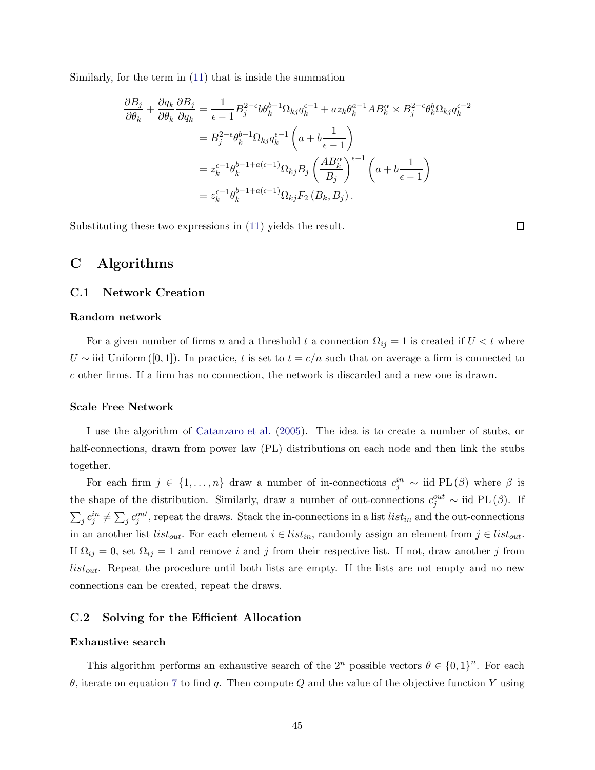Similarly, for the term in (11) that is inside the summation

$$
\begin{aligned}
\frac{\partial B_j}{\partial \theta_k} + \frac{\partial q_k}{\partial \theta_k}\frac{\partial B_j}{\partial q_k} &= \frac{1}{\epsilon - 1} B_j^{2-\epsilon} b \theta_k^{b-1} \Omega_{kj} q_k^{\epsilon-1} + a z_k \theta_k^{a-1} A B_k^{\alpha} \times B_j^{2-\epsilon} \theta_k^{b} \Omega_{kj} q_k^{\epsilon-2} \\
&= B_j^{2-\epsilon} \theta_k^{b-1} \Omega_{kj} q_k^{\epsilon-1} \left( a + b \frac{1}{\epsilon - 1} \right) \\
&= z_k^{\epsilon-1} \theta_k^{b-1+a(\epsilon-1)} \Omega_{kj} B_j \left( \frac{A B_k^{\alpha}}{B_j} \right)^{\epsilon-1} \left( a + b \frac{1}{\epsilon - 1} \right) \\
&= z_k^{\epsilon-1} \theta_k^{b-1+a(\epsilon-1)} \Omega_{kj} F_2 \left( B_k, B_j \right).
\end{aligned}
$$

Substituting these two expressions in (11) yields the result. □

# C Algorithms

## C.1 Network Creation

### Random network

For a given number of firms $n$ and a threshold $t$ a connection $\Omega_{ij} = 1$ is created if $U < t$ where $U \sim$ iid Uniform $([0, 1])$. In practice, $t$ is set to $t = c/n$ such that on average a firm is connected to $c$ other firms. If a firm has no connection, the network is discarded and a new one is drawn.

### Scale Free Network

I use the algorithm of Catanzaro et al. (2005). The idea is to create a number of stubs, or half-connections, drawn from power law (PL) distributions on each node and then link the stubs together.

For each firm $j \in \{1, \ldots, n\}$ draw a number of in-connections $c_j^{in} \sim$ iid PL $(\beta)$ where $\beta$ is the shape of the distribution. Similarly, draw a number of out-connections $c_j^{out} \sim$ iid PL $(\beta)$. If $\sum_j c_j^{in} \neq \sum_j c_j^{out}$, repeat the draws. Stack the in-connections in a list $list_{in}$ and the out-connections in an another list $list_{out}$. For each element $i \in list_{in}$, randomly assign an element from $j \in list_{out}$. If $\Omega_{ij} = 0$, set $\Omega_{ij} = 1$ and remove $i$ and $j$ from their respective list. If not, draw another $j$ from $list_{out}$. Repeat the procedure until both lists are empty. If the lists are not empty and no new connections can be created, repeat the draws.

## C.2 Solving for the Efficient Allocation

### Exhaustive search

This algorithm performs an exhaustive search of the $2^n$ possible vectors $\theta \in \{0, 1\}^n$. For each $\theta$, iterate on equation 7 to find $q$. Then compute $Q$ and the value of the objective function $Y$ using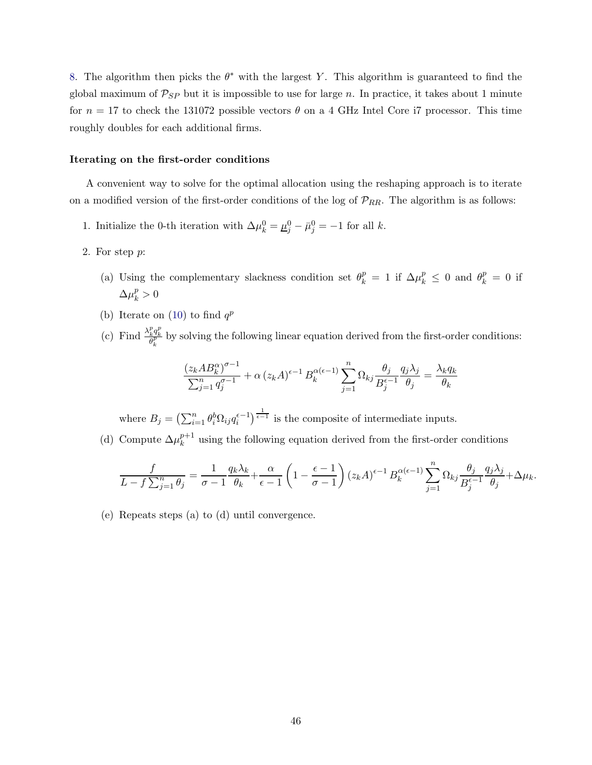8. The algorithm then picks the $\theta^*$ with the largest $Y$. This algorithm is guaranteed to find the global maximum of $\mathcal{P}_{SP}$ but it is impossible to use for large $n$. In practice, it takes about 1 minute for $n = 17$ to check the 131072 possible vectors $\theta$ on a 4 GHz Intel Core i7 processor. This time roughly doubles for each additional firms.

**Iterating on the first-order conditions**

A convenient way to solve for the optimal allocation using the reshaping approach is to iterate on a modified version of the first-order conditions of the log of $\mathcal{P}_{RR}$. The algorithm is as follows:

1. Initialize the 0-th iteration with $\Delta\mu_k^0 = \underline{\mu}_j^0 - \bar{\mu}_j^0 = -1$ for all $k$.
2. For step $p$:
   (a) Using the complementary slackness condition set $\theta_k^p = 1$ if $\Delta\mu_k^p \leq 0$ and $\theta_k^p = 0$ if $\Delta\mu_k^p > 0$
   
   (b) Iterate on (10) to find $q^p$
   
   (c) Find $\frac{\lambda_k^p q_k^p}{\theta_k^p}$ by solving the following linear equation derived from the first-order conditions:
   
   $$\frac{\left(z_k A B_k^{\alpha}\right)^{\sigma-1}}{\sum_{j=1}^n q_j^{\sigma-1}} + \alpha \left(z_k A\right)^{\epsilon-1} B_k^{\alpha(\epsilon-1)} \sum_{j=1}^n \Omega_{kj} \frac{\theta_j}{B_j^{\epsilon-1}} \frac{q_j \lambda_j}{\theta_j} = \frac{\lambda_k q_k}{\theta_k}$$
   
   where $B_j = \left(\sum_{i=1}^n \theta_i^b \Omega_{ij} q_i^{\epsilon-1}\right)^{\frac{1}{\epsilon-1}}$ is the composite of intermediate inputs.
   
   (d) Compute $\Delta\mu_k^{p+1}$ using the following equation derived from the first-order conditions
   
   $$\frac{f}{L - f\sum_{j=1}^n \theta_j} = \frac{1}{\sigma-1}\frac{q_k \lambda_k}{\theta_k} + \frac{\alpha}{\epsilon-1}\left(1 - \frac{\epsilon-1}{\sigma-1}\right)\left(z_k A\right)^{\epsilon-1} B_k^{\alpha(\epsilon-1)} \sum_{j=1}^n \Omega_{kj} \frac{\theta_j}{B_j^{\epsilon-1}} \frac{q_j \lambda_j}{\theta_j} + \Delta\mu_k.$$
   
   (e) Repeats steps (a) to (d) until convergence.